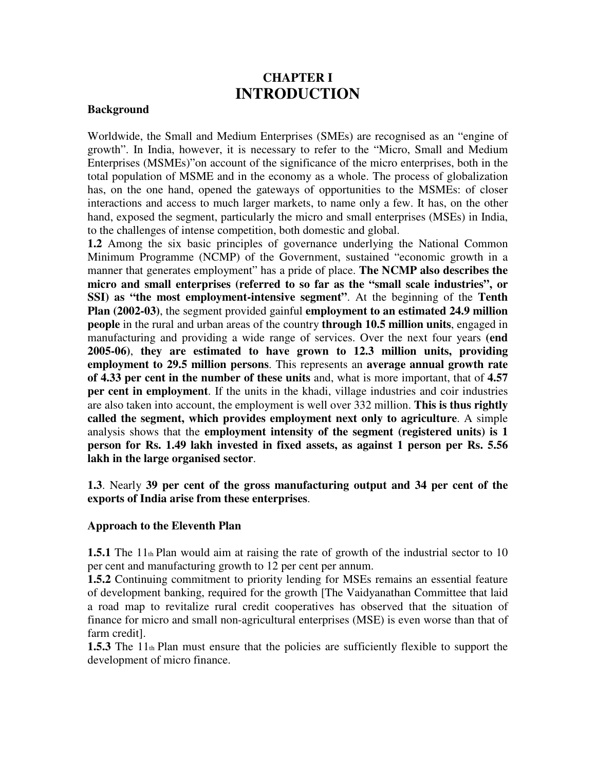# CHAPTER I
# INTRODUCTION

### Background

Worldwide, the Small and Medium Enterprises (SMEs) are recognised as an "engine of growth". In India, however, it is necessary to refer to the "Micro, Small and Medium Enterprises (MSMEs)"on account of the significance of the micro enterprises, both in the total population of MSME and in the economy as a whole. The process of globalization has, on the one hand, opened the gateways of opportunities to the MSMEs: of closer interactions and access to much larger markets, to name only a few. It has, on the other hand, exposed the segment, particularly the micro and small enterprises (MSEs) in India, to the challenges of intense competition, both domestic and global.

**1.2** Among the six basic principles of governance underlying the National Common Minimum Programme (NCMP) of the Government, sustained "economic growth in a manner that generates employment" has a pride of place. **The NCMP also describes the micro and small enterprises (referred to so far as the "small scale industries", or SSI) as "the most employment-intensive segment"**. At the beginning of the **Tenth Plan (2002-03)**, the segment provided gainful **employment to an estimated 24.9 million people** in the rural and urban areas of the country **through 10.5 million units**, engaged in manufacturing and providing a wide range of services. Over the next four years **(end 2005-06)**, **they are estimated to have grown to 12.3 million units, providing employment to 29.5 million persons**. This represents an **average annual growth rate of 4.33 per cent in the number of these units** and, what is more important, that of **4.57 per cent in employment**. If the units in the khadi, village industries and coir industries are also taken into account, the employment is well over 332 million. **This is thus rightly called the segment, which provides employment next only to agriculture**. A simple analysis shows that the **employment intensity of the segment (registered units) is 1 person for Rs. 1.49 lakh invested in fixed assets, as against 1 person per Rs. 5.56 lakh in the large organised sector**.

**1.3**. Nearly **39 per cent of the gross manufacturing output and 34 per cent of the exports of India arise from these enterprises**.

### Approach to the Eleventh Plan

**1.5.1** The 11th Plan would aim at raising the rate of growth of the industrial sector to 10 per cent and manufacturing growth to 12 per cent per annum.

**1.5.2** Continuing commitment to priority lending for MSEs remains an essential feature of development banking, required for the growth [The Vaidyanathan Committee that laid a road map to revitalize rural credit cooperatives has observed that the situation of finance for micro and small non-agricultural enterprises (MSE) is even worse than that of farm credit].

**1.5.3** The 11th Plan must ensure that the policies are sufficiently flexible to support the development of micro finance.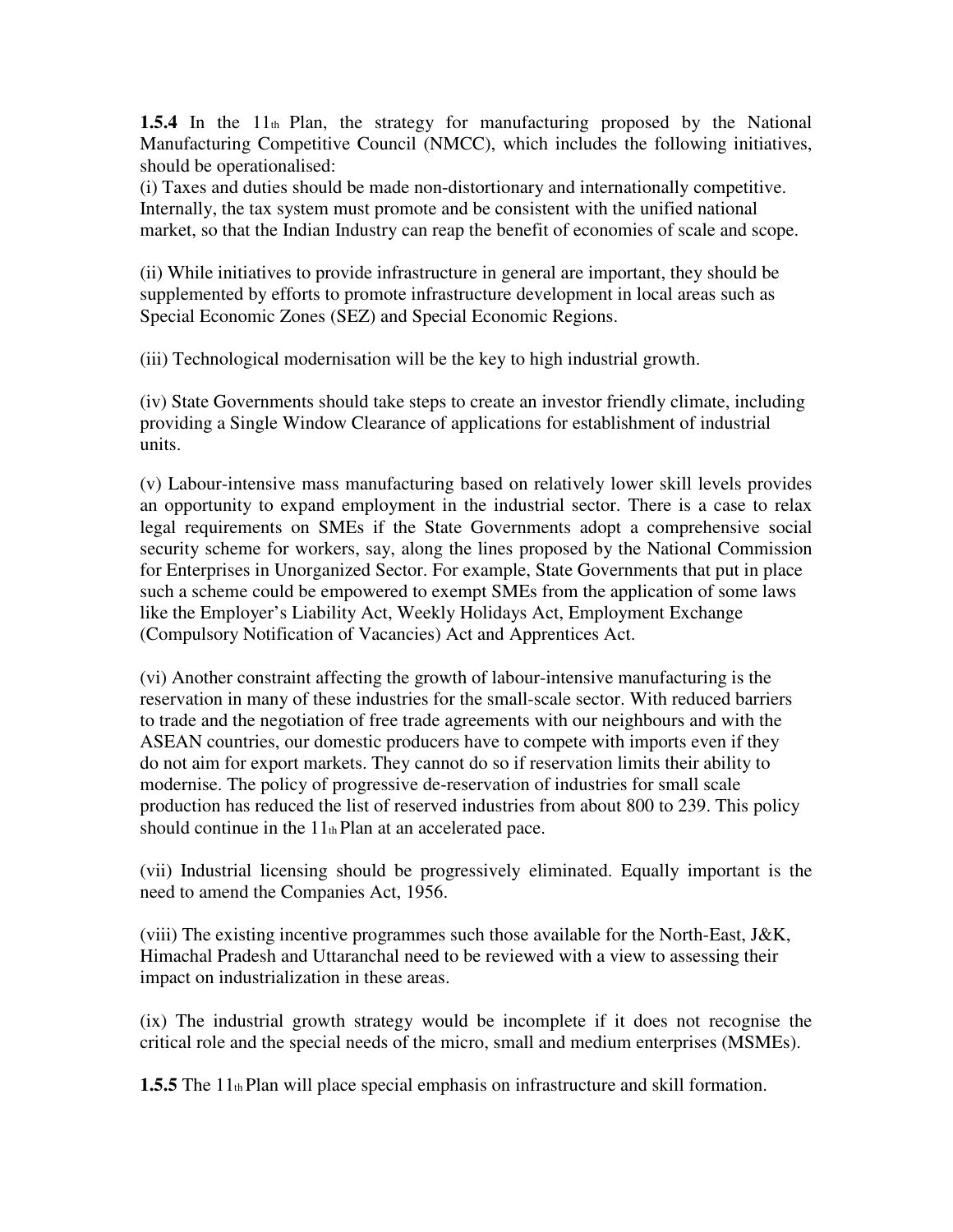**1.5.4** In the 11th Plan, the strategy for manufacturing proposed by the National Manufacturing Competitive Council (NMCC), which includes the following initiatives, should be operationalised:

(i) Taxes and duties should be made non-distortionary and internationally competitive. Internally, the tax system must promote and be consistent with the unified national market, so that the Indian Industry can reap the benefit of economies of scale and scope.

(ii) While initiatives to provide infrastructure in general are important, they should be supplemented by efforts to promote infrastructure development in local areas such as Special Economic Zones (SEZ) and Special Economic Regions.

(iii) Technological modernisation will be the key to high industrial growth.

(iv) State Governments should take steps to create an investor friendly climate, including providing a Single Window Clearance of applications for establishment of industrial units.

(v) Labour-intensive mass manufacturing based on relatively lower skill levels provides an opportunity to expand employment in the industrial sector. There is a case to relax legal requirements on SMEs if the State Governments adopt a comprehensive social security scheme for workers, say, along the lines proposed by the National Commission for Enterprises in Unorganized Sector. For example, State Governments that put in place such a scheme could be empowered to exempt SMEs from the application of some laws like the Employer's Liability Act, Weekly Holidays Act, Employment Exchange (Compulsory Notification of Vacancies) Act and Apprentices Act.

(vi) Another constraint affecting the growth of labour-intensive manufacturing is the reservation in many of these industries for the small-scale sector. With reduced barriers to trade and the negotiation of free trade agreements with our neighbours and with the ASEAN countries, our domestic producers have to compete with imports even if they do not aim for export markets. They cannot do so if reservation limits their ability to modernise. The policy of progressive de-reservation of industries for small scale production has reduced the list of reserved industries from about 800 to 239. This policy should continue in the 11th Plan at an accelerated pace.

(vii) Industrial licensing should be progressively eliminated. Equally important is the need to amend the Companies Act, 1956.

(viii) The existing incentive programmes such those available for the North-East, J&K, Himachal Pradesh and Uttaranchal need to be reviewed with a view to assessing their impact on industrialization in these areas.

(ix) The industrial growth strategy would be incomplete if it does not recognise the critical role and the special needs of the micro, small and medium enterprises (MSMEs).

**1.5.5** The 11th Plan will place special emphasis on infrastructure and skill formation.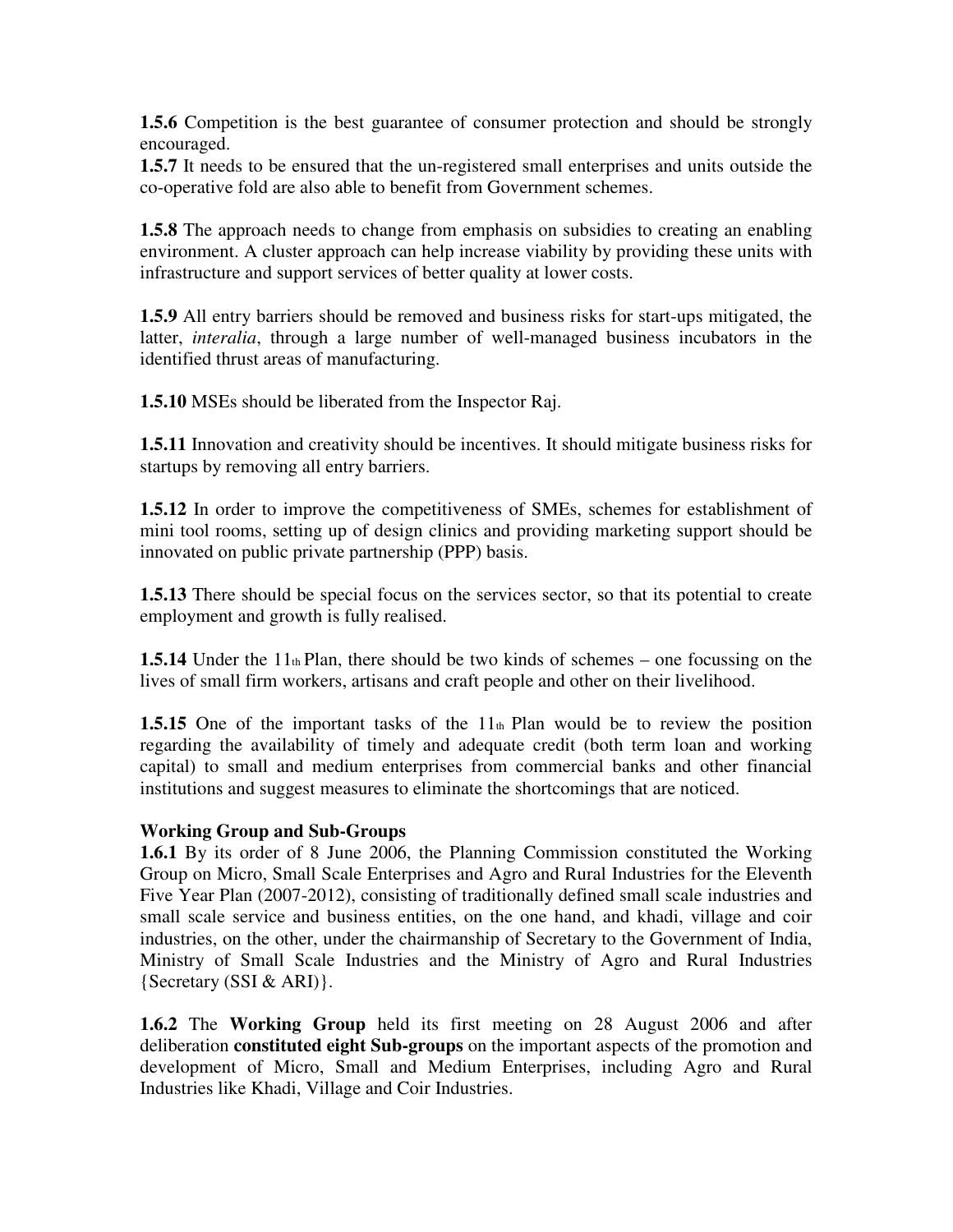**1.5.6** Competition is the best guarantee of consumer protection and should be strongly encouraged.

**1.5.7** It needs to be ensured that the un-registered small enterprises and units outside the co-operative fold are also able to benefit from Government schemes.

**1.5.8** The approach needs to change from emphasis on subsidies to creating an enabling environment. A cluster approach can help increase viability by providing these units with infrastructure and support services of better quality at lower costs.

**1.5.9** All entry barriers should be removed and business risks for start-ups mitigated, the latter, *interalia*, through a large number of well-managed business incubators in the identified thrust areas of manufacturing.

**1.5.10** MSEs should be liberated from the Inspector Raj.

**1.5.11** Innovation and creativity should be incentives. It should mitigate business risks for startups by removing all entry barriers.

**1.5.12** In order to improve the competitiveness of SMEs, schemes for establishment of mini tool rooms, setting up of design clinics and providing marketing support should be innovated on public private partnership (PPP) basis.

**1.5.13** There should be special focus on the services sector, so that its potential to create employment and growth is fully realised.

**1.5.14** Under the 11th Plan, there should be two kinds of schemes – one focussing on the lives of small firm workers, artisans and craft people and other on their livelihood.

**1.5.15** One of the important tasks of the 11th Plan would be to review the position regarding the availability of timely and adequate credit (both term loan and working capital) to small and medium enterprises from commercial banks and other financial institutions and suggest measures to eliminate the shortcomings that are noticed.

**Working Group and Sub-Groups**

**1.6.1** By its order of 8 June 2006, the Planning Commission constituted the Working Group on Micro, Small Scale Enterprises and Agro and Rural Industries for the Eleventh Five Year Plan (2007-2012), consisting of traditionally defined small scale industries and small scale service and business entities, on the one hand, and khadi, village and coir industries, on the other, under the chairmanship of Secretary to the Government of India, Ministry of Small Scale Industries and the Ministry of Agro and Rural Industries {Secretary (SSI & ARI)}.

**1.6.2** The **Working Group** held its first meeting on 28 August 2006 and after deliberation **constituted eight Sub-groups** on the important aspects of the promotion and development of Micro, Small and Medium Enterprises, including Agro and Rural Industries like Khadi, Village and Coir Industries.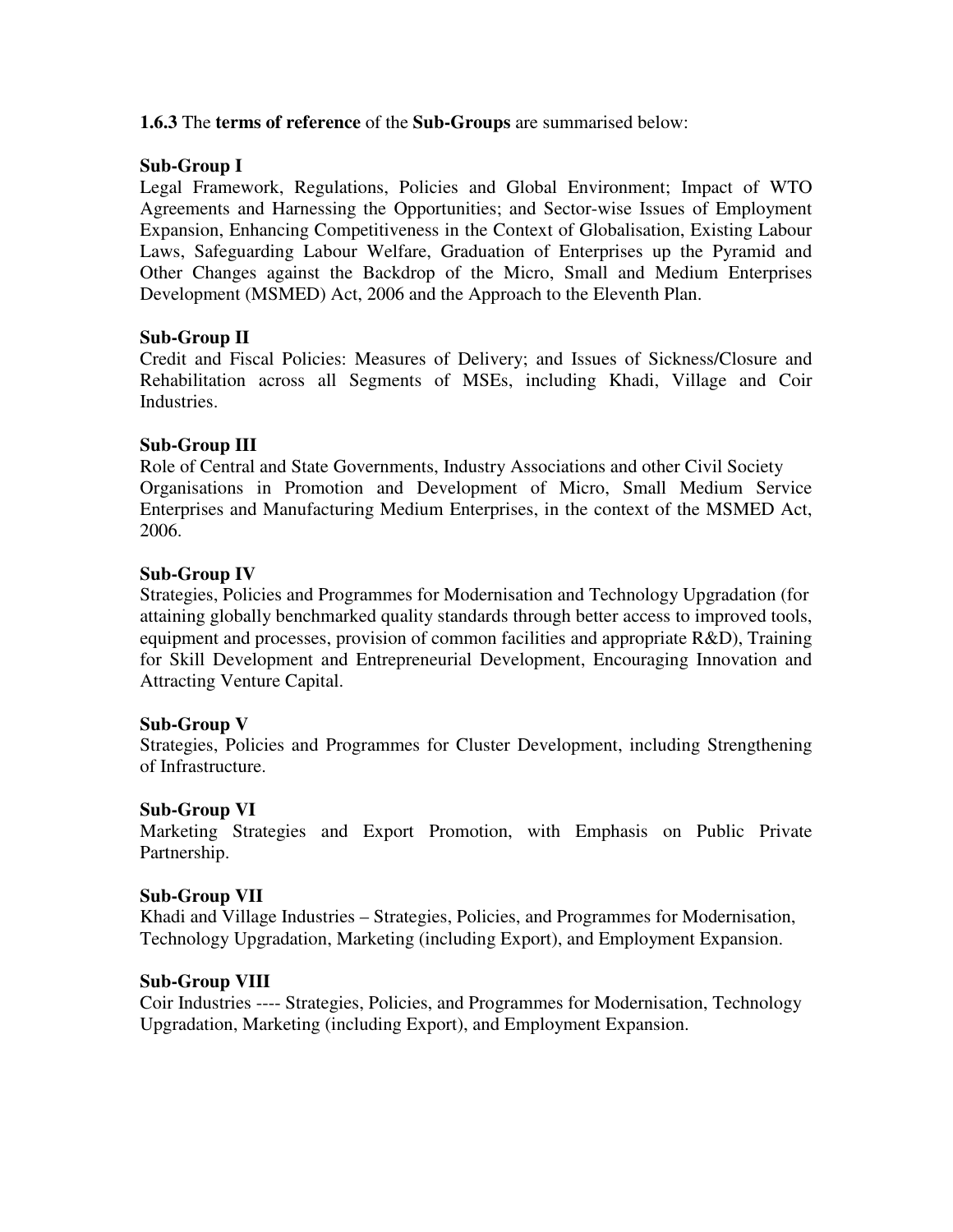**1.6.3** The **terms of reference** of the **Sub-Groups** are summarised below:

**Sub-Group I**

Legal Framework, Regulations, Policies and Global Environment; Impact of WTO Agreements and Harnessing the Opportunities; and Sector-wise Issues of Employment Expansion, Enhancing Competitiveness in the Context of Globalisation, Existing Labour Laws, Safeguarding Labour Welfare, Graduation of Enterprises up the Pyramid and Other Changes against the Backdrop of the Micro, Small and Medium Enterprises Development (MSMED) Act, 2006 and the Approach to the Eleventh Plan.

**Sub-Group II**

Credit and Fiscal Policies: Measures of Delivery; and Issues of Sickness/Closure and Rehabilitation across all Segments of MSEs, including Khadi, Village and Coir Industries.

**Sub-Group III**

Role of Central and State Governments, Industry Associations and other Civil Society Organisations in Promotion and Development of Micro, Small Medium Service Enterprises and Manufacturing Medium Enterprises, in the context of the MSMED Act, 2006.

**Sub-Group IV**

Strategies, Policies and Programmes for Modernisation and Technology Upgradation (for attaining globally benchmarked quality standards through better access to improved tools, equipment and processes, provision of common facilities and appropriate R&D), Training for Skill Development and Entrepreneurial Development, Encouraging Innovation and Attracting Venture Capital.

**Sub-Group V**

Strategies, Policies and Programmes for Cluster Development, including Strengthening of Infrastructure.

**Sub-Group VI**

Marketing Strategies and Export Promotion, with Emphasis on Public Private Partnership.

**Sub-Group VII**

Khadi and Village Industries – Strategies, Policies, and Programmes for Modernisation, Technology Upgradation, Marketing (including Export), and Employment Expansion.

**Sub-Group VIII**

Coir Industries ---- Strategies, Policies, and Programmes for Modernisation, Technology Upgradation, Marketing (including Export), and Employment Expansion.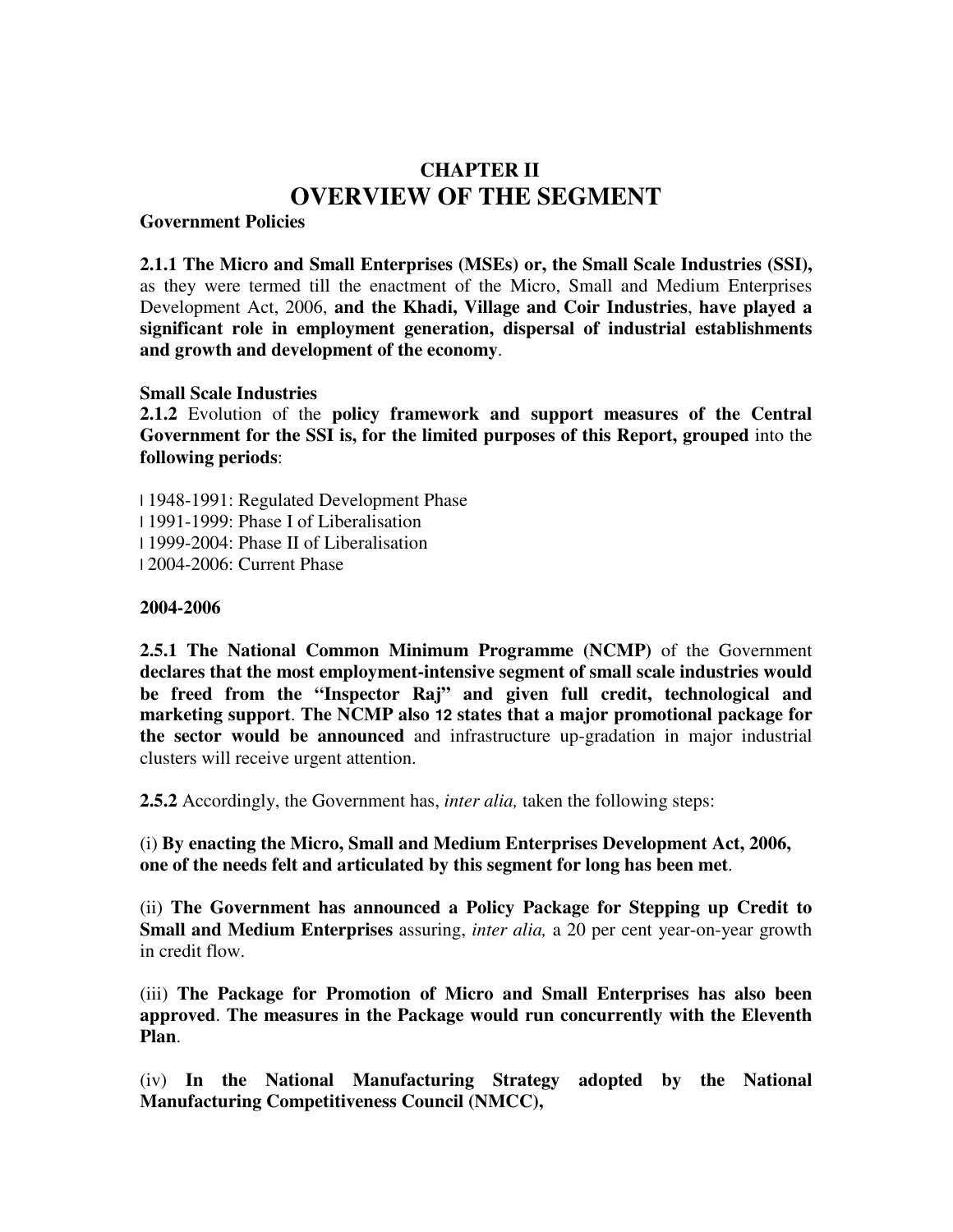# CHAPTER II
# OVERVIEW OF THE SEGMENT

**Government Policies**

**2.1.1 The Micro and Small Enterprises (MSEs) or, the Small Scale Industries (SSI),** as they were termed till the enactment of the Micro, Small and Medium Enterprises Development Act, 2006, **and the Khadi, Village and Coir Industries**, **have played a significant role in employment generation, dispersal of industrial establishments and growth and development of the economy**.

**Small Scale Industries**

**2.1.2** Evolution of the **policy framework and support measures of the Central Government for the SSI is, for the limited purposes of this Report, grouped** into the **following periods**:

- 1948-1991: Regulated Development Phase
- 1991-1999: Phase I of Liberalisation
- 1999-2004: Phase II of Liberalisation
- 2004-2006: Current Phase

**2004-2006**

**2.5.1 The National Common Minimum Programme (NCMP)** of the Government **declares that the most employment-intensive segment of small scale industries would be freed from the "Inspector Raj" and given full credit, technological and marketing support**. **The NCMP also 12 states that a major promotional package for the sector would be announced** and infrastructure up-gradation in major industrial clusters will receive urgent attention.

**2.5.2** Accordingly, the Government has, *inter alia,* taken the following steps:

(i) **By enacting the Micro, Small and Medium Enterprises Development Act, 2006, one of the needs felt and articulated by this segment for long has been met**.

(ii) **The Government has announced a Policy Package for Stepping up Credit to Small and Medium Enterprises** assuring, *inter alia,* a 20 per cent year-on-year growth in credit flow.

(iii) **The Package for Promotion of Micro and Small Enterprises has also been approved**. **The measures in the Package would run concurrently with the Eleventh Plan**.

(iv) **In the National Manufacturing Strategy adopted by the National Manufacturing Competitiveness Council (NMCC),**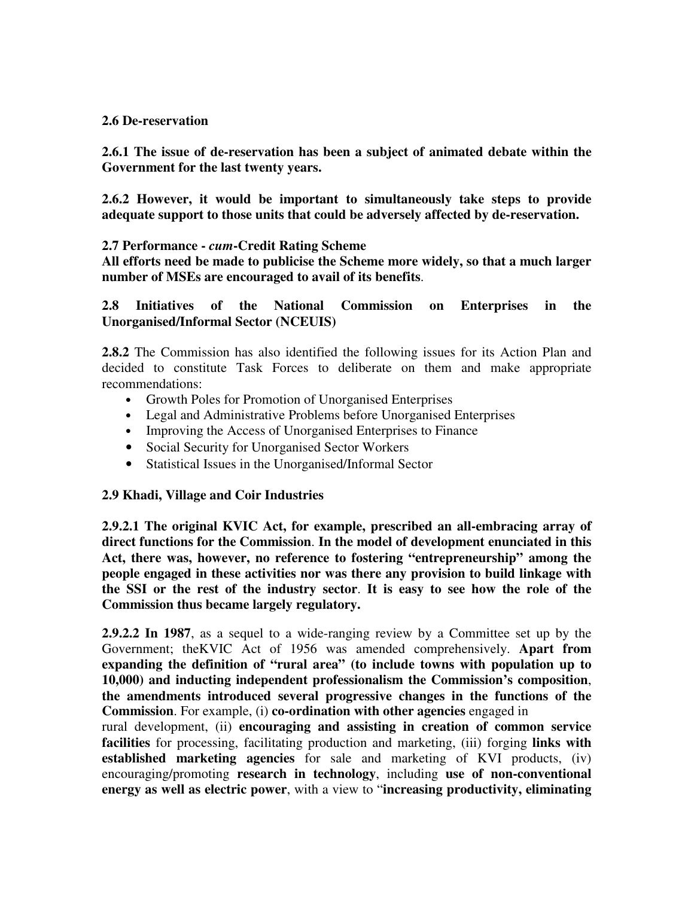**2.6 De-reservation**

**2.6.1 The issue of de-reservation has been a subject of animated debate within the Government for the last twenty years.**

**2.6.2 However, it would be important to simultaneously take steps to provide adequate support to those units that could be adversely affected by de-reservation.**

**2.7 Performance -** ***cum*****-Credit Rating Scheme**
**All efforts need be made to publicise the Scheme more widely, so that a much larger number of MSEs are encouraged to avail of its benefits**.

**2.8 Initiatives of the National Commission on Enterprises in the Unorganised/Informal Sector (NCEUIS)**

**2.8.2** The Commission has also identified the following issues for its Action Plan and decided to constitute Task Forces to deliberate on them and make appropriate recommendations:

- Growth Poles for Promotion of Unorganised Enterprises
- Legal and Administrative Problems before Unorganised Enterprises
- Improving the Access of Unorganised Enterprises to Finance
- Social Security for Unorganised Sector Workers
- Statistical Issues in the Unorganised/Informal Sector

**2.9 Khadi, Village and Coir Industries**

**2.9.2.1 The original KVIC Act, for example, prescribed an all-embracing array of direct functions for the Commission**. **In the model of development enunciated in this Act, there was, however, no reference to fostering "entrepreneurship" among the people engaged in these activities nor was there any provision to build linkage with the SSI or the rest of the industry sector**. **It is easy to see how the role of the Commission thus became largely regulatory.**

**2.9.2.2 In 1987**, as a sequel to a wide-ranging review by a Committee set up by the Government; theKVIC Act of 1956 was amended comprehensively. **Apart from expanding the definition of "rural area" (to include towns with population up to 10,000) and inducting independent professionalism the Commission's composition**, **the amendments introduced several progressive changes in the functions of the Commission**. For example, (i) **co-ordination with other agencies** engaged in rural development, (ii) **encouraging and assisting in creation of common service facilities** for processing, facilitating production and marketing, (iii) forging **links with established marketing agencies** for sale and marketing of KVI products, (iv) encouraging/promoting **research in technology**, including **use of non-conventional energy as well as electric power**, with a view to "**increasing productivity, eliminating**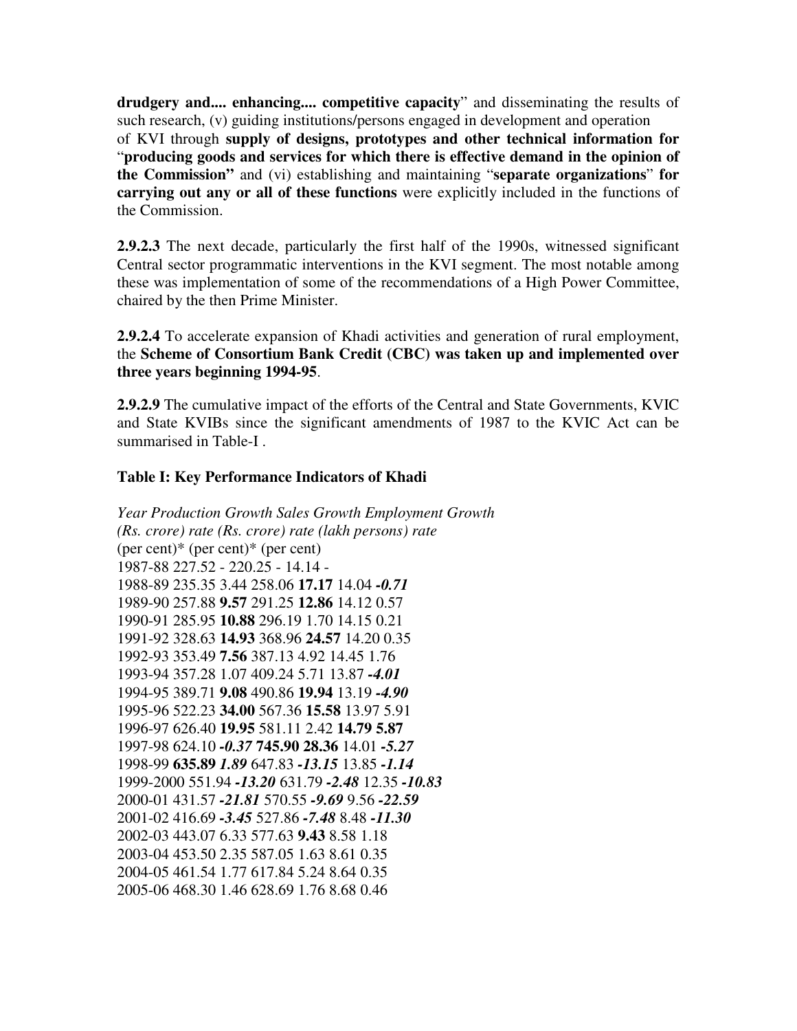**drudgery and.... enhancing.... competitive capacity**" and disseminating the results of such research, (v) guiding institutions/persons engaged in development and operation of KVI through **supply of designs, prototypes and other technical information for** "**producing goods and services for which there is effective demand in the opinion of the Commission"** and (vi) establishing and maintaining "**separate organizations**" **for carrying out any or all of these functions** were explicitly included in the functions of the Commission.

**2.9.2.3** The next decade, particularly the first half of the 1990s, witnessed significant Central sector programmatic interventions in the KVI segment. The most notable among these was implementation of some of the recommendations of a High Power Committee, chaired by the then Prime Minister.

**2.9.2.4** To accelerate expansion of Khadi activities and generation of rural employment, the **Scheme of Consortium Bank Credit (CBC) was taken up and implemented over three years beginning 1994-95**.

**2.9.2.9** The cumulative impact of the efforts of the Central and State Governments, KVIC and State KVIBs since the significant amendments of 1987 to the KVIC Act can be summarised in Table-I .

**Table I: Key Performance Indicators of Khadi**

| *Year* | *Production (Rs. crore)* | *Growth rate* (per cent)* | *Sales (Rs. crore)* | *Growth rate* (per cent)* | *Employment (lakh persons)* | *Growth rate* (per cent) |
|---|---|---|---|---|---|---|
| 1987-88 | 227.52 | - | 220.25 | - | 14.14 | - |
| 1988-89 | 235.35 | 3.44 | 258.06 | **17.17** | 14.04 | ***-0.71*** |
| 1989-90 | 257.88 | **9.57** | 291.25 | **12.86** | 14.12 | 0.57 |
| 1990-91 | 285.95 | **10.88** | 296.19 | 1.70 | 14.15 | 0.21 |
| 1991-92 | 328.63 | **14.93** | 368.96 | **24.57** | 14.20 | 0.35 |
| 1992-93 | 353.49 | **7.56** | 387.13 | 4.92 | 14.45 | 1.76 |
| 1993-94 | 357.28 | 1.07 | 409.24 | 5.71 | 13.87 | ***-4.01*** |
| 1994-95 | 389.71 | **9.08** | 490.86 | **19.94** | 13.19 | ***-4.90*** |
| 1995-96 | 522.23 | **34.00** | 567.36 | **15.58** | 13.97 | 5.91 |
| 1996-97 | 626.40 | **19.95** | 581.11 | 2.42 | **14.79** | **5.87** |
| 1997-98 | 624.10 | ***-0.37*** | **745.90** | **28.36** | 14.01 | ***-5.27*** |
| 1998-99 | **635.89** | ***1.89*** | 647.83 | ***-13.15*** | 13.85 | ***-1.14*** |
| 1999-2000 | 551.94 | ***-13.20*** | 631.79 | ***-2.48*** | 12.35 | ***-10.83*** |
| 2000-01 | 431.57 | ***-21.81*** | 570.55 | ***-9.69*** | 9.56 | ***-22.59*** |
| 2001-02 | 416.69 | ***-3.45*** | 527.86 | ***-7.48*** | 8.48 | ***-11.30*** |
| 2002-03 | 443.07 | 6.33 | 577.63 | **9.43** | 8.58 | 1.18 |
| 2003-04 | 453.50 | 2.35 | 587.05 | 1.63 | 8.61 | 0.35 |
| 2004-05 | 461.54 | 1.77 | 617.84 | 5.24 | 8.64 | 0.35 |
| 2005-06 | 468.30 | 1.46 | 628.69 | 1.76 | 8.68 | 0.46 |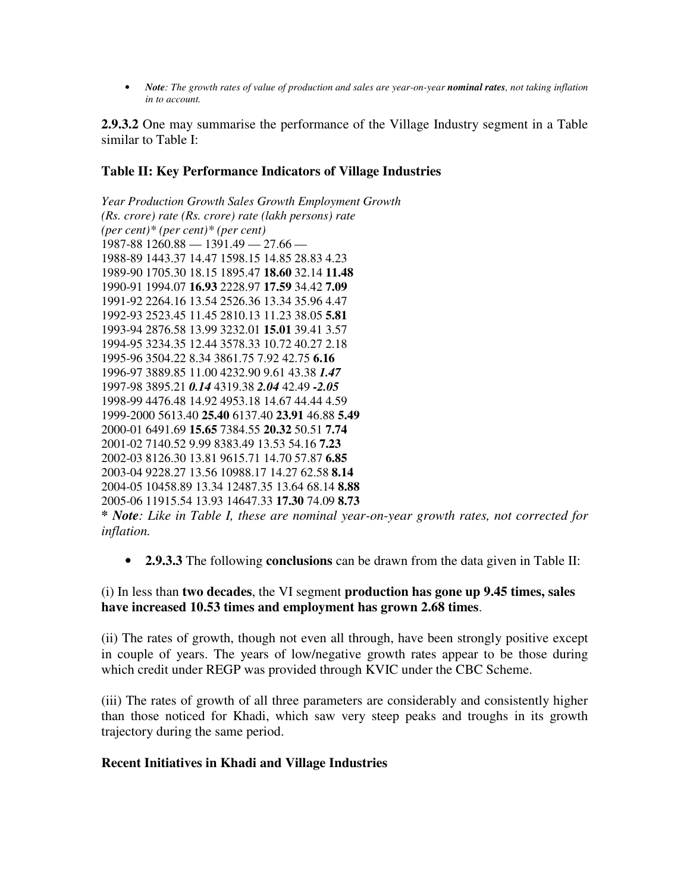- *Note*: *The growth rates of value of production and sales are year-on-year* ***nominal rates***, *not taking inflation in to account.*

**2.9.3.2** One may summarise the performance of the Village Industry segment in a Table similar to Table I:

### Table II: Key Performance Indicators of Village Industries

| *Year* | *Production (Rs. crore)* | *Growth rate (per cent)** | *Sales (Rs. crore)* | *Growth rate (per cent)** | *Employment (lakh persons)* | *Growth rate (per cent)* |
|---|---|---|---|---|---|---|
| 1987-88 | 1260.88 | — | 1391.49 | — | 27.66 | — |
| 1988-89 | 1443.37 | 14.47 | 1598.15 | 14.85 | 28.83 | 4.23 |
| 1989-90 | 1705.30 | 18.15 | 1895.47 | **18.60** | 32.14 | **11.48** |
| 1990-91 | 1994.07 | **16.93** | 2228.97 | **17.59** | 34.42 | **7.09** |
| 1991-92 | 2264.16 | 13.54 | 2526.36 | 13.34 | 35.96 | 4.47 |
| 1992-93 | 2523.45 | 11.45 | 2810.13 | 11.23 | 38.05 | **5.81** |
| 1993-94 | 2876.58 | 13.99 | 3232.01 | **15.01** | 39.41 | 3.57 |
| 1994-95 | 3234.35 | 12.44 | 3578.33 | 10.72 | 40.27 | 2.18 |
| 1995-96 | 3504.22 | 8.34 | 3861.75 | 7.92 | 42.75 | **6.16** |
| 1996-97 | 3889.85 | 11.00 | 4232.90 | 9.61 | 43.38 | ***1.47*** |
| 1997-98 | 3895.21 | ***0.14*** | 4319.38 | ***2.04*** | 42.49 | ***-2.05*** |
| 1998-99 | 4476.48 | 14.92 | 4953.18 | 14.67 | 44.44 | 4.59 |
| 1999-2000 | 5613.40 | **25.40** | 6137.40 | **23.91** | 46.88 | **5.49** |
| 2000-01 | 6491.69 | **15.65** | 7384.55 | **20.32** | 50.51 | **7.74** |
| 2001-02 | 7140.52 | 9.99 | 8383.49 | 13.53 | 54.16 | **7.23** |
| 2002-03 | 8126.30 | 13.81 | 9615.71 | 14.70 | 57.87 | **6.85** |
| 2003-04 | 9228.27 | 13.56 | 10988.17 | 14.27 | 62.58 | **8.14** |
| 2004-05 | 10458.89 | 13.34 | 12487.35 | 13.64 | 68.14 | **8.88** |
| 2005-06 | 11915.54 | 13.93 | 14647.33 | **17.30** | 74.09 | **8.73** |

**\*** ***Note****: Like in Table I, these are nominal year-on-year growth rates, not corrected for inflation.*

- **2.9.3.3** The following **conclusions** can be drawn from the data given in Table II:

(i) In less than **two decades**, the VI segment **production has gone up 9.45 times, sales have increased 10.53 times and employment has grown 2.68 times**.

(ii) The rates of growth, though not even all through, have been strongly positive except in couple of years. The years of low/negative growth rates appear to be those during which credit under REGP was provided through KVIC under the CBC Scheme.

(iii) The rates of growth of all three parameters are considerably and consistently higher than those noticed for Khadi, which saw very steep peaks and troughs in its growth trajectory during the same period.

### Recent Initiatives in Khadi and Village Industries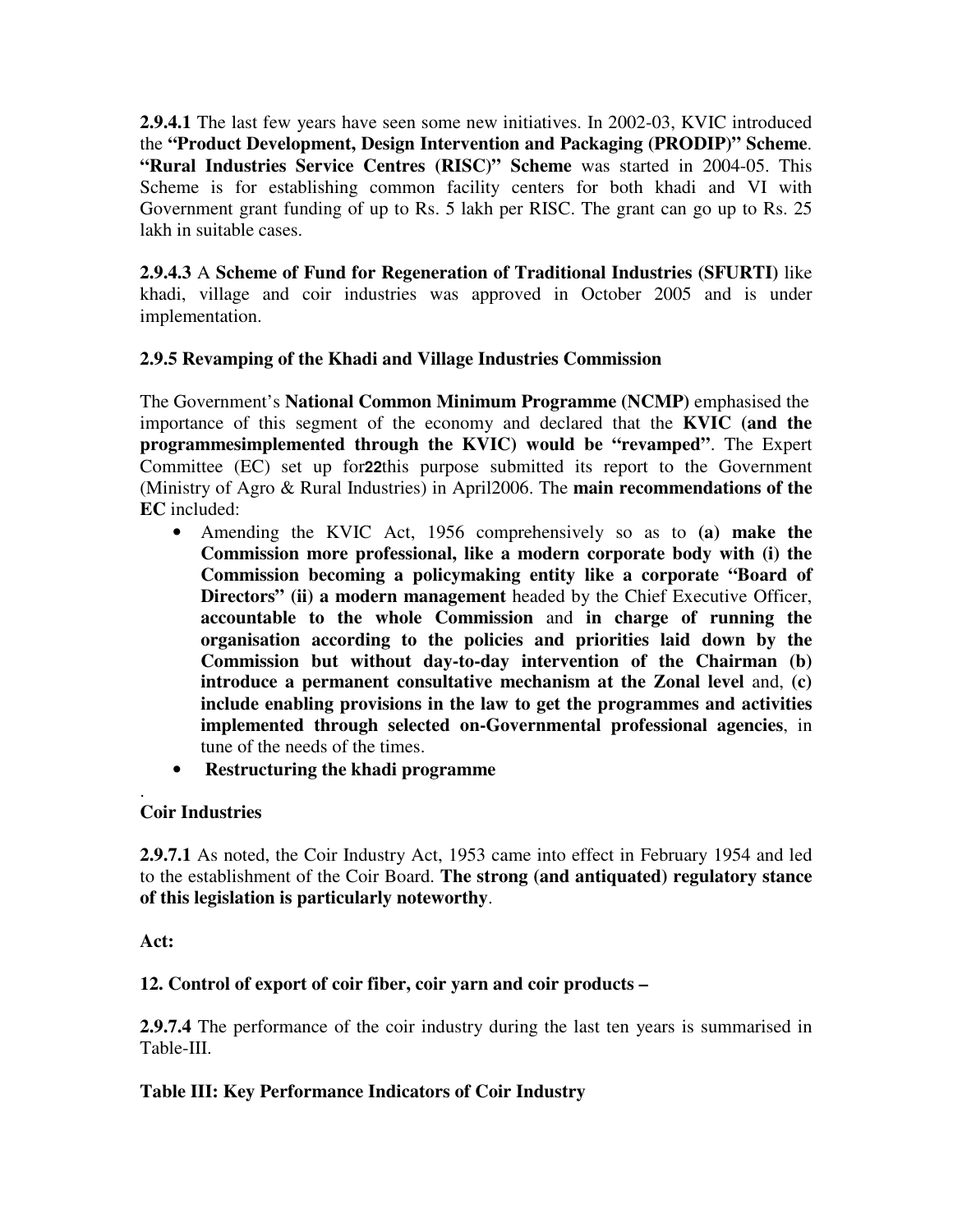**2.9.4.1** The last few years have seen some new initiatives. In 2002-03, KVIC introduced the **"Product Development, Design Intervention and Packaging (PRODIP)" Scheme**. **"Rural Industries Service Centres (RISC)" Scheme** was started in 2004-05. This Scheme is for establishing common facility centers for both khadi and VI with Government grant funding of up to Rs. 5 lakh per RISC. The grant can go up to Rs. 25 lakh in suitable cases.

**2.9.4.3** A **Scheme of Fund for Regeneration of Traditional Industries (SFURTI)** like khadi, village and coir industries was approved in October 2005 and is under implementation.

**2.9.5 Revamping of the Khadi and Village Industries Commission**

The Government's **National Common Minimum Programme (NCMP)** emphasised the importance of this segment of the economy and declared that the **KVIC (and the programmesimplemented through the KVIC) would be "revamped"**. The Expert Committee (EC) set up for**22**this purpose submitted its report to the Government (Ministry of Agro & Rural Industries) in April2006. The **main recommendations of the EC** included:

- Amending the KVIC Act, 1956 comprehensively so as to **(a) make the Commission more professional, like a modern corporate body with (i) the Commission becoming a policymaking entity like a corporate "Board of Directors" (ii) a modern management** headed by the Chief Executive Officer, **accountable to the whole Commission** and **in charge of running the organisation according to the policies and priorities laid down by the Commission but without day-to-day intervention of the Chairman (b) introduce a permanent consultative mechanism at the Zonal level** and, **(c) include enabling provisions in the law to get the programmes and activities implemented through selected on-Governmental professional agencies**, in tune of the needs of the times.
- **Restructuring the khadi programme**

.

**Coir Industries**

**2.9.7.1** As noted, the Coir Industry Act, 1953 came into effect in February 1954 and led to the establishment of the Coir Board. **The strong (and antiquated) regulatory stance of this legislation is particularly noteworthy**.

**Act:**

**12. Control of export of coir fiber, coir yarn and coir products –**

**2.9.7.4** The performance of the coir industry during the last ten years is summarised in Table-III.

**Table III: Key Performance Indicators of Coir Industry**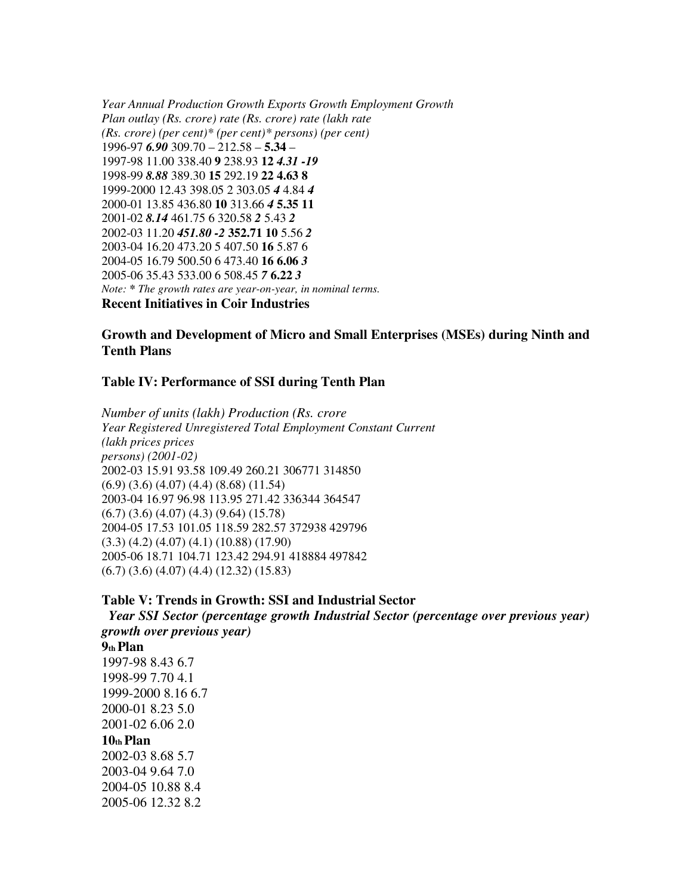| Year | Annual Plan outlay (Rs. crore) | Production (Rs. crore) | Growth rate (per cent)* | Exports (Rs. crore) | Growth rate (per cent)* | Employment (lakh persons) | Growth rate (per cent) |
|---|---|---|---|---|---|---|---|
| 1996-97 | ***6.90*** | 309.70 | – | 212.58 | – | **5.34** | – |
| 1997-98 | 11.00 | 338.40 | **9** | 238.93 | **12** | ***4.31*** | ***-19*** |
| 1998-99 | ***8.88*** | 389.30 | **15** | 292.19 | **22** | **4.63** | **8** |
| 1999-2000 | 12.43 | 398.05 | 2 | 303.05 | ***4*** | 4.84 | ***4*** |
| 2000-01 | 13.85 | 436.80 | **10** | 313.66 | ***4*** | **5.35** | **11** |
| 2001-02 | ***8.14*** | 461.75 | 6 | 320.58 | ***2*** | 5.43 | ***2*** |
| 2002-03 | 11.20 | ***451.80*** | ***-2*** | **352.71** | **10** | 5.56 | ***2*** |
| 2003-04 | 16.20 | 473.20 | 5 | 407.50 | **16** | 5.87 | 6 |
| 2004-05 | 16.79 | 500.50 | 6 | 473.40 | **16** | **6.06** | ***3*** |
| 2005-06 | 35.43 | 533.00 | 6 | 508.45 | ***7*** | **6.22** | ***3*** |

*Note: * The growth rates are year-on-year, in nominal terms.*

**Recent Initiatives in Coir Industries**

### Growth and Development of Micro and Small Enterprises (MSEs) during Ninth and Tenth Plans

### Table IV: Performance of SSI during Tenth Plan

| Year | Number of units (lakh) Registered | Unregistered | Total | Employment (lakh persons) | Production (Rs. crore) Constant prices (2001-02) | Current prices |
|---|---|---|---|---|---|---|
| 2002-03 | 15.91 (6.9) | 93.58 (3.6) | 109.49 (4.07) | 260.21 (4.4) | 306771 (8.68) | 314850 (11.54) |
| 2003-04 | 16.97 (6.7) | 96.98 (3.6) | 113.95 (4.07) | 271.42 (4.3) | 336344 (9.64) | 364547 (15.78) |
| 2004-05 | 17.53 (3.3) | 101.05 (4.2) | 118.59 (4.07) | 282.57 (4.1) | 372938 (10.88) | 429796 (17.90) |
| 2005-06 | 18.71 (6.7) | 104.71 (3.6) | 123.42 (4.07) | 294.91 (4.4) | 418884 (12.32) | 497842 (15.83) |

### Table V: Trends in Growth: SSI and Industrial Sector

| *Year* | *SSI Sector (percentage growth over previous year)* | *Industrial Sector (percentage growth over previous year)* |
|---|---|---|
| **9th Plan** | | |
| 1997-98 | 8.43 | 6.7 |
| 1998-99 | 7.70 | 4.1 |
| 1999-2000 | 8.16 | 6.7 |
| 2000-01 | 8.23 | 5.0 |
| 2001-02 | 6.06 | 2.0 |
| **10th Plan** | | |
| 2002-03 | 8.68 | 5.7 |
| 2003-04 | 9.64 | 7.0 |
| 2004-05 | 10.88 | 8.4 |
| 2005-06 | 12.32 | 8.2 |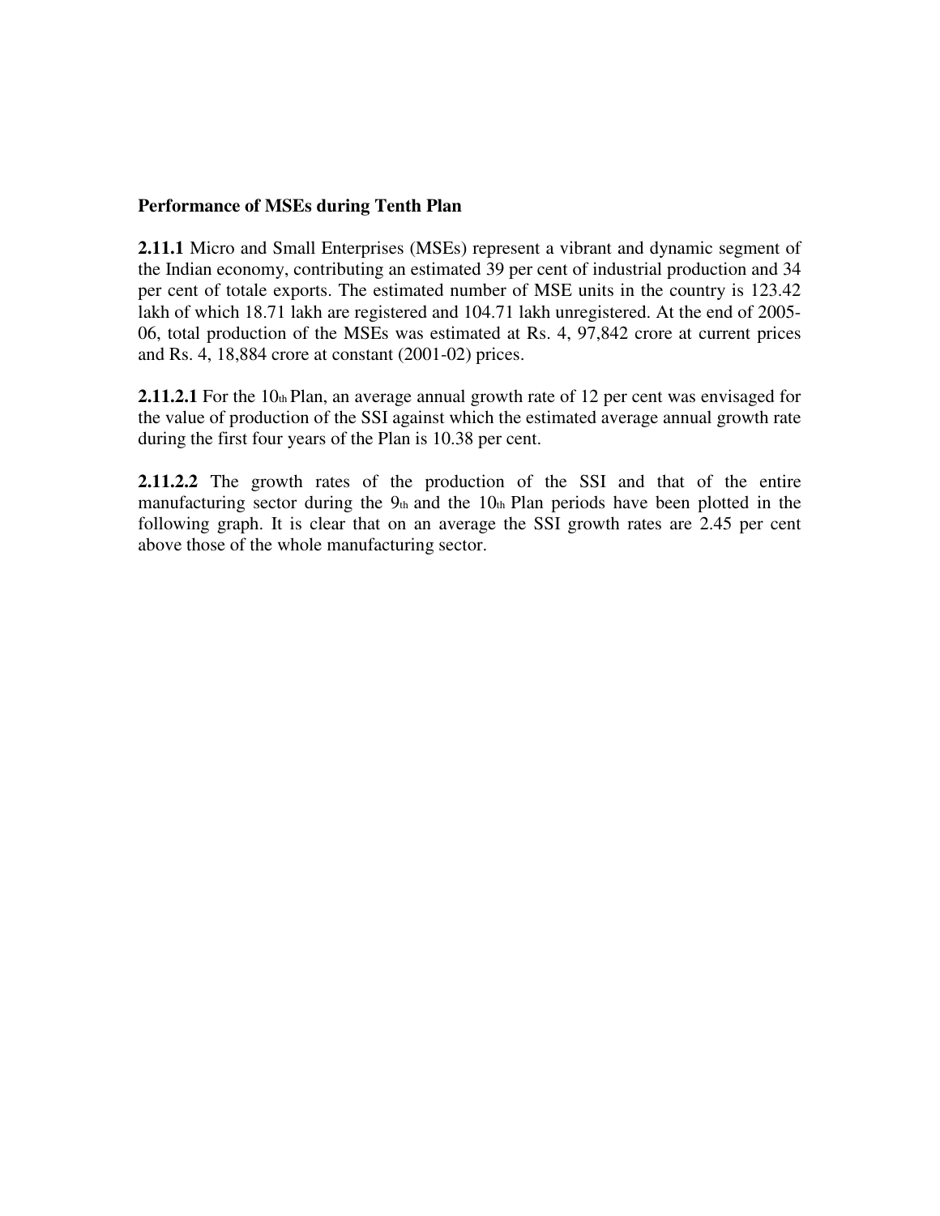**Performance of MSEs during Tenth Plan**

**2.11.1** Micro and Small Enterprises (MSEs) represent a vibrant and dynamic segment of the Indian economy, contributing an estimated 39 per cent of industrial production and 34 per cent of totale exports. The estimated number of MSE units in the country is 123.42 lakh of which 18.71 lakh are registered and 104.71 lakh unregistered. At the end of 2005-06, total production of the MSEs was estimated at Rs. 4, 97,842 crore at current prices and Rs. 4, 18,884 crore at constant (2001-02) prices.

**2.11.2.1** For the 10th Plan, an average annual growth rate of 12 per cent was envisaged for the value of production of the SSI against which the estimated average annual growth rate during the first four years of the Plan is 10.38 per cent.

**2.11.2.2** The growth rates of the production of the SSI and that of the entire manufacturing sector during the 9th and the 10th Plan periods have been plotted in the following graph. It is clear that on an average the SSI growth rates are 2.45 per cent above those of the whole manufacturing sector.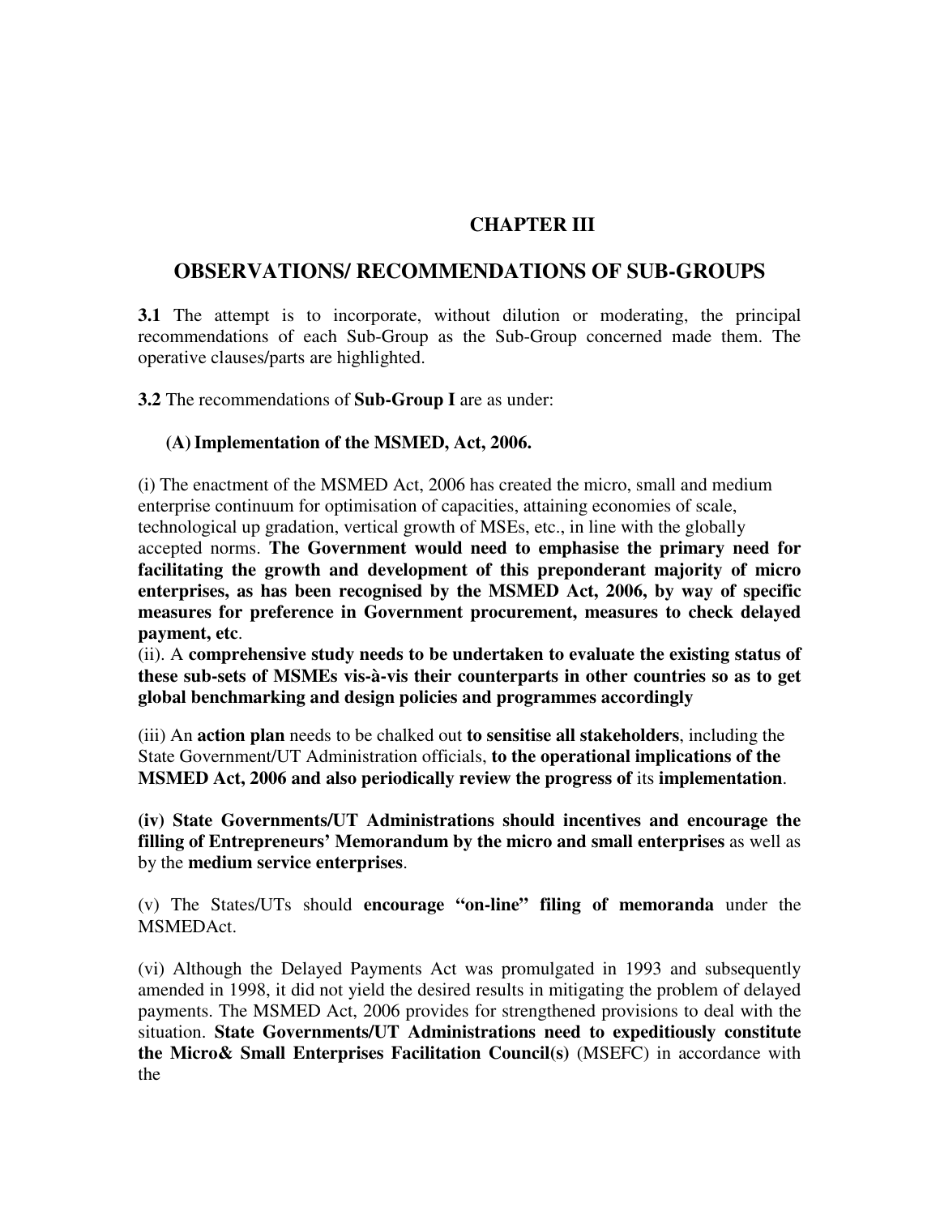# CHAPTER III

## OBSERVATIONS/ RECOMMENDATIONS OF SUB-GROUPS

**3.1** The attempt is to incorporate, without dilution or moderating, the principal recommendations of each Sub-Group as the Sub-Group concerned made them. The operative clauses/parts are highlighted.

**3.2** The recommendations of **Sub-Group I** are as under:

### (A) Implementation of the MSMED, Act, 2006.

(i) The enactment of the MSMED Act, 2006 has created the micro, small and medium enterprise continuum for optimisation of capacities, attaining economies of scale, technological up gradation, vertical growth of MSEs, etc., in line with the globally accepted norms. **The Government would need to emphasise the primary need for facilitating the growth and development of this preponderant majority of micro enterprises, as has been recognised by the MSMED Act, 2006, by way of specific measures for preference in Government procurement, measures to check delayed payment, etc**.

(ii). A **comprehensive study needs to be undertaken to evaluate the existing status of these sub-sets of MSMEs vis-à-vis their counterparts in other countries so as to get global benchmarking and design policies and programmes accordingly**

(iii) An **action plan** needs to be chalked out **to sensitise all stakeholders**, including the State Government/UT Administration officials, **to the operational implications of the MSMED Act, 2006 and also periodically review the progress of** its **implementation**.

**(iv) State Governments/UT Administrations should incentives and encourage the filling of Entrepreneurs' Memorandum by the micro and small enterprises** as well as by the **medium service enterprises**.

(v) The States/UTs should **encourage "on-line" filing of memoranda** under the MSMEDAct.

(vi) Although the Delayed Payments Act was promulgated in 1993 and subsequently amended in 1998, it did not yield the desired results in mitigating the problem of delayed payments. The MSMED Act, 2006 provides for strengthened provisions to deal with the situation. **State Governments/UT Administrations need to expeditiously constitute the Micro& Small Enterprises Facilitation Council(s)** (MSEFC) in accordance with the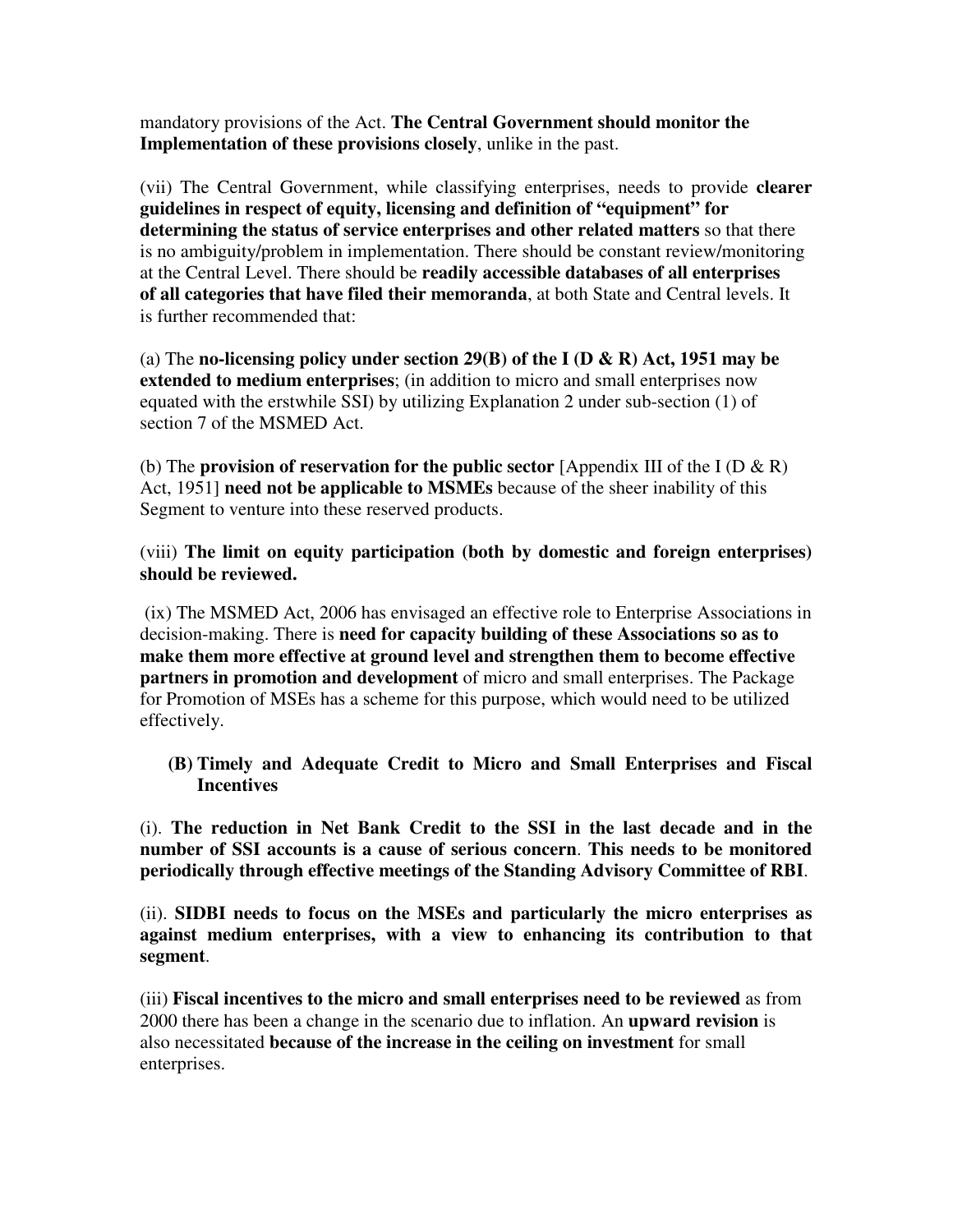mandatory provisions of the Act. **The Central Government should monitor the Implementation of these provisions closely**, unlike in the past.

(vii) The Central Government, while classifying enterprises, needs to provide **clearer guidelines in respect of equity, licensing and definition of "equipment" for determining the status of service enterprises and other related matters** so that there is no ambiguity/problem in implementation. There should be constant review/monitoring at the Central Level. There should be **readily accessible databases of all enterprises of all categories that have filed their memoranda**, at both State and Central levels. It is further recommended that:

(a) The **no-licensing policy under section 29(B) of the I (D & R) Act, 1951 may be extended to medium enterprises**; (in addition to micro and small enterprises now equated with the erstwhile SSI) by utilizing Explanation 2 under sub-section (1) of section 7 of the MSMED Act.

(b) The **provision of reservation for the public sector** [Appendix III of the I (D & R) Act, 1951] **need not be applicable to MSMEs** because of the sheer inability of this Segment to venture into these reserved products.

(viii) **The limit on equity participation (both by domestic and foreign enterprises) should be reviewed.**

(ix) The MSMED Act, 2006 has envisaged an effective role to Enterprise Associations in decision-making. There is **need for capacity building of these Associations so as to make them more effective at ground level and strengthen them to become effective partners in promotion and development** of micro and small enterprises. The Package for Promotion of MSEs has a scheme for this purpose, which would need to be utilized effectively.

**(B) Timely and Adequate Credit to Micro and Small Enterprises and Fiscal Incentives**

(i). **The reduction in Net Bank Credit to the SSI in the last decade and in the number of SSI accounts is a cause of serious concern**. **This needs to be monitored periodically through effective meetings of the Standing Advisory Committee of RBI**.

(ii). **SIDBI needs to focus on the MSEs and particularly the micro enterprises as against medium enterprises, with a view to enhancing its contribution to that segment**.

(iii) **Fiscal incentives to the micro and small enterprises need to be reviewed** as from 2000 there has been a change in the scenario due to inflation. An **upward revision** is also necessitated **because of the increase in the ceiling on investment** for small enterprises.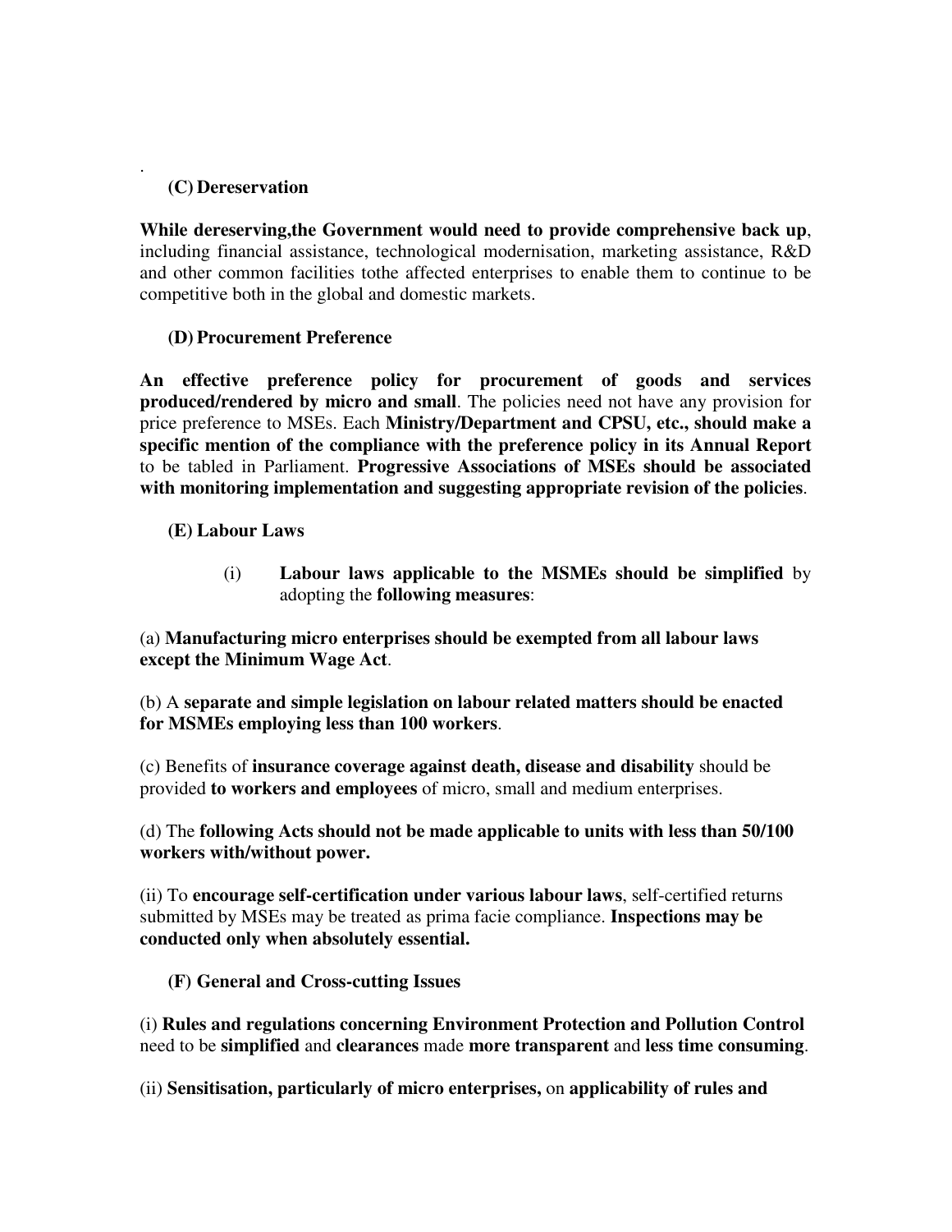.

**(C) Dereservation**

**While dereserving,the Government would need to provide comprehensive back up**, including financial assistance, technological modernisation, marketing assistance, R&D and other common facilities tothe affected enterprises to enable them to continue to be competitive both in the global and domestic markets.

**(D) Procurement Preference**

**An effective preference policy for procurement of goods and services produced/rendered by micro and small**. The policies need not have any provision for price preference to MSEs. Each **Ministry/Department and CPSU, etc., should make a specific mention of the compliance with the preference policy in its Annual Report** to be tabled in Parliament. **Progressive Associations of MSEs should be associated with monitoring implementation and suggesting appropriate revision of the policies**.

**(E) Labour Laws**

(i) **Labour laws applicable to the MSMEs should be simplified** by adopting the **following measures**:

(a) **Manufacturing micro enterprises should be exempted from all labour laws except the Minimum Wage Act**.

(b) A **separate and simple legislation on labour related matters should be enacted for MSMEs employing less than 100 workers**.

(c) Benefits of **insurance coverage against death, disease and disability** should be provided **to workers and employees** of micro, small and medium enterprises.

(d) The **following Acts should not be made applicable to units with less than 50/100 workers with/without power.**

(ii) To **encourage self-certification under various labour laws**, self-certified returns submitted by MSEs may be treated as prima facie compliance. **Inspections may be conducted only when absolutely essential.**

**(F) General and Cross-cutting Issues**

(i) **Rules and regulations concerning Environment Protection and Pollution Control** need to be **simplified** and **clearances** made **more transparent** and **less time consuming**.

(ii) **Sensitisation, particularly of micro enterprises,** on **applicability of rules and**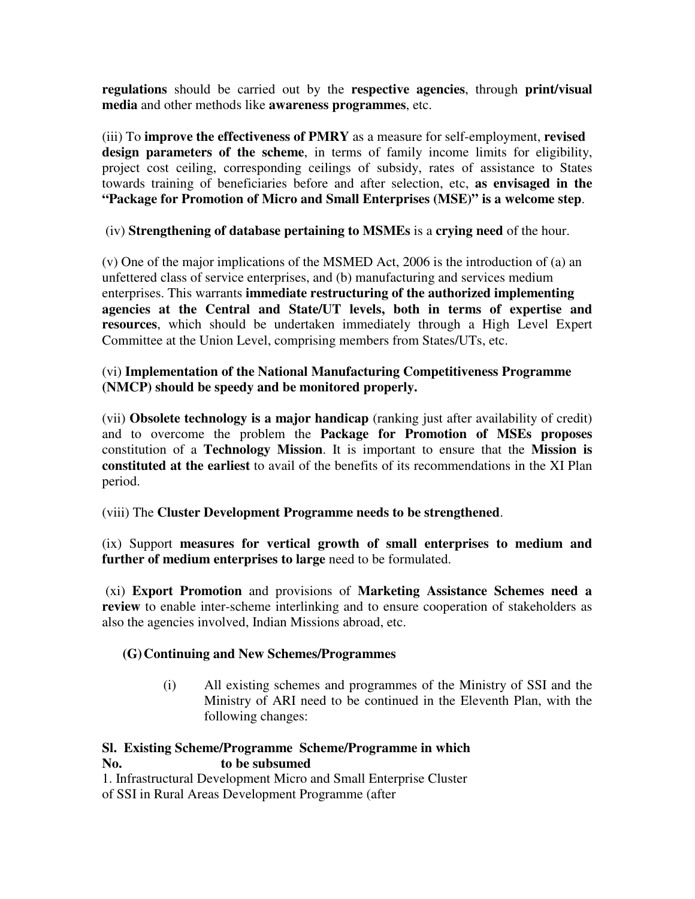**regulations** should be carried out by the **respective agencies**, through **print/visual media** and other methods like **awareness programmes**, etc.

(iii) To **improve the effectiveness of PMRY** as a measure for self-employment, **revised design parameters of the scheme**, in terms of family income limits for eligibility, project cost ceiling, corresponding ceilings of subsidy, rates of assistance to States towards training of beneficiaries before and after selection, etc, **as envisaged in the "Package for Promotion of Micro and Small Enterprises (MSE)" is a welcome step**.

(iv) **Strengthening of database pertaining to MSMEs** is a **crying need** of the hour.

(v) One of the major implications of the MSMED Act, 2006 is the introduction of (a) an unfettered class of service enterprises, and (b) manufacturing and services medium enterprises. This warrants **immediate restructuring of the authorized implementing agencies at the Central and State/UT levels, both in terms of expertise and resources**, which should be undertaken immediately through a High Level Expert Committee at the Union Level, comprising members from States/UTs, etc.

(vi) **Implementation of the National Manufacturing Competitiveness Programme (NMCP) should be speedy and be monitored properly.**

(vii) **Obsolete technology is a major handicap** (ranking just after availability of credit) and to overcome the problem the **Package for Promotion of MSEs proposes** constitution of a **Technology Mission**. It is important to ensure that the **Mission is constituted at the earliest** to avail of the benefits of its recommendations in the XI Plan period.

(viii) The **Cluster Development Programme needs to be strengthened**.

(ix) Support **measures for vertical growth of small enterprises to medium and further of medium enterprises to large** need to be formulated.

(xi) **Export Promotion** and provisions of **Marketing Assistance Schemes need a review** to enable inter-scheme interlinking and to ensure cooperation of stakeholders as also the agencies involved, Indian Missions abroad, etc.

**(G) Continuing and New Schemes/Programmes**

(i) All existing schemes and programmes of the Ministry of SSI and the Ministry of ARI need to be continued in the Eleventh Plan, with the following changes:

| Sl. No. | Existing Scheme/Programme | Scheme/Programme in which to be subsumed |
|---|---|---|
| 1. | Infrastructural Development of SSI in Rural Areas | Micro and Small Enterprise Cluster Development Programme (after |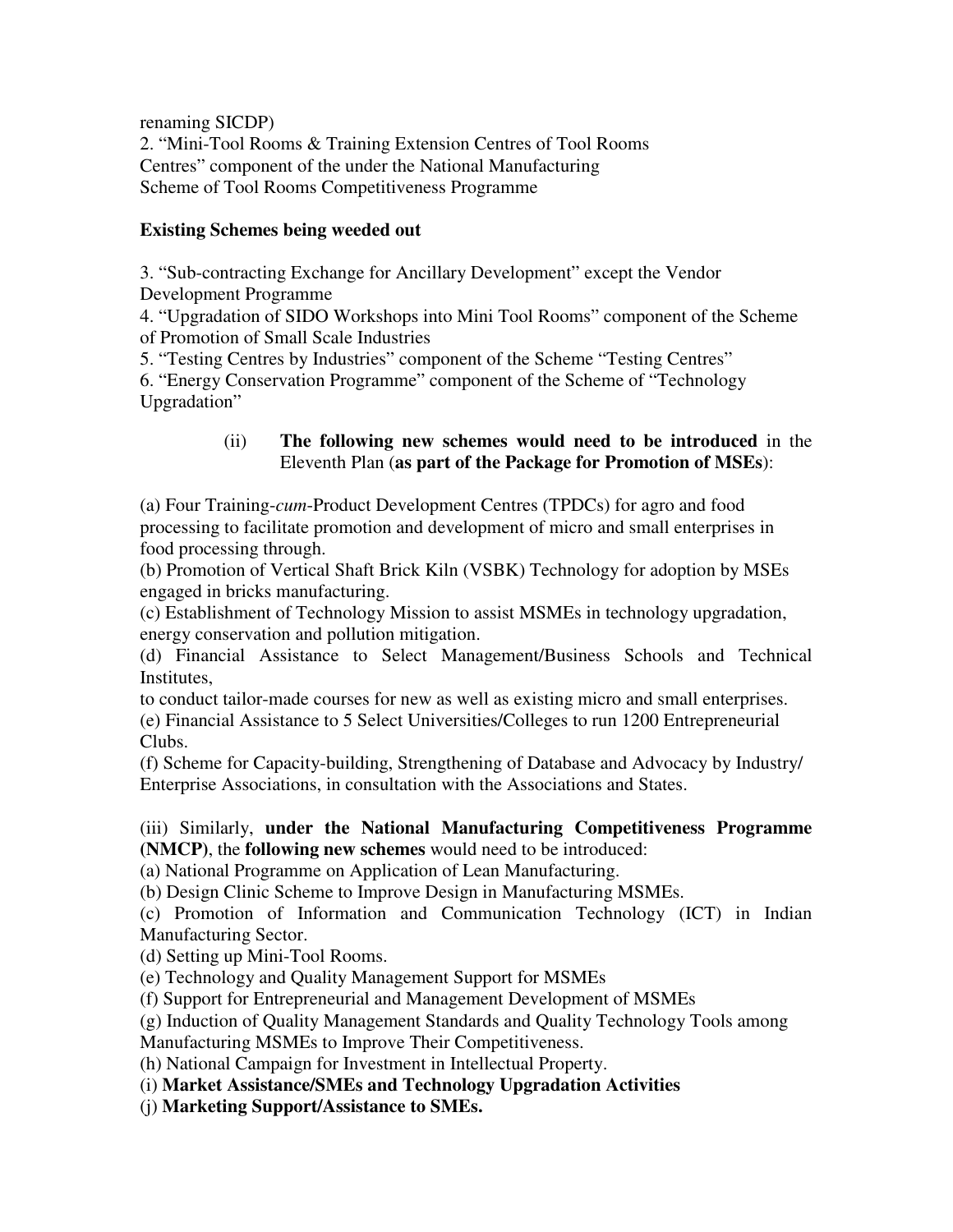renaming SICDP)
2. "Mini-Tool Rooms & Training Extension Centres of Tool Rooms Centres" component of the under the National Manufacturing Scheme of Tool Rooms Competitiveness Programme

**Existing Schemes being weeded out**

3. "Sub-contracting Exchange for Ancillary Development" except the Vendor Development Programme
4. "Upgradation of SIDO Workshops into Mini Tool Rooms" component of the Scheme of Promotion of Small Scale Industries
5. "Testing Centres by Industries" component of the Scheme "Testing Centres"
6. "Energy Conservation Programme" component of the Scheme of "Technology Upgradation"

(ii) **The following new schemes would need to be introduced** in the Eleventh Plan (**as part of the Package for Promotion of MSEs**):

(a) Four Training-*cum*-Product Development Centres (TPDCs) for agro and food processing to facilitate promotion and development of micro and small enterprises in food processing through.
(b) Promotion of Vertical Shaft Brick Kiln (VSBK) Technology for adoption by MSEs engaged in bricks manufacturing.
(c) Establishment of Technology Mission to assist MSMEs in technology upgradation, energy conservation and pollution mitigation.
(d) Financial Assistance to Select Management/Business Schools and Technical Institutes,
to conduct tailor-made courses for new as well as existing micro and small enterprises.
(e) Financial Assistance to 5 Select Universities/Colleges to run 1200 Entrepreneurial Clubs.
(f) Scheme for Capacity-building, Strengthening of Database and Advocacy by Industry/ Enterprise Associations, in consultation with the Associations and States.

(iii) Similarly, **under the National Manufacturing Competitiveness Programme (NMCP)**, the **following new schemes** would need to be introduced:
(a) National Programme on Application of Lean Manufacturing.
(b) Design Clinic Scheme to Improve Design in Manufacturing MSMEs.
(c) Promotion of Information and Communication Technology (ICT) in Indian Manufacturing Sector.
(d) Setting up Mini-Tool Rooms.
(e) Technology and Quality Management Support for MSMEs
(f) Support for Entrepreneurial and Management Development of MSMEs
(g) Induction of Quality Management Standards and Quality Technology Tools among Manufacturing MSMEs to Improve Their Competitiveness.
(h) National Campaign for Investment in Intellectual Property.
(i) **Market Assistance/SMEs and Technology Upgradation Activities**
(j) **Marketing Support/Assistance to SMEs.**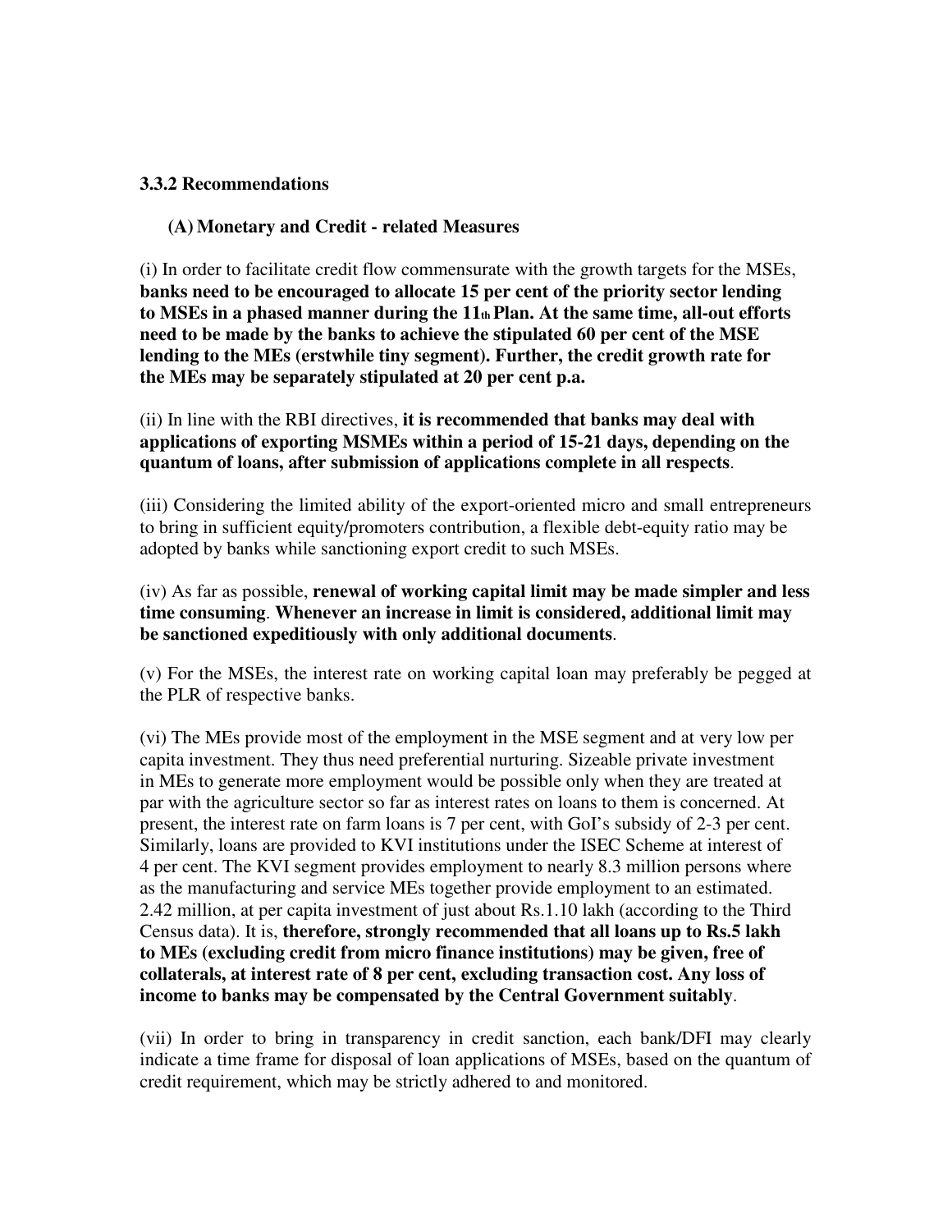### 3.3.2 Recommendations

#### (A) Monetary and Credit - related Measures

(i) In order to facilitate credit flow commensurate with the growth targets for the MSEs, **banks need to be encouraged to allocate 15 per cent of the priority sector lending to MSEs in a phased manner during the 11th Plan. At the same time, all-out efforts need to be made by the banks to achieve the stipulated 60 per cent of the MSE lending to the MEs (erstwhile tiny segment). Further, the credit growth rate for the MEs may be separately stipulated at 20 per cent p.a.**

(ii) In line with the RBI directives, **it is recommended that banks may deal with applications of exporting MSMEs within a period of 15-21 days, depending on the quantum of loans, after submission of applications complete in all respects**.

(iii) Considering the limited ability of the export-oriented micro and small entrepreneurs to bring in sufficient equity/promoters contribution, a flexible debt-equity ratio may be adopted by banks while sanctioning export credit to such MSEs.

(iv) As far as possible, **renewal of working capital limit may be made simpler and less time consuming**. **Whenever an increase in limit is considered, additional limit may be sanctioned expeditiously with only additional documents**.

(v) For the MSEs, the interest rate on working capital loan may preferably be pegged at the PLR of respective banks.

(vi) The MEs provide most of the employment in the MSE segment and at very low per capita investment. They thus need preferential nurturing. Sizeable private investment in MEs to generate more employment would be possible only when they are treated at par with the agriculture sector so far as interest rates on loans to them is concerned. At present, the interest rate on farm loans is 7 per cent, with GoI's subsidy of 2-3 per cent. Similarly, loans are provided to KVI institutions under the ISEC Scheme at interest of 4 per cent. The KVI segment provides employment to nearly 8.3 million persons where as the manufacturing and service MEs together provide employment to an estimated. 2.42 million, at per capita investment of just about Rs.1.10 lakh (according to the Third Census data). It is, **therefore, strongly recommended that all loans up to Rs.5 lakh to MEs (excluding credit from micro finance institutions) may be given, free of collaterals, at interest rate of 8 per cent, excluding transaction cost. Any loss of income to banks may be compensated by the Central Government suitably**.

(vii) In order to bring in transparency in credit sanction, each bank/DFI may clearly indicate a time frame for disposal of loan applications of MSEs, based on the quantum of credit requirement, which may be strictly adhered to and monitored.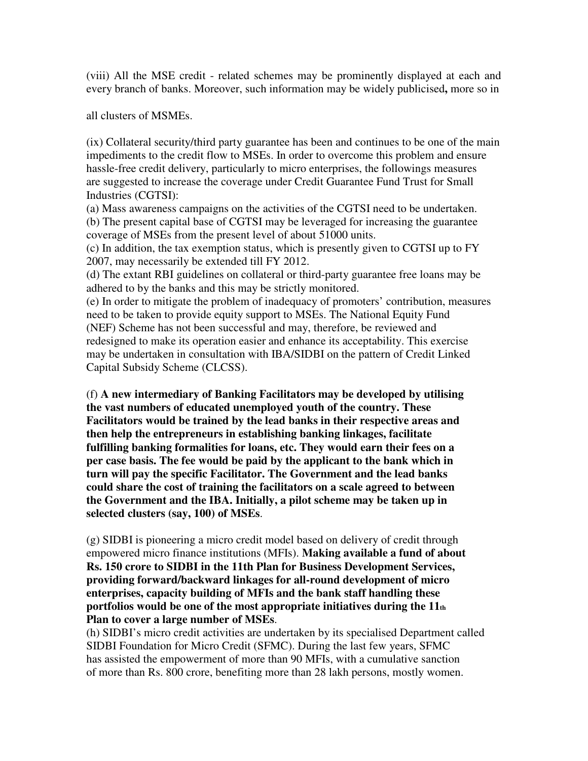(viii) All the MSE credit - related schemes may be prominently displayed at each and every branch of banks. Moreover, such information may be widely publicised**,** more so in

all clusters of MSMEs.

(ix) Collateral security/third party guarantee has been and continues to be one of the main impediments to the credit flow to MSEs. In order to overcome this problem and ensure hassle-free credit delivery, particularly to micro enterprises, the followings measures are suggested to increase the coverage under Credit Guarantee Fund Trust for Small Industries (CGTSI):

(a) Mass awareness campaigns on the activities of the CGTSI need to be undertaken.

(b) The present capital base of CGTSI may be leveraged for increasing the guarantee coverage of MSEs from the present level of about 51000 units.

(c) In addition, the tax exemption status, which is presently given to CGTSI up to FY 2007, may necessarily be extended till FY 2012.

(d) The extant RBI guidelines on collateral or third-party guarantee free loans may be adhered to by the banks and this may be strictly monitored.

(e) In order to mitigate the problem of inadequacy of promoters' contribution, measures need to be taken to provide equity support to MSEs. The National Equity Fund (NEF) Scheme has not been successful and may, therefore, be reviewed and redesigned to make its operation easier and enhance its acceptability. This exercise may be undertaken in consultation with IBA/SIDBI on the pattern of Credit Linked Capital Subsidy Scheme (CLCSS).

(f) **A new intermediary of Banking Facilitators may be developed by utilising the vast numbers of educated unemployed youth of the country. These Facilitators would be trained by the lead banks in their respective areas and then help the entrepreneurs in establishing banking linkages, facilitate fulfilling banking formalities for loans, etc. They would earn their fees on a per case basis. The fee would be paid by the applicant to the bank which in turn will pay the specific Facilitator. The Government and the lead banks could share the cost of training the facilitators on a scale agreed to between the Government and the IBA. Initially, a pilot scheme may be taken up in selected clusters (say, 100) of MSEs**.

(g) SIDBI is pioneering a micro credit model based on delivery of credit through empowered micro finance institutions (MFIs). **Making available a fund of about Rs. 150 crore to SIDBI in the 11th Plan for Business Development Services, providing forward/backward linkages for all-round development of micro enterprises, capacity building of MFIs and the bank staff handling these portfolios would be one of the most appropriate initiatives during the 11th Plan to cover a large number of MSEs**.

(h) SIDBI's micro credit activities are undertaken by its specialised Department called SIDBI Foundation for Micro Credit (SFMC). During the last few years, SFMC has assisted the empowerment of more than 90 MFIs, with a cumulative sanction of more than Rs. 800 crore, benefiting more than 28 lakh persons, mostly women.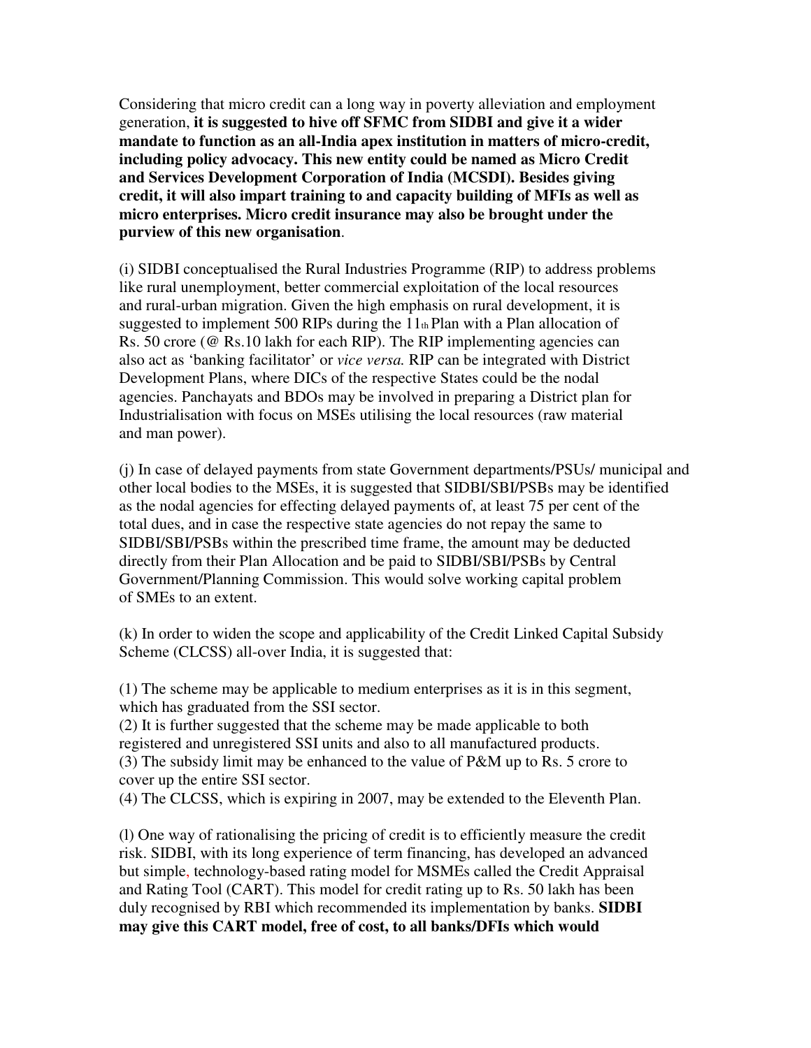Considering that micro credit can a long way in poverty alleviation and employment generation, **it is suggested to hive off SFMC from SIDBI and give it a wider mandate to function as an all-India apex institution in matters of micro-credit, including policy advocacy. This new entity could be named as Micro Credit and Services Development Corporation of India (MCSDI). Besides giving credit, it will also impart training to and capacity building of MFIs as well as micro enterprises. Micro credit insurance may also be brought under the purview of this new organisation**.

(i) SIDBI conceptualised the Rural Industries Programme (RIP) to address problems like rural unemployment, better commercial exploitation of the local resources and rural-urban migration. Given the high emphasis on rural development, it is suggested to implement 500 RIPs during the 11th Plan with a Plan allocation of Rs. 50 crore (@ Rs.10 lakh for each RIP). The RIP implementing agencies can also act as 'banking facilitator' or *vice versa.* RIP can be integrated with District Development Plans, where DICs of the respective States could be the nodal agencies. Panchayats and BDOs may be involved in preparing a District plan for Industrialisation with focus on MSEs utilising the local resources (raw material and man power).

(j) In case of delayed payments from state Government departments/PSUs/ municipal and other local bodies to the MSEs, it is suggested that SIDBI/SBI/PSBs may be identified as the nodal agencies for effecting delayed payments of, at least 75 per cent of the total dues, and in case the respective state agencies do not repay the same to SIDBI/SBI/PSBs within the prescribed time frame, the amount may be deducted directly from their Plan Allocation and be paid to SIDBI/SBI/PSBs by Central Government/Planning Commission. This would solve working capital problem of SMEs to an extent.

(k) In order to widen the scope and applicability of the Credit Linked Capital Subsidy Scheme (CLCSS) all-over India, it is suggested that:

(1) The scheme may be applicable to medium enterprises as it is in this segment, which has graduated from the SSI sector.
(2) It is further suggested that the scheme may be made applicable to both registered and unregistered SSI units and also to all manufactured products.
(3) The subsidy limit may be enhanced to the value of P&M up to Rs. 5 crore to cover up the entire SSI sector.
(4) The CLCSS, which is expiring in 2007, may be extended to the Eleventh Plan.

(l) One way of rationalising the pricing of credit is to efficiently measure the credit risk. SIDBI, with its long experience of term financing, has developed an advanced but simple, technology-based rating model for MSMEs called the Credit Appraisal and Rating Tool (CART). This model for credit rating up to Rs. 50 lakh has been duly recognised by RBI which recommended its implementation by banks. **SIDBI may give this CART model, free of cost, to all banks/DFIs which would**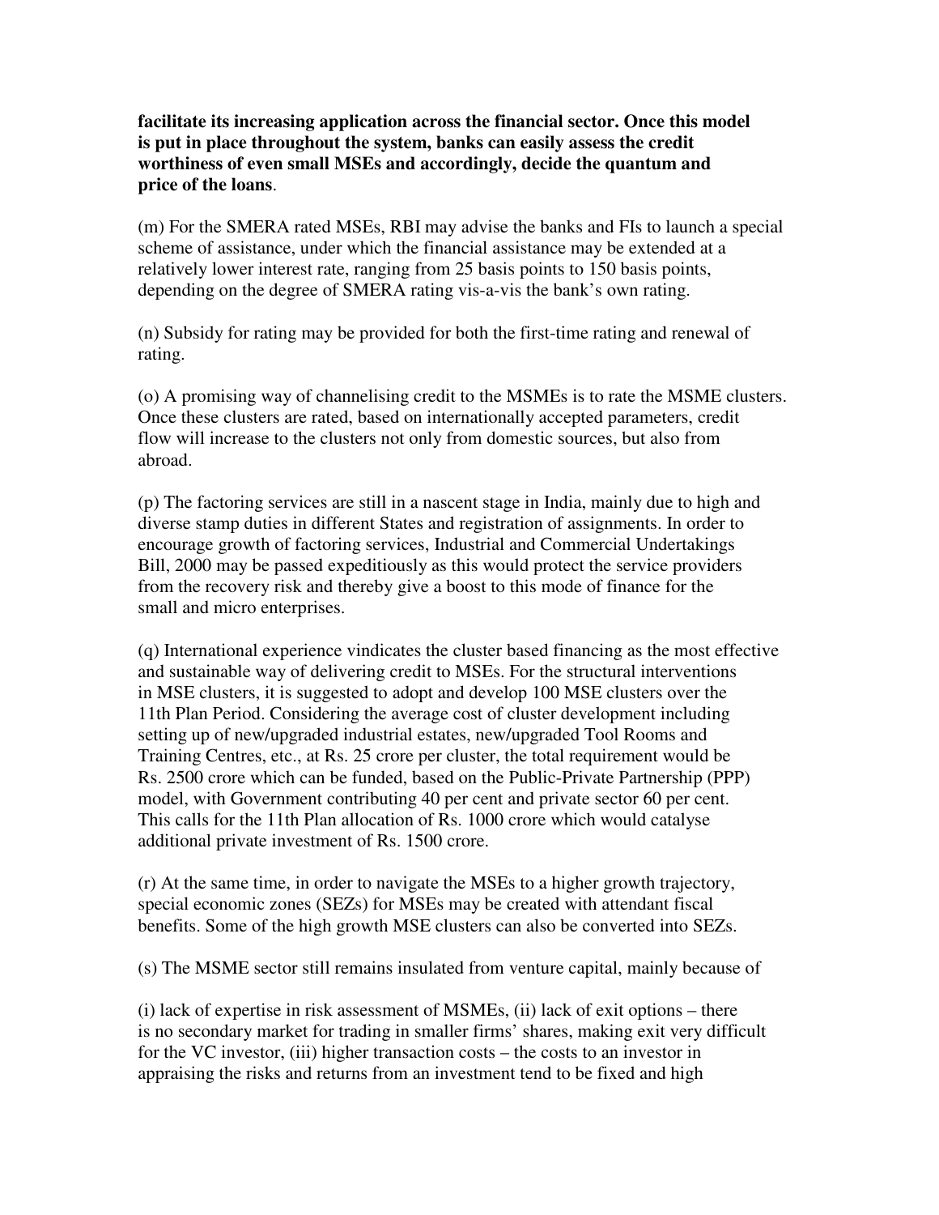**facilitate its increasing application across the financial sector. Once this model is put in place throughout the system, banks can easily assess the credit worthiness of even small MSEs and accordingly, decide the quantum and price of the loans**.

(m) For the SMERA rated MSEs, RBI may advise the banks and FIs to launch a special scheme of assistance, under which the financial assistance may be extended at a relatively lower interest rate, ranging from 25 basis points to 150 basis points, depending on the degree of SMERA rating vis-a-vis the bank's own rating.

(n) Subsidy for rating may be provided for both the first-time rating and renewal of rating.

(o) A promising way of channelising credit to the MSMEs is to rate the MSME clusters. Once these clusters are rated, based on internationally accepted parameters, credit flow will increase to the clusters not only from domestic sources, but also from abroad.

(p) The factoring services are still in a nascent stage in India, mainly due to high and diverse stamp duties in different States and registration of assignments. In order to encourage growth of factoring services, Industrial and Commercial Undertakings Bill, 2000 may be passed expeditiously as this would protect the service providers from the recovery risk and thereby give a boost to this mode of finance for the small and micro enterprises.

(q) International experience vindicates the cluster based financing as the most effective and sustainable way of delivering credit to MSEs. For the structural interventions in MSE clusters, it is suggested to adopt and develop 100 MSE clusters over the 11th Plan Period. Considering the average cost of cluster development including setting up of new/upgraded industrial estates, new/upgraded Tool Rooms and Training Centres, etc., at Rs. 25 crore per cluster, the total requirement would be Rs. 2500 crore which can be funded, based on the Public-Private Partnership (PPP) model, with Government contributing 40 per cent and private sector 60 per cent. This calls for the 11th Plan allocation of Rs. 1000 crore which would catalyse additional private investment of Rs. 1500 crore.

(r) At the same time, in order to navigate the MSEs to a higher growth trajectory, special economic zones (SEZs) for MSEs may be created with attendant fiscal benefits. Some of the high growth MSE clusters can also be converted into SEZs.

(s) The MSME sector still remains insulated from venture capital, mainly because of

(i) lack of expertise in risk assessment of MSMEs, (ii) lack of exit options – there is no secondary market for trading in smaller firms' shares, making exit very difficult for the VC investor, (iii) higher transaction costs – the costs to an investor in appraising the risks and returns from an investment tend to be fixed and high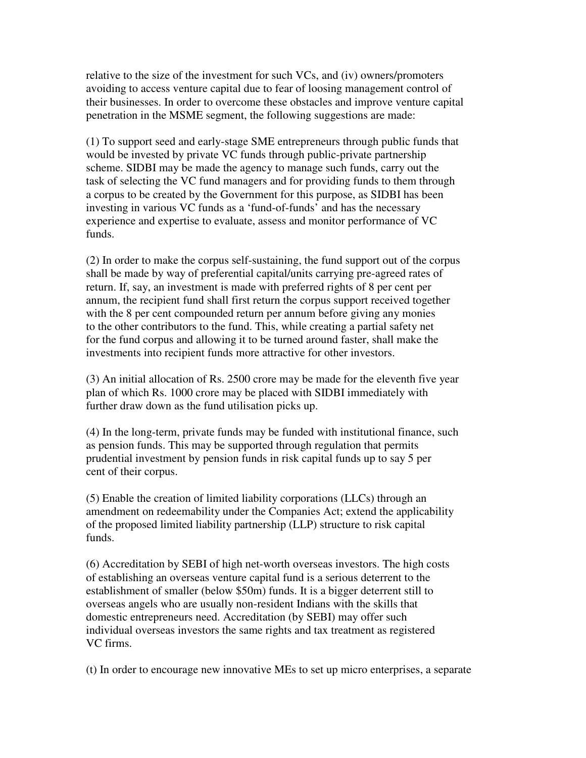relative to the size of the investment for such VCs, and (iv) owners/promoters avoiding to access venture capital due to fear of loosing management control of their businesses. In order to overcome these obstacles and improve venture capital penetration in the MSME segment, the following suggestions are made:

(1) To support seed and early-stage SME entrepreneurs through public funds that would be invested by private VC funds through public-private partnership scheme. SIDBI may be made the agency to manage such funds, carry out the task of selecting the VC fund managers and for providing funds to them through a corpus to be created by the Government for this purpose, as SIDBI has been investing in various VC funds as a 'fund-of-funds' and has the necessary experience and expertise to evaluate, assess and monitor performance of VC funds.

(2) In order to make the corpus self-sustaining, the fund support out of the corpus shall be made by way of preferential capital/units carrying pre-agreed rates of return. If, say, an investment is made with preferred rights of 8 per cent per annum, the recipient fund shall first return the corpus support received together with the 8 per cent compounded return per annum before giving any monies to the other contributors to the fund. This, while creating a partial safety net for the fund corpus and allowing it to be turned around faster, shall make the investments into recipient funds more attractive for other investors.

(3) An initial allocation of Rs. 2500 crore may be made for the eleventh five year plan of which Rs. 1000 crore may be placed with SIDBI immediately with further draw down as the fund utilisation picks up.

(4) In the long-term, private funds may be funded with institutional finance, such as pension funds. This may be supported through regulation that permits prudential investment by pension funds in risk capital funds up to say 5 per cent of their corpus.

(5) Enable the creation of limited liability corporations (LLCs) through an amendment on redeemability under the Companies Act; extend the applicability of the proposed limited liability partnership (LLP) structure to risk capital funds.

(6) Accreditation by SEBI of high net-worth overseas investors. The high costs of establishing an overseas venture capital fund is a serious deterrent to the establishment of smaller (below $50m) funds. It is a bigger deterrent still to overseas angels who are usually non-resident Indians with the skills that domestic entrepreneurs need. Accreditation (by SEBI) may offer such individual overseas investors the same rights and tax treatment as registered VC firms.

(t) In order to encourage new innovative MEs to set up micro enterprises, a separate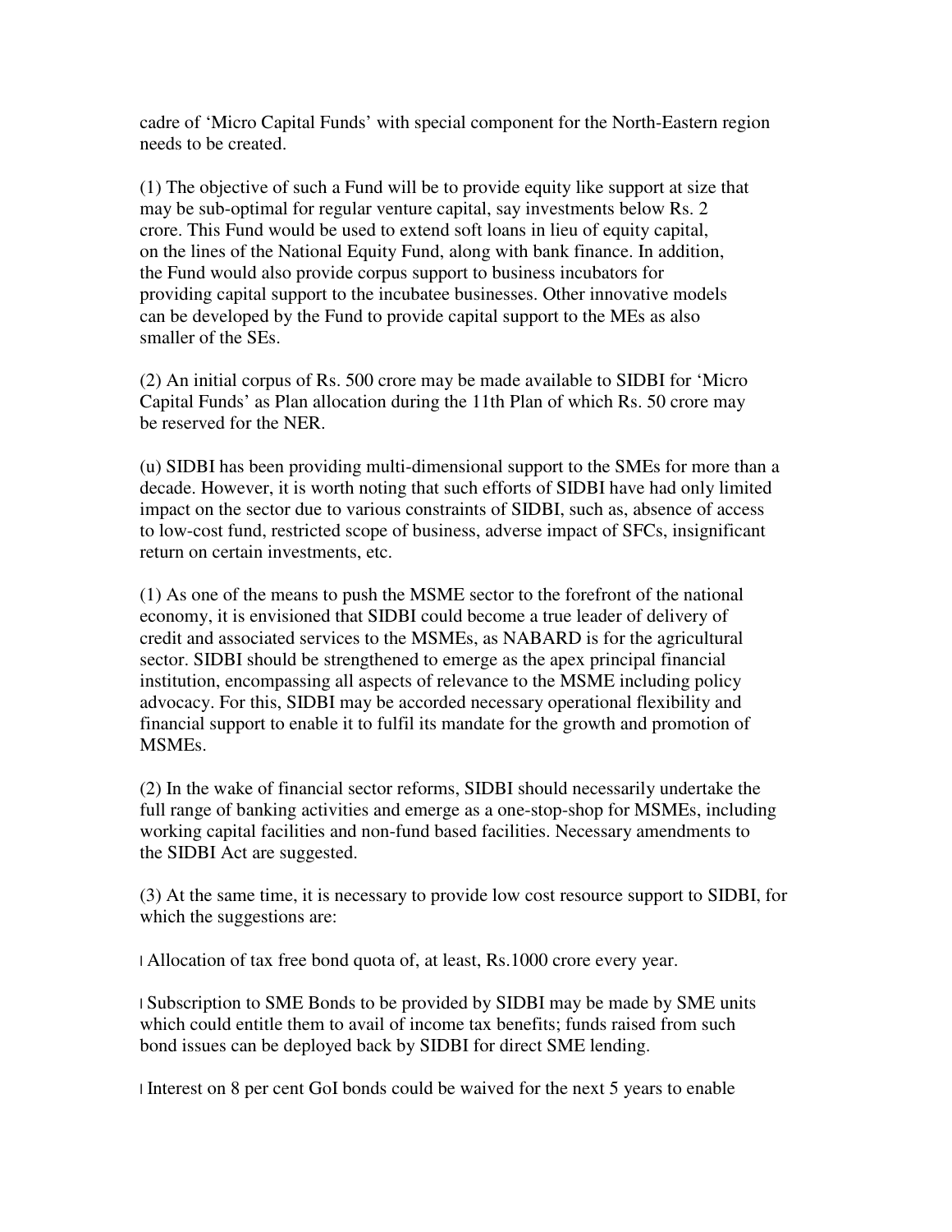cadre of 'Micro Capital Funds' with special component for the North-Eastern region needs to be created.

(1) The objective of such a Fund will be to provide equity like support at size that may be sub-optimal for regular venture capital, say investments below Rs. 2 crore. This Fund would be used to extend soft loans in lieu of equity capital, on the lines of the National Equity Fund, along with bank finance. In addition, the Fund would also provide corpus support to business incubators for providing capital support to the incubatee businesses. Other innovative models can be developed by the Fund to provide capital support to the MEs as also smaller of the SEs.

(2) An initial corpus of Rs. 500 crore may be made available to SIDBI for 'Micro Capital Funds' as Plan allocation during the 11th Plan of which Rs. 50 crore may be reserved for the NER.

(u) SIDBI has been providing multi-dimensional support to the SMEs for more than a decade. However, it is worth noting that such efforts of SIDBI have had only limited impact on the sector due to various constraints of SIDBI, such as, absence of access to low-cost fund, restricted scope of business, adverse impact of SFCs, insignificant return on certain investments, etc.

(1) As one of the means to push the MSME sector to the forefront of the national economy, it is envisioned that SIDBI could become a true leader of delivery of credit and associated services to the MSMEs, as NABARD is for the agricultural sector. SIDBI should be strengthened to emerge as the apex principal financial institution, encompassing all aspects of relevance to the MSME including policy advocacy. For this, SIDBI may be accorded necessary operational flexibility and financial support to enable it to fulfil its mandate for the growth and promotion of MSMEs.

(2) In the wake of financial sector reforms, SIDBI should necessarily undertake the full range of banking activities and emerge as a one-stop-shop for MSMEs, including working capital facilities and non-fund based facilities. Necessary amendments to the SIDBI Act are suggested.

(3) At the same time, it is necessary to provide low cost resource support to SIDBI, for which the suggestions are:

- Allocation of tax free bond quota of, at least, Rs.1000 crore every year.
- Subscription to SME Bonds to be provided by SIDBI may be made by SME units which could entitle them to avail of income tax benefits; funds raised from such bond issues can be deployed back by SIDBI for direct SME lending.
- Interest on 8 per cent GoI bonds could be waived for the next 5 years to enable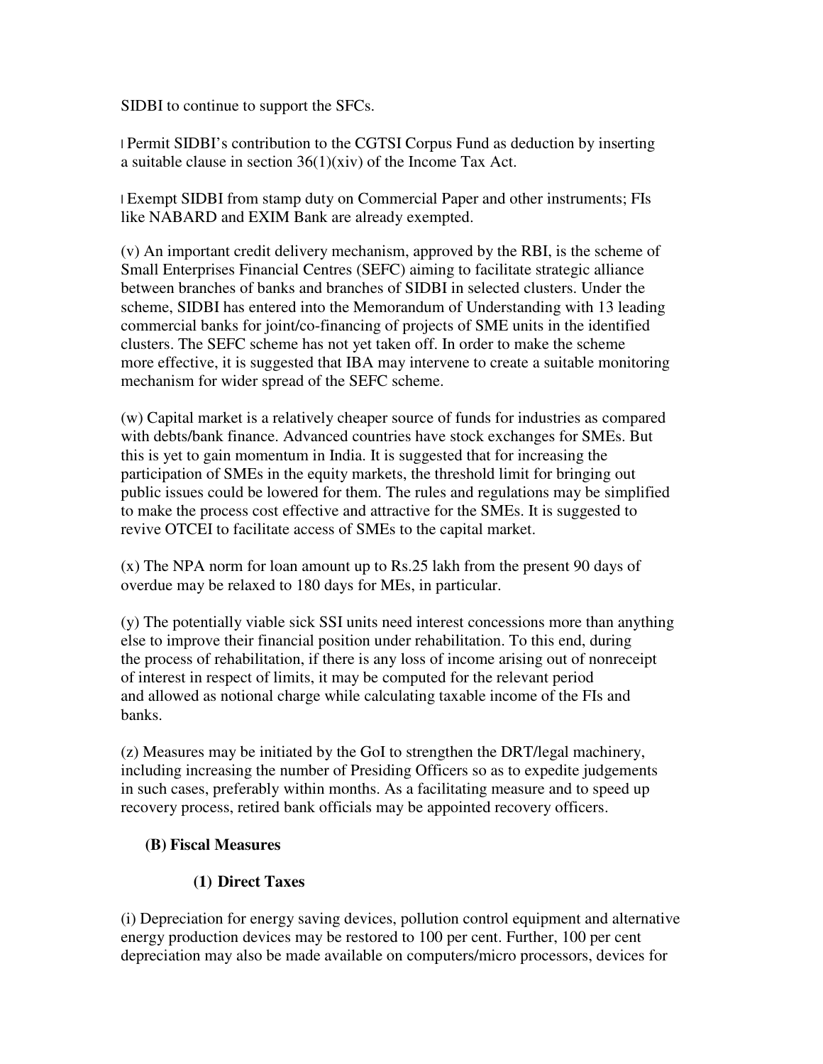SIDBI to continue to support the SFCs.

- Permit SIDBI's contribution to the CGTSI Corpus Fund as deduction by inserting a suitable clause in section 36(1)(xiv) of the Income Tax Act.

- Exempt SIDBI from stamp duty on Commercial Paper and other instruments; FIs like NABARD and EXIM Bank are already exempted.

(v) An important credit delivery mechanism, approved by the RBI, is the scheme of Small Enterprises Financial Centres (SEFC) aiming to facilitate strategic alliance between branches of banks and branches of SIDBI in selected clusters. Under the scheme, SIDBI has entered into the Memorandum of Understanding with 13 leading commercial banks for joint/co-financing of projects of SME units in the identified clusters. The SEFC scheme has not yet taken off. In order to make the scheme more effective, it is suggested that IBA may intervene to create a suitable monitoring mechanism for wider spread of the SEFC scheme.

(w) Capital market is a relatively cheaper source of funds for industries as compared with debts/bank finance. Advanced countries have stock exchanges for SMEs. But this is yet to gain momentum in India. It is suggested that for increasing the participation of SMEs in the equity markets, the threshold limit for bringing out public issues could be lowered for them. The rules and regulations may be simplified to make the process cost effective and attractive for the SMEs. It is suggested to revive OTCEI to facilitate access of SMEs to the capital market.

(x) The NPA norm for loan amount up to Rs.25 lakh from the present 90 days of overdue may be relaxed to 180 days for MEs, in particular.

(y) The potentially viable sick SSI units need interest concessions more than anything else to improve their financial position under rehabilitation. To this end, during the process of rehabilitation, if there is any loss of income arising out of nonreceipt of interest in respect of limits, it may be computed for the relevant period and allowed as notional charge while calculating taxable income of the FIs and banks.

(z) Measures may be initiated by the GoI to strengthen the DRT/legal machinery, including increasing the number of Presiding Officers so as to expedite judgements in such cases, preferably within months. As a facilitating measure and to speed up recovery process, retired bank officials may be appointed recovery officers.

## (B) Fiscal Measures

### (1) Direct Taxes

(i) Depreciation for energy saving devices, pollution control equipment and alternative energy production devices may be restored to 100 per cent. Further, 100 per cent depreciation may also be made available on computers/micro processors, devices for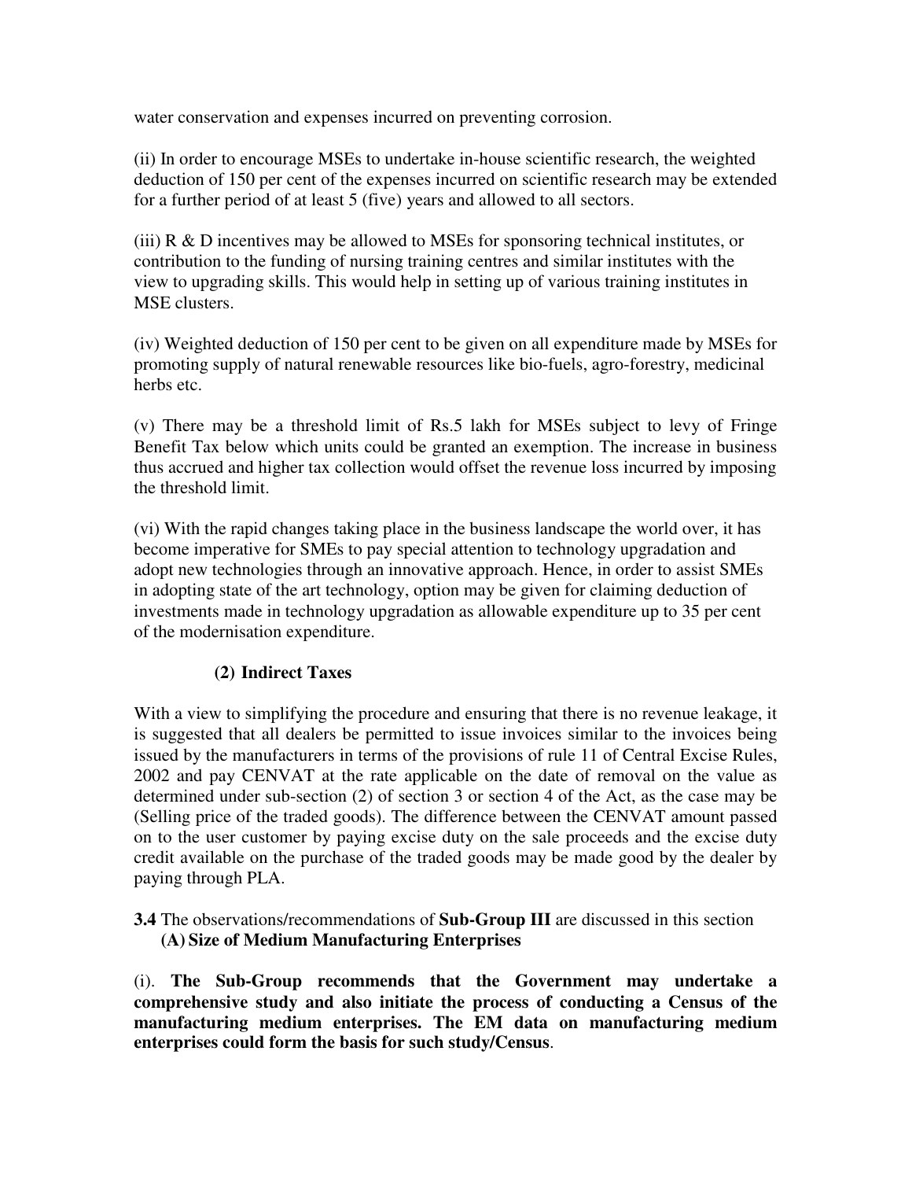water conservation and expenses incurred on preventing corrosion.

(ii) In order to encourage MSEs to undertake in-house scientific research, the weighted deduction of 150 per cent of the expenses incurred on scientific research may be extended for a further period of at least 5 (five) years and allowed to all sectors.

(iii) R & D incentives may be allowed to MSEs for sponsoring technical institutes, or contribution to the funding of nursing training centres and similar institutes with the view to upgrading skills. This would help in setting up of various training institutes in MSE clusters.

(iv) Weighted deduction of 150 per cent to be given on all expenditure made by MSEs for promoting supply of natural renewable resources like bio-fuels, agro-forestry, medicinal herbs etc.

(v) There may be a threshold limit of Rs.5 lakh for MSEs subject to levy of Fringe Benefit Tax below which units could be granted an exemption. The increase in business thus accrued and higher tax collection would offset the revenue loss incurred by imposing the threshold limit.

(vi) With the rapid changes taking place in the business landscape the world over, it has become imperative for SMEs to pay special attention to technology upgradation and adopt new technologies through an innovative approach. Hence, in order to assist SMEs in adopting state of the art technology, option may be given for claiming deduction of investments made in technology upgradation as allowable expenditure up to 35 per cent of the modernisation expenditure.

**(2) Indirect Taxes**

With a view to simplifying the procedure and ensuring that there is no revenue leakage, it is suggested that all dealers be permitted to issue invoices similar to the invoices being issued by the manufacturers in terms of the provisions of rule 11 of Central Excise Rules, 2002 and pay CENVAT at the rate applicable on the date of removal on the value as determined under sub-section (2) of section 3 or section 4 of the Act, as the case may be (Selling price of the traded goods). The difference between the CENVAT amount passed on to the user customer by paying excise duty on the sale proceeds and the excise duty credit available on the purchase of the traded goods may be made good by the dealer by paying through PLA.

**3.4** The observations/recommendations of **Sub-Group III** are discussed in this section

**(A) Size of Medium Manufacturing Enterprises**

(i). **The Sub-Group recommends that the Government may undertake a comprehensive study and also initiate the process of conducting a Census of the manufacturing medium enterprises. The EM data on manufacturing medium enterprises could form the basis for such study/Census**.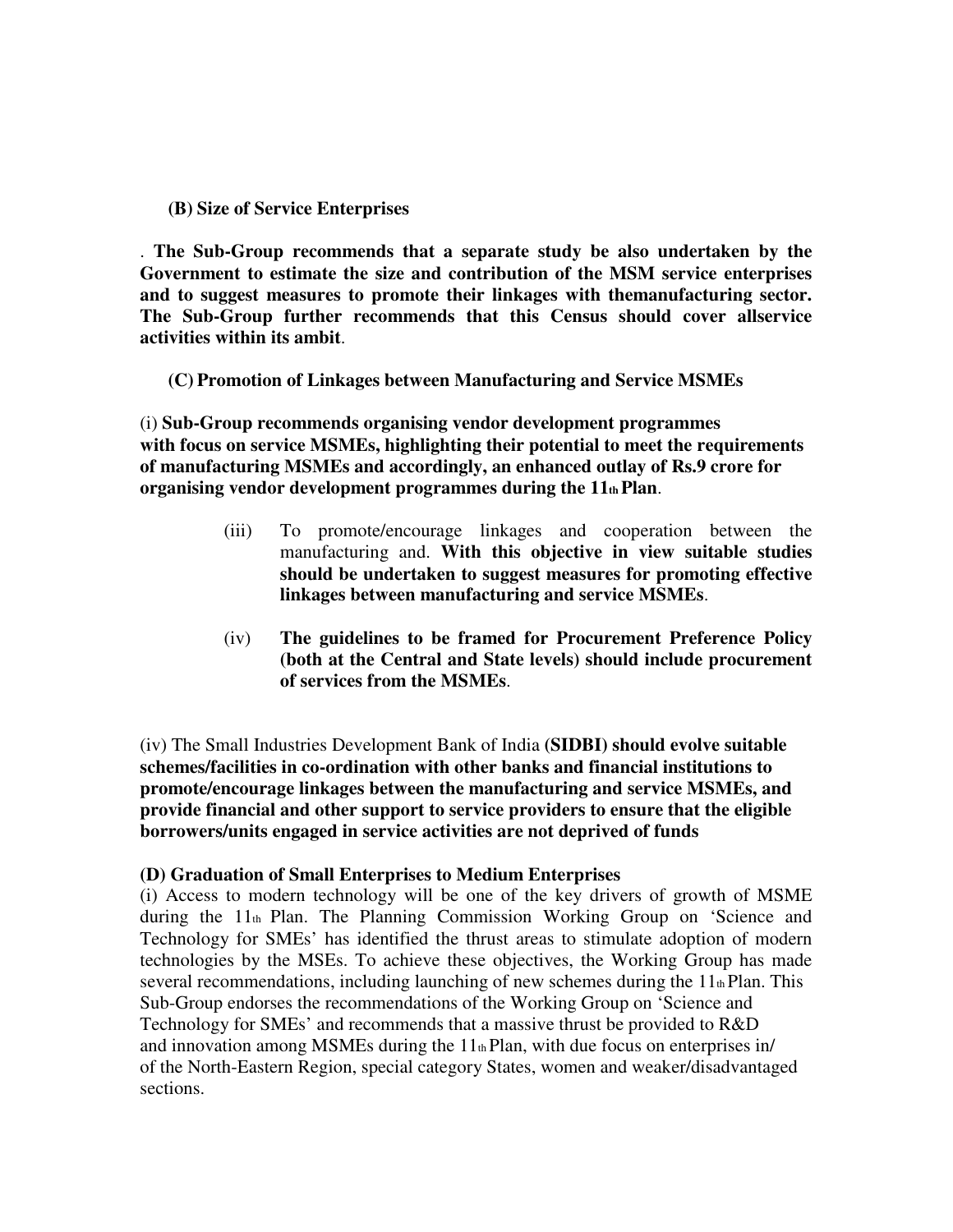**(B) Size of Service Enterprises**

. **The Sub-Group recommends that a separate study be also undertaken by the Government to estimate the size and contribution of the MSM service enterprises and to suggest measures to promote their linkages with themanufacturing sector. The Sub-Group further recommends that this Census should cover allservice activities within its ambit**.

**(C) Promotion of Linkages between Manufacturing and Service MSMEs**

(i) **Sub-Group recommends organising vendor development programmes with focus on service MSMEs, highlighting their potential to meet the requirements of manufacturing MSMEs and accordingly, an enhanced outlay of Rs.9 crore for organising vendor development programmes during the 11th Plan**.

(iii) To promote/encourage linkages and cooperation between the manufacturing and. **With this objective in view suitable studies should be undertaken to suggest measures for promoting effective linkages between manufacturing and service MSMEs**.

(iv) **The guidelines to be framed for Procurement Preference Policy (both at the Central and State levels) should include procurement of services from the MSMEs**.

(iv) The Small Industries Development Bank of India **(SIDBI) should evolve suitable schemes/facilities in co-ordination with other banks and financial institutions to promote/encourage linkages between the manufacturing and service MSMEs, and provide financial and other support to service providers to ensure that the eligible borrowers/units engaged in service activities are not deprived of funds**

**(D) Graduation of Small Enterprises to Medium Enterprises**

(i) Access to modern technology will be one of the key drivers of growth of MSME during the 11th Plan. The Planning Commission Working Group on 'Science and Technology for SMEs' has identified the thrust areas to stimulate adoption of modern technologies by the MSEs. To achieve these objectives, the Working Group has made several recommendations, including launching of new schemes during the 11th Plan. This Sub-Group endorses the recommendations of the Working Group on 'Science and Technology for SMEs' and recommends that a massive thrust be provided to R&D and innovation among MSMEs during the 11th Plan, with due focus on enterprises in/ of the North-Eastern Region, special category States, women and weaker/disadvantaged sections.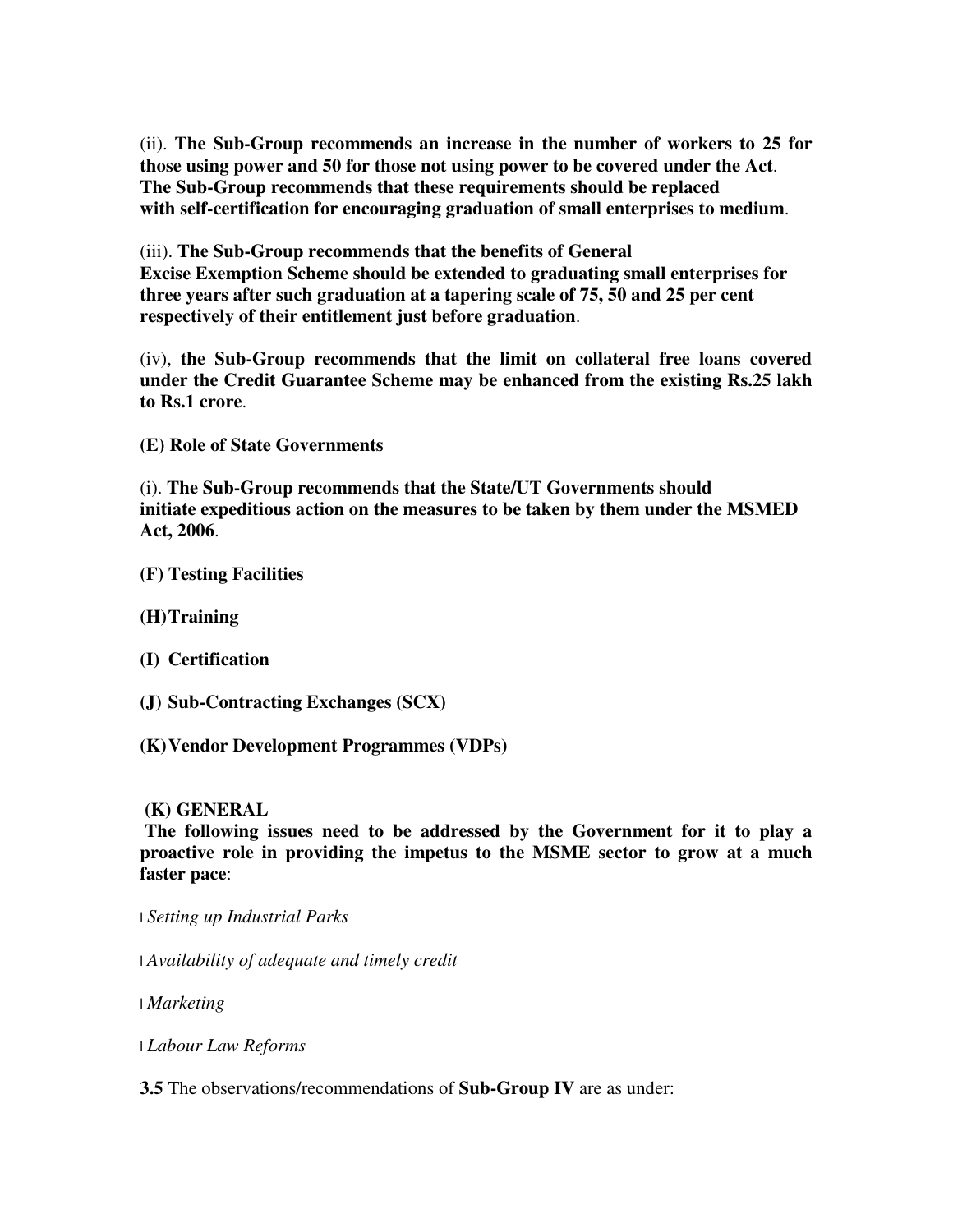(ii). **The Sub-Group recommends an increase in the number of workers to 25 for those using power and 50 for those not using power to be covered under the Act**. **The Sub-Group recommends that these requirements should be replaced with self-certification for encouraging graduation of small enterprises to medium**.

(iii). **The Sub-Group recommends that the benefits of General Excise Exemption Scheme should be extended to graduating small enterprises for three years after such graduation at a tapering scale of 75, 50 and 25 per cent respectively of their entitlement just before graduation**.

(iv), **the Sub-Group recommends that the limit on collateral free loans covered under the Credit Guarantee Scheme may be enhanced from the existing Rs.25 lakh to Rs.1 crore**.

**(E) Role of State Governments**

(i). **The Sub-Group recommends that the State/UT Governments should initiate expeditious action on the measures to be taken by them under the MSMED Act, 2006**.

**(F) Testing Facilities**

**(H) Training**

**(I) Certification**

**(J) Sub-Contracting Exchanges (SCX)**

**(K) Vendor Development Programmes (VDPs)**

**(K) GENERAL**

**The following issues need to be addressed by the Government for it to play a proactive role in providing the impetus to the MSME sector to grow at a much faster pace**:

- *Setting up Industrial Parks*
- *Availability of adequate and timely credit*
- *Marketing*
- *Labour Law Reforms*

**3.5** The observations/recommendations of **Sub-Group IV** are as under: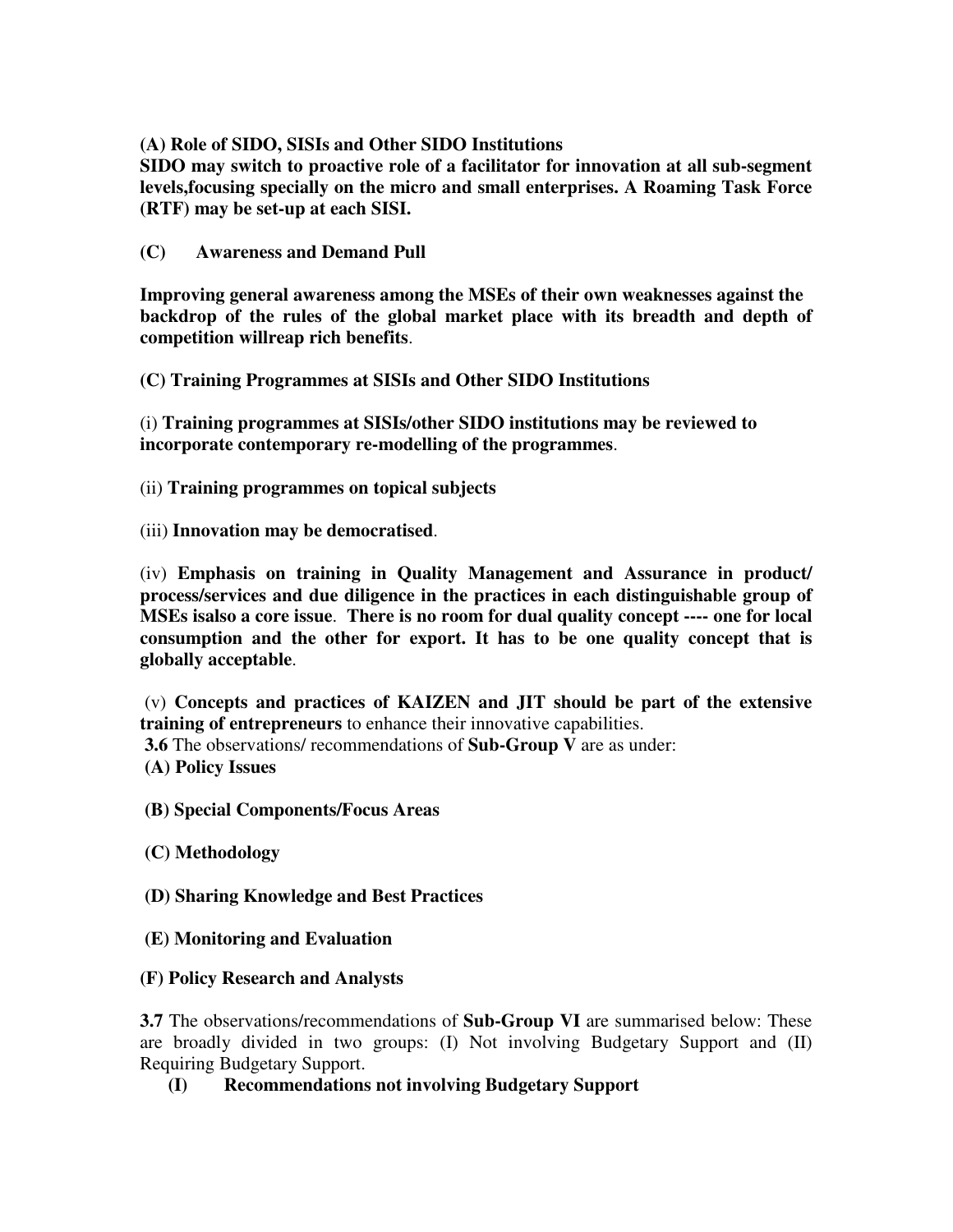**(A) Role of SIDO, SISIs and Other SIDO Institutions**

**SIDO may switch to proactive role of a facilitator for innovation at all sub-segment levels,focusing specially on the micro and small enterprises. A Roaming Task Force (RTF) may be set-up at each SISI.**

**(C) Awareness and Demand Pull**

**Improving general awareness among the MSEs of their own weaknesses against the backdrop of the rules of the global market place with its breadth and depth of competition willreap rich benefits**.

**(C) Training Programmes at SISIs and Other SIDO Institutions**

(i) **Training programmes at SISIs/other SIDO institutions may be reviewed to incorporate contemporary re-modelling of the programmes**.

(ii) **Training programmes on topical subjects**

(iii) **Innovation may be democratised**.

(iv) **Emphasis on training in Quality Management and Assurance in product/ process/services and due diligence in the practices in each distinguishable group of MSEs isalso a core issue**. **There is no room for dual quality concept ---- one for local consumption and the other for export. It has to be one quality concept that is globally acceptable**.

(v) **Concepts and practices of KAIZEN and JIT should be part of the extensive training of entrepreneurs** to enhance their innovative capabilities.

**3.6** The observations/ recommendations of **Sub-Group V** are as under:

**(A) Policy Issues**

**(B) Special Components/Focus Areas**

**(C) Methodology**

**(D) Sharing Knowledge and Best Practices**

**(E) Monitoring and Evaluation**

**(F) Policy Research and Analysts**

**3.7** The observations/recommendations of **Sub-Group VI** are summarised below: These are broadly divided in two groups: (I) Not involving Budgetary Support and (II) Requiring Budgetary Support.

**(I) Recommendations not involving Budgetary Support**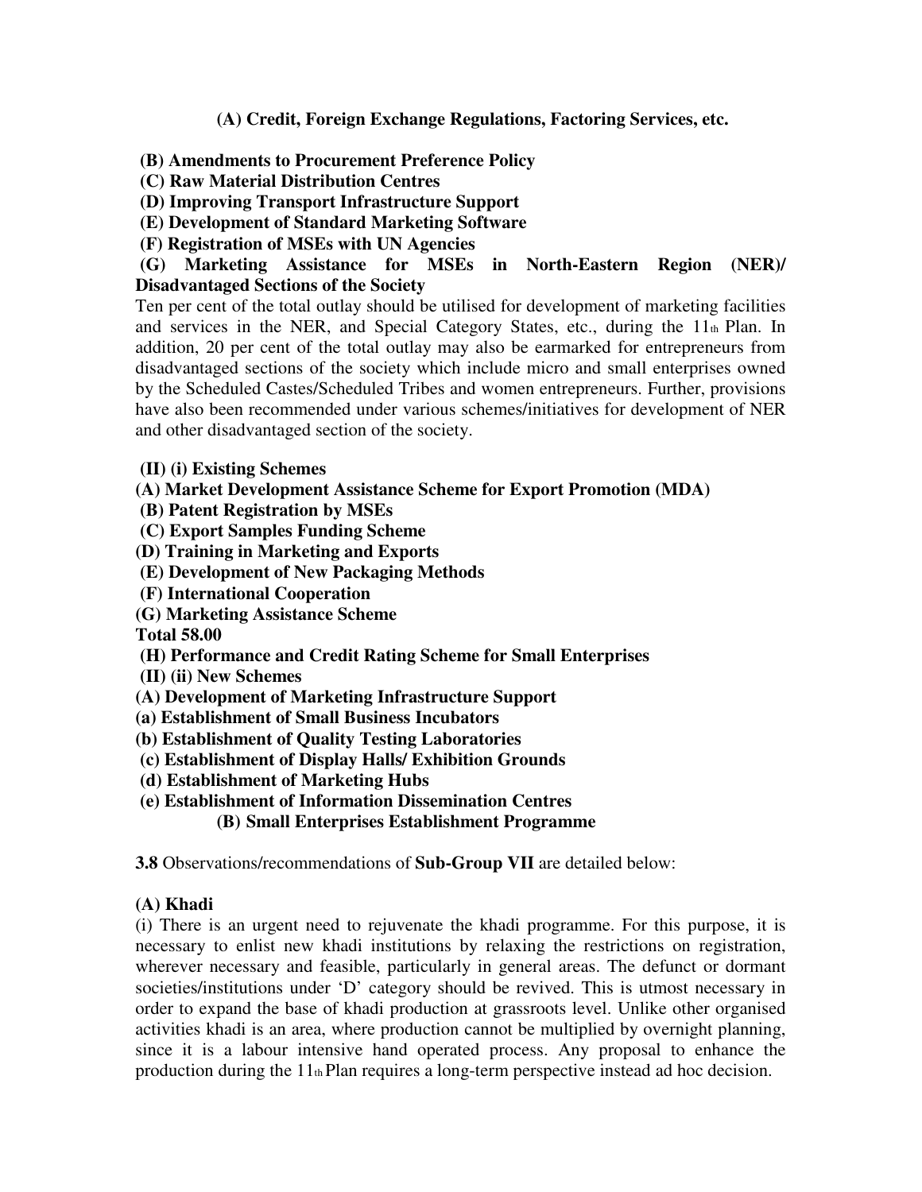**(A) Credit, Foreign Exchange Regulations, Factoring Services, etc.**

**(B) Amendments to Procurement Preference Policy**
**(C) Raw Material Distribution Centres**
**(D) Improving Transport Infrastructure Support**
**(E) Development of Standard Marketing Software**
**(F) Registration of MSEs with UN Agencies**
**(G) Marketing Assistance for MSEs in North-Eastern Region (NER)/ Disadvantaged Sections of the Society**

Ten per cent of the total outlay should be utilised for development of marketing facilities and services in the NER, and Special Category States, etc., during the 11th Plan. In addition, 20 per cent of the total outlay may also be earmarked for entrepreneurs from disadvantaged sections of the society which include micro and small enterprises owned by the Scheduled Castes/Scheduled Tribes and women entrepreneurs. Further, provisions have also been recommended under various schemes/initiatives for development of NER and other disadvantaged section of the society.

**(II) (i) Existing Schemes**
**(A) Market Development Assistance Scheme for Export Promotion (MDA)**
**(B) Patent Registration by MSEs**
**(C) Export Samples Funding Scheme**
**(D) Training in Marketing and Exports**
**(E) Development of New Packaging Methods**
**(F) International Cooperation**
**(G) Marketing Assistance Scheme**
**Total 58.00**
**(H) Performance and Credit Rating Scheme for Small Enterprises**
**(II) (ii) New Schemes**
**(A) Development of Marketing Infrastructure Support**
**(a) Establishment of Small Business Incubators**
**(b) Establishment of Quality Testing Laboratories**
**(c) Establishment of Display Halls/ Exhibition Grounds**
**(d) Establishment of Marketing Hubs**
**(e) Establishment of Information Dissemination Centres**
**(B) Small Enterprises Establishment Programme**

**3.8** Observations/recommendations of **Sub-Group VII** are detailed below:

**(A) Khadi**

(i) There is an urgent need to rejuvenate the khadi programme. For this purpose, it is necessary to enlist new khadi institutions by relaxing the restrictions on registration, wherever necessary and feasible, particularly in general areas. The defunct or dormant societies/institutions under 'D' category should be revived. This is utmost necessary in order to expand the base of khadi production at grassroots level. Unlike other organised activities khadi is an area, where production cannot be multiplied by overnight planning, since it is a labour intensive hand operated process. Any proposal to enhance the production during the 11th Plan requires a long-term perspective instead ad hoc decision.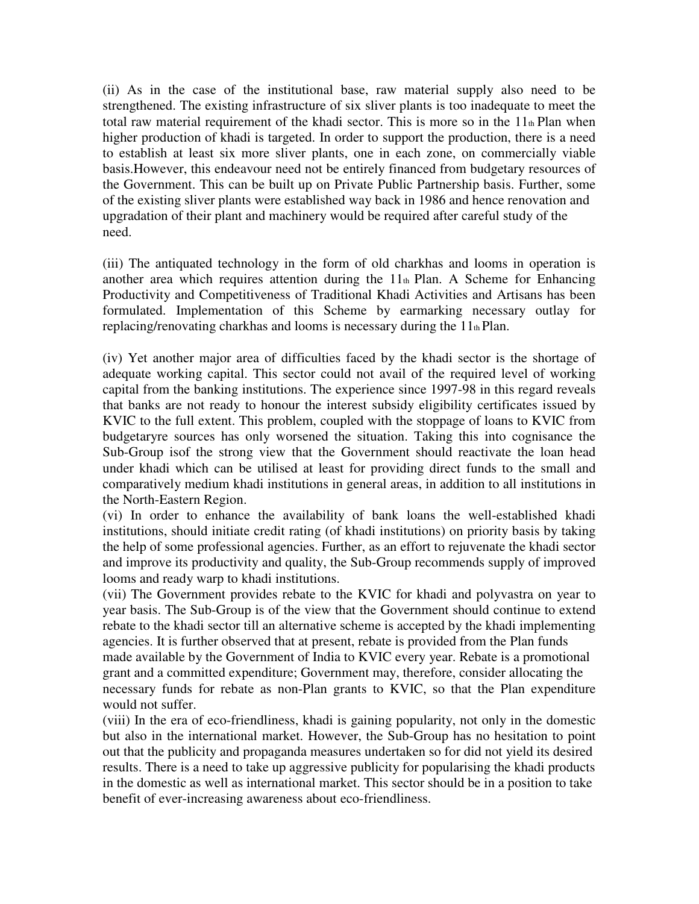(ii) As in the case of the institutional base, raw material supply also need to be strengthened. The existing infrastructure of six sliver plants is too inadequate to meet the total raw material requirement of the khadi sector. This is more so in the 11th Plan when higher production of khadi is targeted. In order to support the production, there is a need to establish at least six more sliver plants, one in each zone, on commercially viable basis.However, this endeavour need not be entirely financed from budgetary resources of the Government. This can be built up on Private Public Partnership basis. Further, some of the existing sliver plants were established way back in 1986 and hence renovation and upgradation of their plant and machinery would be required after careful study of the need.

(iii) The antiquated technology in the form of old charkhas and looms in operation is another area which requires attention during the 11th Plan. A Scheme for Enhancing Productivity and Competitiveness of Traditional Khadi Activities and Artisans has been formulated. Implementation of this Scheme by earmarking necessary outlay for replacing/renovating charkhas and looms is necessary during the 11th Plan.

(iv) Yet another major area of difficulties faced by the khadi sector is the shortage of adequate working capital. This sector could not avail of the required level of working capital from the banking institutions. The experience since 1997-98 in this regard reveals that banks are not ready to honour the interest subsidy eligibility certificates issued by KVIC to the full extent. This problem, coupled with the stoppage of loans to KVIC from budgetaryre sources has only worsened the situation. Taking this into cognisance the Sub-Group isof the strong view that the Government should reactivate the loan head under khadi which can be utilised at least for providing direct funds to the small and comparatively medium khadi institutions in general areas, in addition to all institutions in the North-Eastern Region.

(vi) In order to enhance the availability of bank loans the well-established khadi institutions, should initiate credit rating (of khadi institutions) on priority basis by taking the help of some professional agencies. Further, as an effort to rejuvenate the khadi sector and improve its productivity and quality, the Sub-Group recommends supply of improved looms and ready warp to khadi institutions.

(vii) The Government provides rebate to the KVIC for khadi and polyvastra on year to year basis. The Sub-Group is of the view that the Government should continue to extend rebate to the khadi sector till an alternative scheme is accepted by the khadi implementing agencies. It is further observed that at present, rebate is provided from the Plan funds made available by the Government of India to KVIC every year. Rebate is a promotional grant and a committed expenditure; Government may, therefore, consider allocating the necessary funds for rebate as non-Plan grants to KVIC, so that the Plan expenditure would not suffer.

(viii) In the era of eco-friendliness, khadi is gaining popularity, not only in the domestic but also in the international market. However, the Sub-Group has no hesitation to point out that the publicity and propaganda measures undertaken so for did not yield its desired results. There is a need to take up aggressive publicity for popularising the khadi products in the domestic as well as international market. This sector should be in a position to take benefit of ever-increasing awareness about eco-friendliness.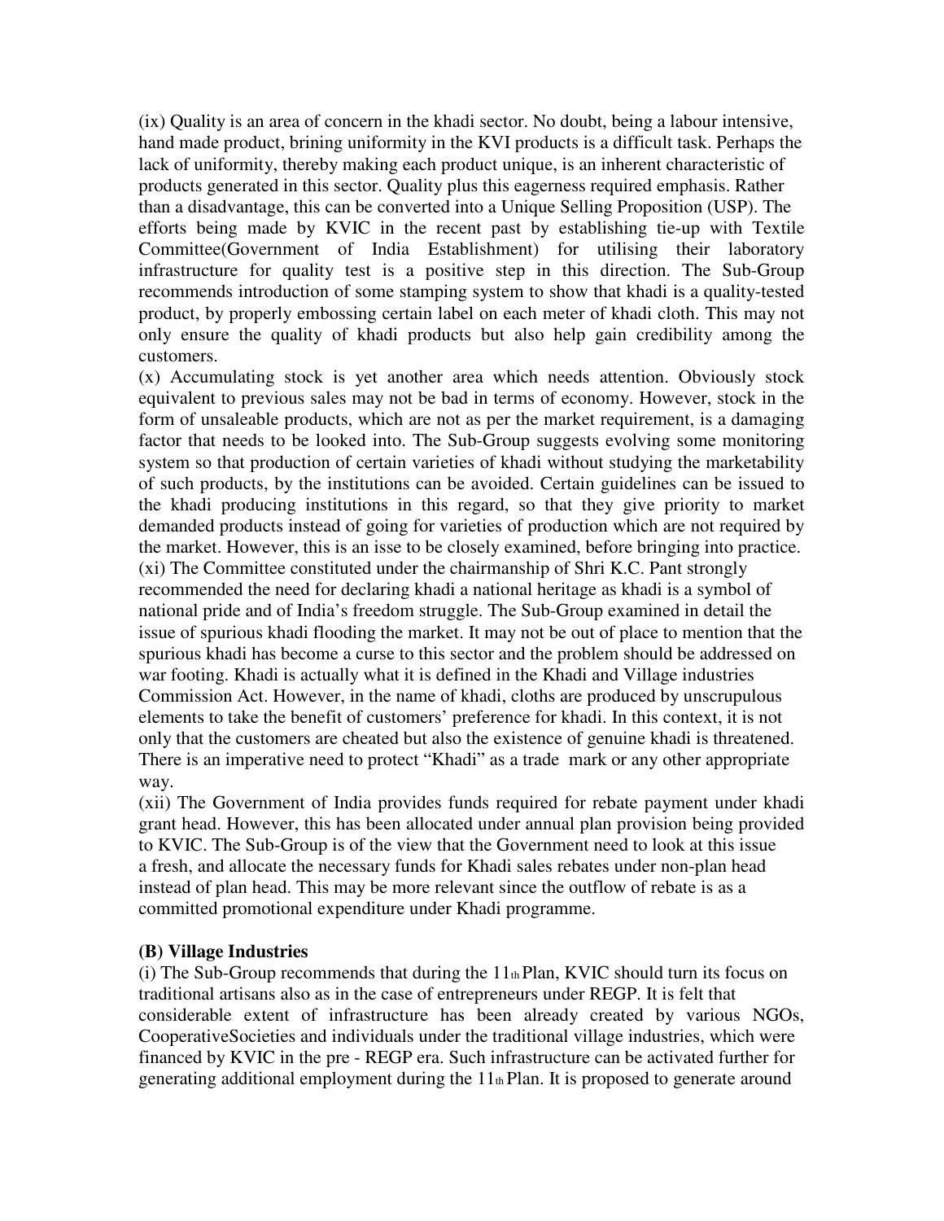(ix) Quality is an area of concern in the khadi sector. No doubt, being a labour intensive, hand made product, brining uniformity in the KVI products is a difficult task. Perhaps the lack of uniformity, thereby making each product unique, is an inherent characteristic of products generated in this sector. Quality plus this eagerness required emphasis. Rather than a disadvantage, this can be converted into a Unique Selling Proposition (USP). The efforts being made by KVIC in the recent past by establishing tie-up with Textile Committee(Government of India Establishment) for utilising their laboratory infrastructure for quality test is a positive step in this direction. The Sub-Group recommends introduction of some stamping system to show that khadi is a quality-tested product, by properly embossing certain label on each meter of khadi cloth. This may not only ensure the quality of khadi products but also help gain credibility among the customers.

(x) Accumulating stock is yet another area which needs attention. Obviously stock equivalent to previous sales may not be bad in terms of economy. However, stock in the form of unsaleable products, which are not as per the market requirement, is a damaging factor that needs to be looked into. The Sub-Group suggests evolving some monitoring system so that production of certain varieties of khadi without studying the marketability of such products, by the institutions can be avoided. Certain guidelines can be issued to the khadi producing institutions in this regard, so that they give priority to market demanded products instead of going for varieties of production which are not required by the market. However, this is an isse to be closely examined, before bringing into practice.

(xi) The Committee constituted under the chairmanship of Shri K.C. Pant strongly recommended the need for declaring khadi a national heritage as khadi is a symbol of national pride and of India's freedom struggle. The Sub-Group examined in detail the issue of spurious khadi flooding the market. It may not be out of place to mention that the spurious khadi has become a curse to this sector and the problem should be addressed on war footing. Khadi is actually what it is defined in the Khadi and Village industries Commission Act. However, in the name of khadi, cloths are produced by unscrupulous elements to take the benefit of customers' preference for khadi. In this context, it is not only that the customers are cheated but also the existence of genuine khadi is threatened. There is an imperative need to protect "Khadi" as a trade mark or any other appropriate way.

(xii) The Government of India provides funds required for rebate payment under khadi grant head. However, this has been allocated under annual plan provision being provided to KVIC. The Sub-Group is of the view that the Government need to look at this issue a fresh, and allocate the necessary funds for Khadi sales rebates under non-plan head instead of plan head. This may be more relevant since the outflow of rebate is as a committed promotional expenditure under Khadi programme.

**(B) Village Industries**

(i) The Sub-Group recommends that during the 11th Plan, KVIC should turn its focus on traditional artisans also as in the case of entrepreneurs under REGP. It is felt that considerable extent of infrastructure has been already created by various NGOs, CooperativeSocieties and individuals under the traditional village industries, which were financed by KVIC in the pre - REGP era. Such infrastructure can be activated further for generating additional employment during the 11th Plan. It is proposed to generate around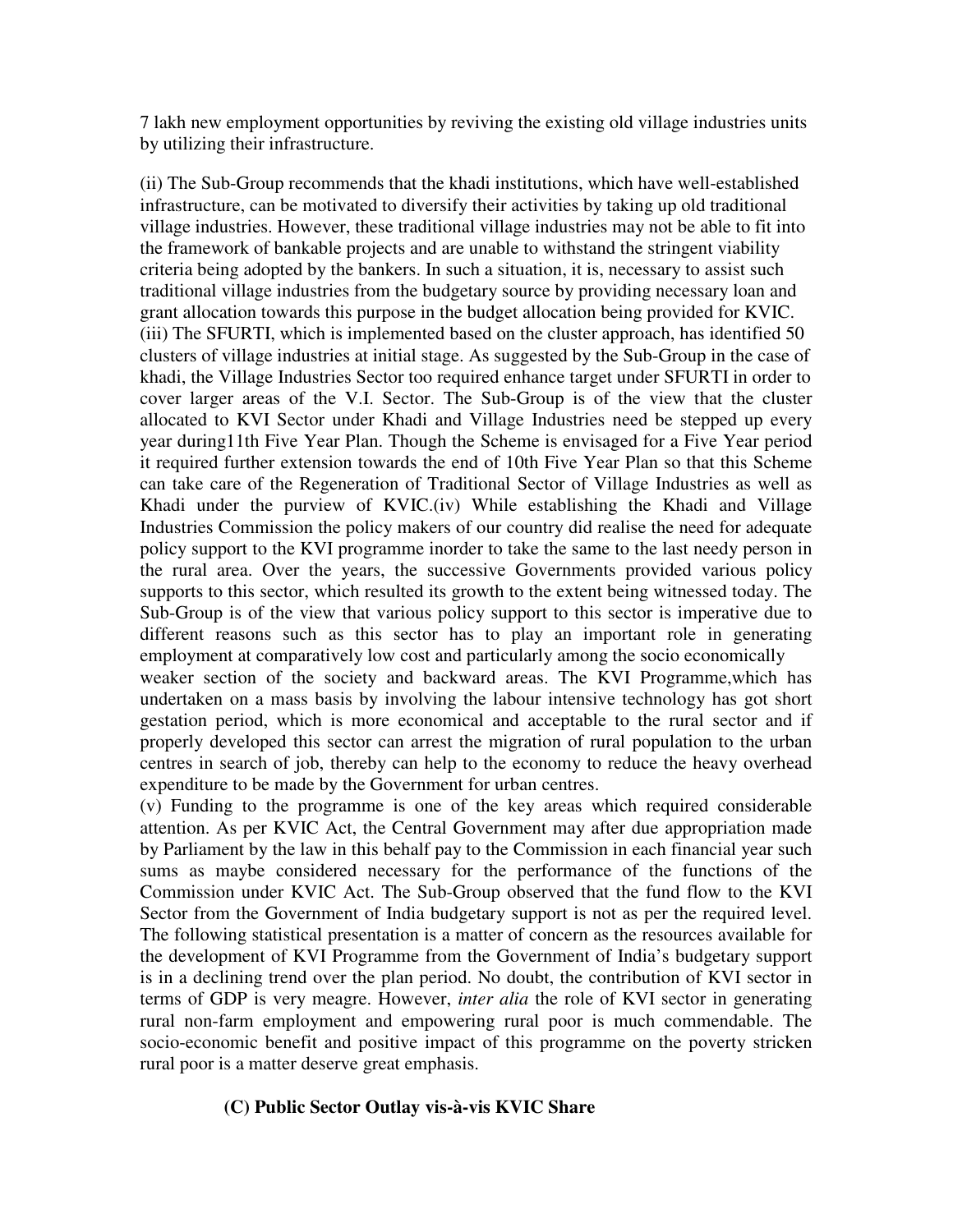7 lakh new employment opportunities by reviving the existing old village industries units by utilizing their infrastructure.

(ii) The Sub-Group recommends that the khadi institutions, which have well-established infrastructure, can be motivated to diversify their activities by taking up old traditional village industries. However, these traditional village industries may not be able to fit into the framework of bankable projects and are unable to withstand the stringent viability criteria being adopted by the bankers. In such a situation, it is, necessary to assist such traditional village industries from the budgetary source by providing necessary loan and grant allocation towards this purpose in the budget allocation being provided for KVIC.

(iii) The SFURTI, which is implemented based on the cluster approach, has identified 50 clusters of village industries at initial stage. As suggested by the Sub-Group in the case of khadi, the Village Industries Sector too required enhance target under SFURTI in order to cover larger areas of the V.I. Sector. The Sub-Group is of the view that the cluster allocated to KVI Sector under Khadi and Village Industries need be stepped up every year during11th Five Year Plan. Though the Scheme is envisaged for a Five Year period it required further extension towards the end of 10th Five Year Plan so that this Scheme can take care of the Regeneration of Traditional Sector of Village Industries as well as Khadi under the purview of KVIC.(iv) While establishing the Khadi and Village Industries Commission the policy makers of our country did realise the need for adequate policy support to the KVI programme inorder to take the same to the last needy person in the rural area. Over the years, the successive Governments provided various policy supports to this sector, which resulted its growth to the extent being witnessed today. The Sub-Group is of the view that various policy support to this sector is imperative due to different reasons such as this sector has to play an important role in generating employment at comparatively low cost and particularly among the socio economically weaker section of the society and backward areas. The KVI Programme,which has undertaken on a mass basis by involving the labour intensive technology has got short gestation period, which is more economical and acceptable to the rural sector and if properly developed this sector can arrest the migration of rural population to the urban centres in search of job, thereby can help to the economy to reduce the heavy overhead expenditure to be made by the Government for urban centres.

(v) Funding to the programme is one of the key areas which required considerable attention. As per KVIC Act, the Central Government may after due appropriation made by Parliament by the law in this behalf pay to the Commission in each financial year such sums as maybe considered necessary for the performance of the functions of the Commission under KVIC Act. The Sub-Group observed that the fund flow to the KVI Sector from the Government of India budgetary support is not as per the required level. The following statistical presentation is a matter of concern as the resources available for the development of KVI Programme from the Government of India's budgetary support is in a declining trend over the plan period. No doubt, the contribution of KVI sector in terms of GDP is very meagre. However, *inter alia* the role of KVI sector in generating rural non-farm employment and empowering rural poor is much commendable. The socio-economic benefit and positive impact of this programme on the poverty stricken rural poor is a matter deserve great emphasis.

### (C) Public Sector Outlay vis-à-vis KVIC Share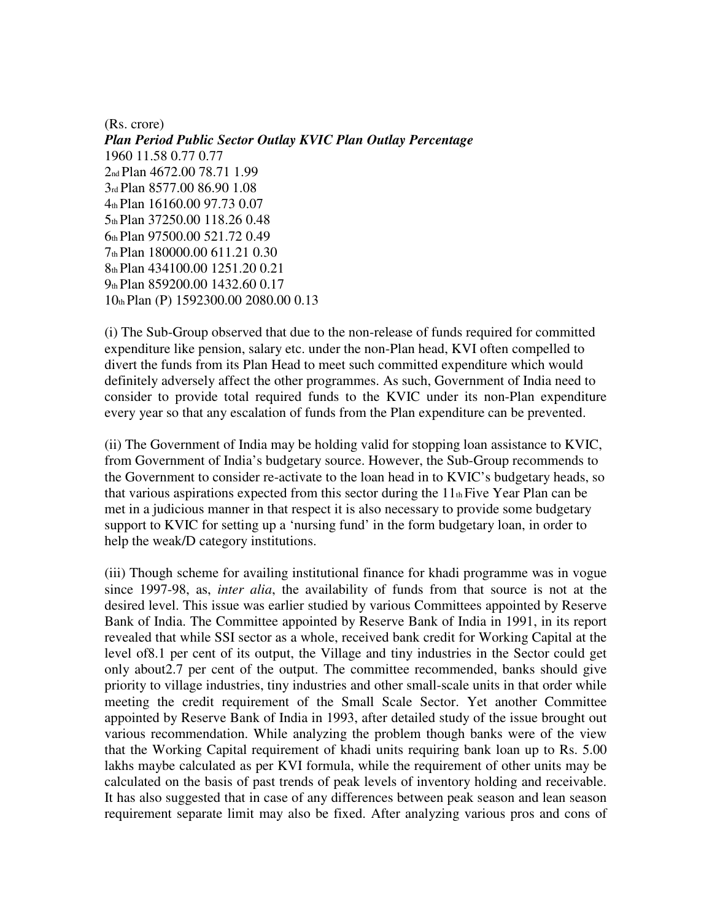(Rs. crore)

| *Plan Period* | *Public Sector Outlay* | *KVIC Plan Outlay* | *Percentage* |
|---|---|---|---|
| 1960 | 11.58 | 0.77 | 0.77 |
| 2nd Plan | 4672.00 | 78.71 | 1.99 |
| 3rd Plan | 8577.00 | 86.90 | 1.08 |
| 4th Plan | 16160.00 | 97.73 | 0.07 |
| 5th Plan | 37250.00 | 118.26 | 0.48 |
| 6th Plan | 97500.00 | 521.72 | 0.49 |
| 7th Plan | 180000.00 | 611.21 | 0.30 |
| 8th Plan | 434100.00 | 1251.20 | 0.21 |
| 9th Plan | 859200.00 | 1432.60 | 0.17 |
| 10th Plan (P) | 1592300.00 | 2080.00 | 0.13 |

(i) The Sub-Group observed that due to the non-release of funds required for committed expenditure like pension, salary etc. under the non-Plan head, KVI often compelled to divert the funds from its Plan Head to meet such committed expenditure which would definitely adversely affect the other programmes. As such, Government of India need to consider to provide total required funds to the KVIC under its non-Plan expenditure every year so that any escalation of funds from the Plan expenditure can be prevented.

(ii) The Government of India may be holding valid for stopping loan assistance to KVIC, from Government of India's budgetary source. However, the Sub-Group recommends to the Government to consider re-activate to the loan head in to KVIC's budgetary heads, so that various aspirations expected from this sector during the 11th Five Year Plan can be met in a judicious manner in that respect it is also necessary to provide some budgetary support to KVIC for setting up a 'nursing fund' in the form budgetary loan, in order to help the weak/D category institutions.

(iii) Though scheme for availing institutional finance for khadi programme was in vogue since 1997-98, as, *inter alia*, the availability of funds from that source is not at the desired level. This issue was earlier studied by various Committees appointed by Reserve Bank of India. The Committee appointed by Reserve Bank of India in 1991, in its report revealed that while SSI sector as a whole, received bank credit for Working Capital at the level of8.1 per cent of its output, the Village and tiny industries in the Sector could get only about2.7 per cent of the output. The committee recommended, banks should give priority to village industries, tiny industries and other small-scale units in that order while meeting the credit requirement of the Small Scale Sector. Yet another Committee appointed by Reserve Bank of India in 1993, after detailed study of the issue brought out various recommendation. While analyzing the problem though banks were of the view that the Working Capital requirement of khadi units requiring bank loan up to Rs. 5.00 lakhs maybe calculated as per KVI formula, while the requirement of other units may be calculated on the basis of past trends of peak levels of inventory holding and receivable. It has also suggested that in case of any differences between peak season and lean season requirement separate limit may also be fixed. After analyzing various pros and cons of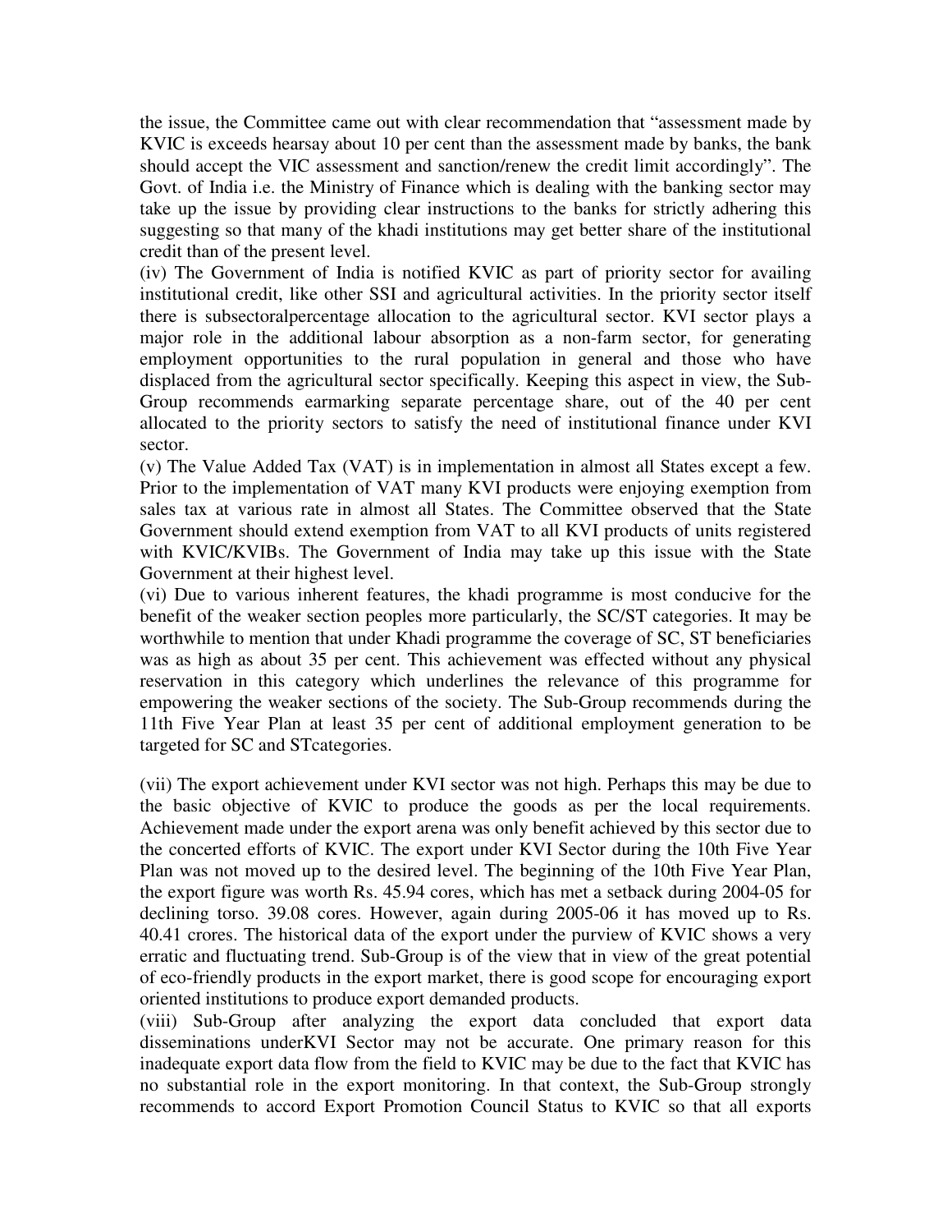the issue, the Committee came out with clear recommendation that "assessment made by KVIC is exceeds hearsay about 10 per cent than the assessment made by banks, the bank should accept the VIC assessment and sanction/renew the credit limit accordingly". The Govt. of India i.e. the Ministry of Finance which is dealing with the banking sector may take up the issue by providing clear instructions to the banks for strictly adhering this suggesting so that many of the khadi institutions may get better share of the institutional credit than of the present level.

(iv) The Government of India is notified KVIC as part of priority sector for availing institutional credit, like other SSI and agricultural activities. In the priority sector itself there is subsectoralpercentage allocation to the agricultural sector. KVI sector plays a major role in the additional labour absorption as a non-farm sector, for generating employment opportunities to the rural population in general and those who have displaced from the agricultural sector specifically. Keeping this aspect in view, the Sub-Group recommends earmarking separate percentage share, out of the 40 per cent allocated to the priority sectors to satisfy the need of institutional finance under KVI sector.

(v) The Value Added Tax (VAT) is in implementation in almost all States except a few. Prior to the implementation of VAT many KVI products were enjoying exemption from sales tax at various rate in almost all States. The Committee observed that the State Government should extend exemption from VAT to all KVI products of units registered with KVIC/KVIBs. The Government of India may take up this issue with the State Government at their highest level.

(vi) Due to various inherent features, the khadi programme is most conducive for the benefit of the weaker section peoples more particularly, the SC/ST categories. It may be worthwhile to mention that under Khadi programme the coverage of SC, ST beneficiaries was as high as about 35 per cent. This achievement was effected without any physical reservation in this category which underlines the relevance of this programme for empowering the weaker sections of the society. The Sub-Group recommends during the 11th Five Year Plan at least 35 per cent of additional employment generation to be targeted for SC and STcategories.

(vii) The export achievement under KVI sector was not high. Perhaps this may be due to the basic objective of KVIC to produce the goods as per the local requirements. Achievement made under the export arena was only benefit achieved by this sector due to the concerted efforts of KVIC. The export under KVI Sector during the 10th Five Year Plan was not moved up to the desired level. The beginning of the 10th Five Year Plan, the export figure was worth Rs. 45.94 cores, which has met a setback during 2004-05 for declining torso. 39.08 cores. However, again during 2005-06 it has moved up to Rs. 40.41 crores. The historical data of the export under the purview of KVIC shows a very erratic and fluctuating trend. Sub-Group is of the view that in view of the great potential of eco-friendly products in the export market, there is good scope for encouraging export oriented institutions to produce export demanded products.

(viii) Sub-Group after analyzing the export data concluded that export data disseminations underKVI Sector may not be accurate. One primary reason for this inadequate export data flow from the field to KVIC may be due to the fact that KVIC has no substantial role in the export monitoring. In that context, the Sub-Group strongly recommends to accord Export Promotion Council Status to KVIC so that all exports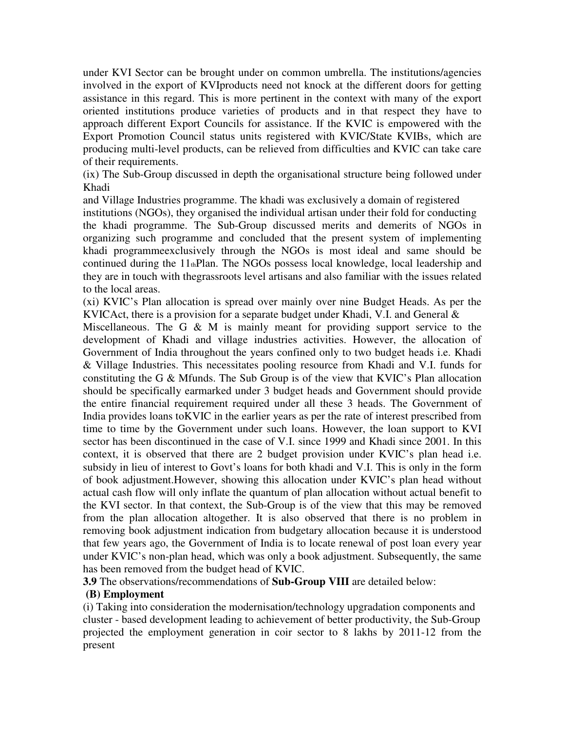under KVI Sector can be brought under on common umbrella. The institutions/agencies involved in the export of KVIproducts need not knock at the different doors for getting assistance in this regard. This is more pertinent in the context with many of the export oriented institutions produce varieties of products and in that respect they have to approach different Export Councils for assistance. If the KVIC is empowered with the Export Promotion Council status units registered with KVIC/State KVIBs, which are producing multi-level products, can be relieved from difficulties and KVIC can take care of their requirements.

(ix) The Sub-Group discussed in depth the organisational structure being followed under Khadi and Village Industries programme. The khadi was exclusively a domain of registered institutions (NGOs), they organised the individual artisan under their fold for conducting the khadi programme. The Sub-Group discussed merits and demerits of NGOs in organizing such programme and concluded that the present system of implementing khadi programmeexclusively through the NGOs is most ideal and same should be continued during the 11thPlan. The NGOs possess local knowledge, local leadership and they are in touch with thegrassroots level artisans and also familiar with the issues related to the local areas.

(xi) KVIC's Plan allocation is spread over mainly over nine Budget Heads. As per the KVICAct, there is a provision for a separate budget under Khadi, V.I. and General & Miscellaneous. The G & M is mainly meant for providing support service to the development of Khadi and village industries activities. However, the allocation of Government of India throughout the years confined only to two budget heads i.e. Khadi & Village Industries. This necessitates pooling resource from Khadi and V.I. funds for constituting the G & Mfunds. The Sub Group is of the view that KVIC's Plan allocation should be specifically earmarked under 3 budget heads and Government should provide the entire financial requirement required under all these 3 heads. The Government of India provides loans toKVIC in the earlier years as per the rate of interest prescribed from time to time by the Government under such loans. However, the loan support to KVI sector has been discontinued in the case of V.I. since 1999 and Khadi since 2001. In this context, it is observed that there are 2 budget provision under KVIC's plan head i.e. subsidy in lieu of interest to Govt's loans for both khadi and V.I. This is only in the form of book adjustment.However, showing this allocation under KVIC's plan head without actual cash flow will only inflate the quantum of plan allocation without actual benefit to the KVI sector. In that context, the Sub-Group is of the view that this may be removed from the plan allocation altogether. It is also observed that there is no problem in removing book adjustment indication from budgetary allocation because it is understood that few years ago, the Government of India is to locate renewal of post loan every year under KVIC's non-plan head, which was only a book adjustment. Subsequently, the same has been removed from the budget head of KVIC.

**3.9** The observations/recommendations of **Sub-Group VIII** are detailed below:

**(B) Employment**

(i) Taking into consideration the modernisation/technology upgradation components and cluster - based development leading to achievement of better productivity, the Sub-Group projected the employment generation in coir sector to 8 lakhs by 2011-12 from the present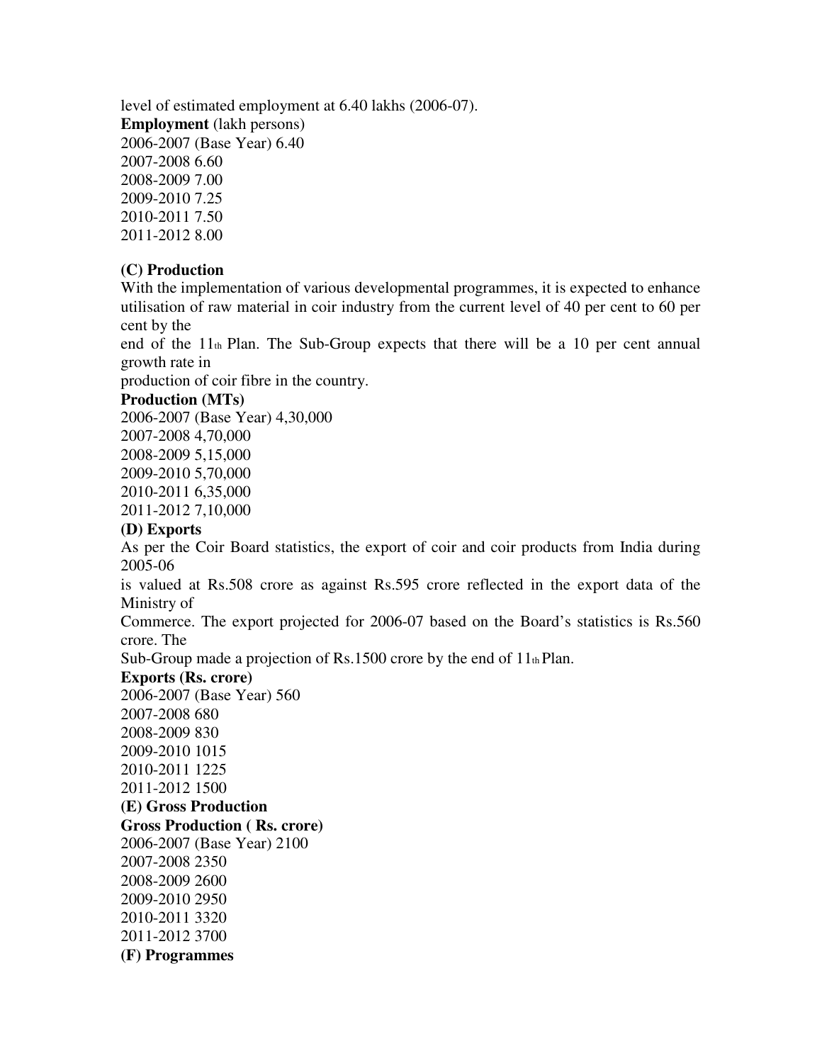level of estimated employment at 6.40 lakhs (2006-07).

**Employment** (lakh persons)

2006-2007 (Base Year) 6.40
2007-2008 6.60
2008-2009 7.00
2009-2010 7.25
2010-2011 7.50
2011-2012 8.00

**(C) Production**

With the implementation of various developmental programmes, it is expected to enhance utilisation of raw material in coir industry from the current level of 40 per cent to 60 per cent by the end of the 11th Plan. The Sub-Group expects that there will be a 10 per cent annual growth rate in production of coir fibre in the country.

**Production (MTs)**

2006-2007 (Base Year) 4,30,000
2007-2008 4,70,000
2008-2009 5,15,000
2009-2010 5,70,000
2010-2011 6,35,000
2011-2012 7,10,000

**(D) Exports**

As per the Coir Board statistics, the export of coir and coir products from India during 2005-06 is valued at Rs.508 crore as against Rs.595 crore reflected in the export data of the Ministry of Commerce. The export projected for 2006-07 based on the Board's statistics is Rs.560 crore. The Sub-Group made a projection of Rs.1500 crore by the end of 11th Plan.

**Exports (Rs. crore)**

2006-2007 (Base Year) 560
2007-2008 680
2008-2009 830
2009-2010 1015
2010-2011 1225
2011-2012 1500

**(E) Gross Production**

**Gross Production ( Rs. crore)**

2006-2007 (Base Year) 2100
2007-2008 2350
2008-2009 2600
2009-2010 2950
2010-2011 3320
2011-2012 3700

**(F) Programmes**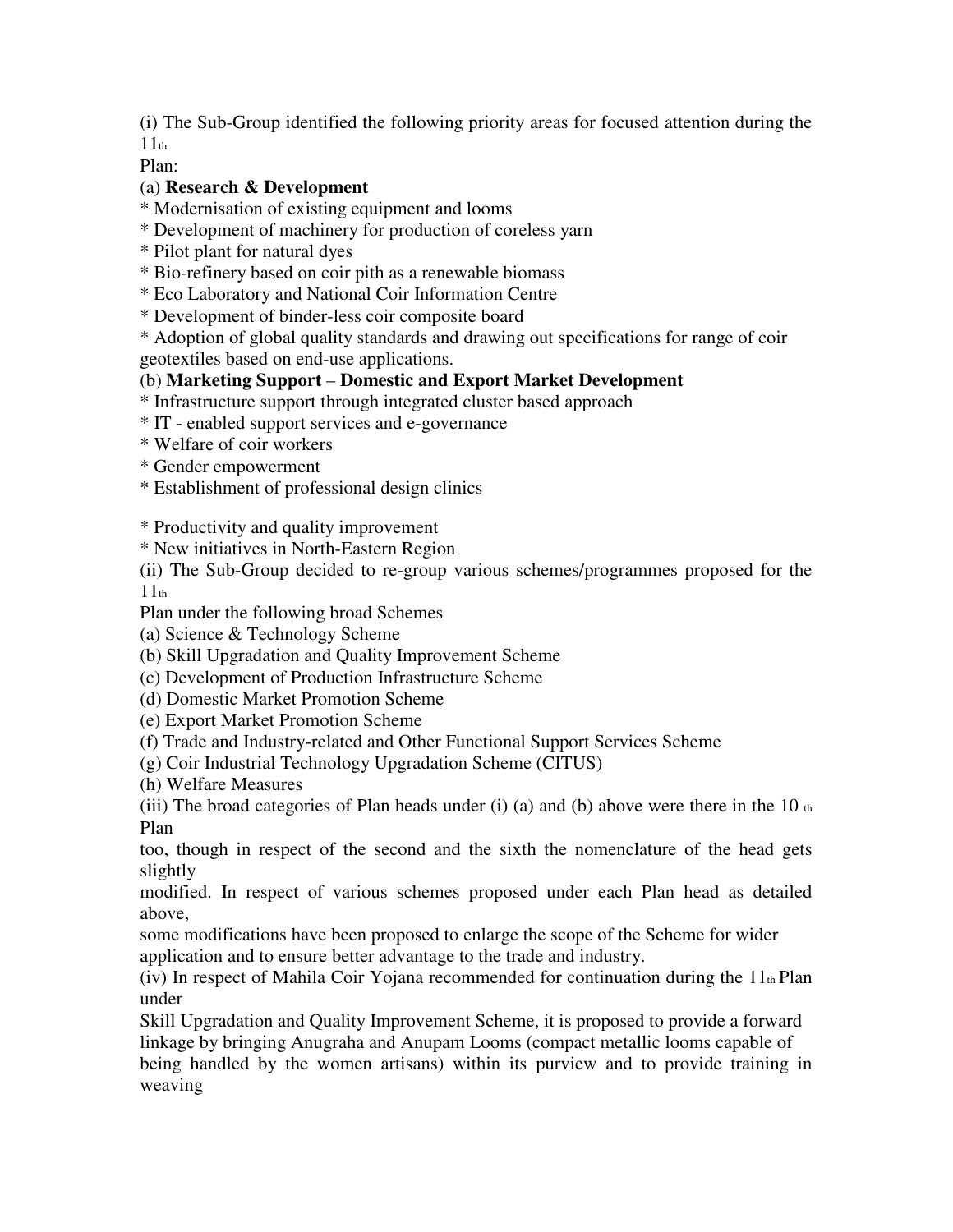(i) The Sub-Group identified the following priority areas for focused attention during the 11th Plan:

(a) **Research & Development**

* Modernisation of existing equipment and looms
* Development of machinery for production of coreless yarn
* Pilot plant for natural dyes
* Bio-refinery based on coir pith as a renewable biomass
* Eco Laboratory and National Coir Information Centre
* Development of binder-less coir composite board
* Adoption of global quality standards and drawing out specifications for range of coir geotextiles based on end-use applications.

(b) **Marketing Support** – **Domestic and Export Market Development**

* Infrastructure support through integrated cluster based approach
* IT - enabled support services and e-governance
* Welfare of coir workers
* Gender empowerment
* Establishment of professional design clinics

* Productivity and quality improvement
* New initiatives in North-Eastern Region

(ii) The Sub-Group decided to re-group various schemes/programmes proposed for the 11th Plan under the following broad Schemes

(a) Science & Technology Scheme
(b) Skill Upgradation and Quality Improvement Scheme
(c) Development of Production Infrastructure Scheme
(d) Domestic Market Promotion Scheme
(e) Export Market Promotion Scheme
(f) Trade and Industry-related and Other Functional Support Services Scheme
(g) Coir Industrial Technology Upgradation Scheme (CITUS)
(h) Welfare Measures

(iii) The broad categories of Plan heads under (i) (a) and (b) above were there in the 10 th Plan too, though in respect of the second and the sixth the nomenclature of the head gets slightly modified. In respect of various schemes proposed under each Plan head as detailed above, some modifications have been proposed to enlarge the scope of the Scheme for wider application and to ensure better advantage to the trade and industry.

(iv) In respect of Mahila Coir Yojana recommended for continuation during the 11th Plan under Skill Upgradation and Quality Improvement Scheme, it is proposed to provide a forward linkage by bringing Anugraha and Anupam Looms (compact metallic looms capable of being handled by the women artisans) within its purview and to provide training in weaving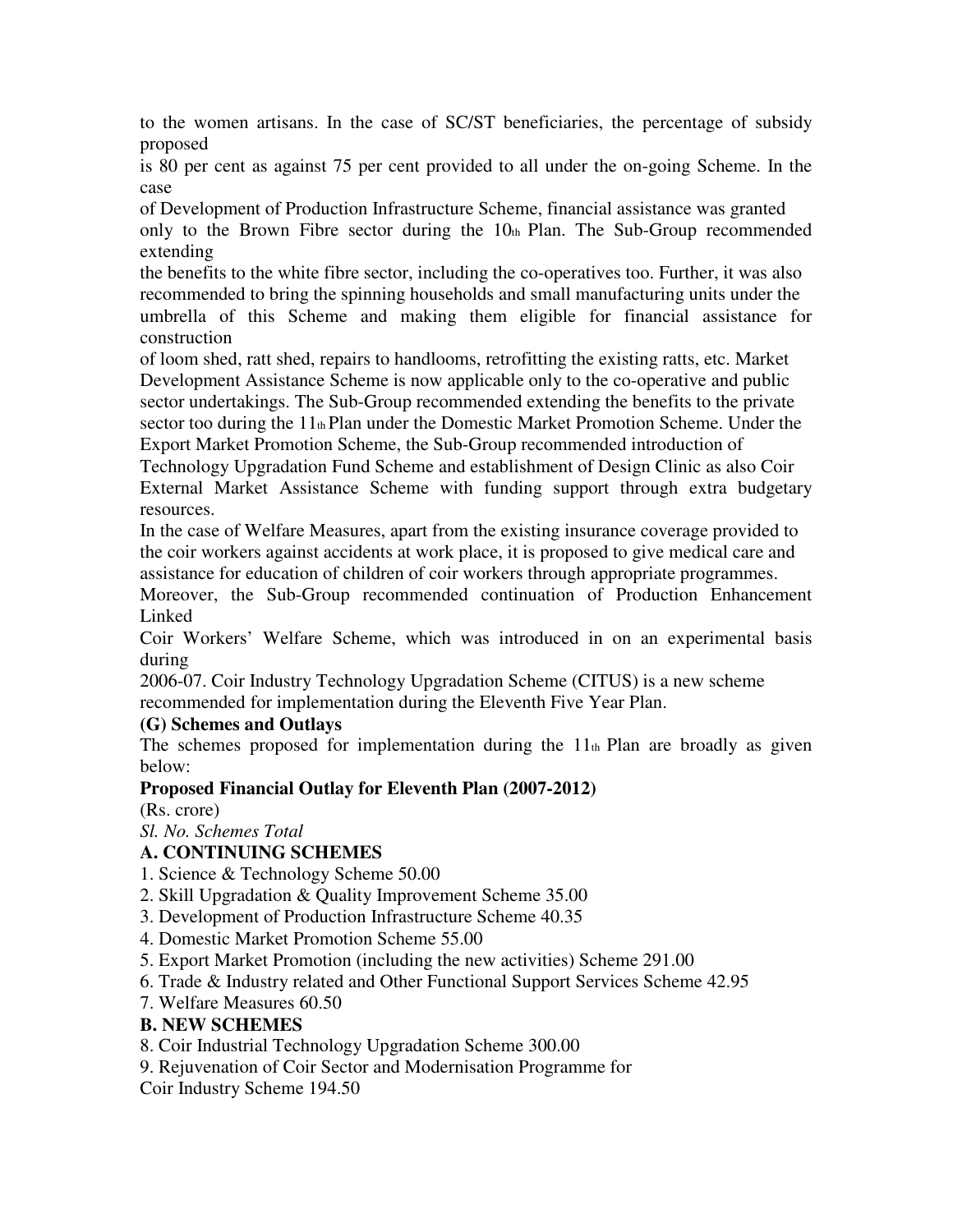to the women artisans. In the case of SC/ST beneficiaries, the percentage of subsidy proposed is 80 per cent as against 75 per cent provided to all under the on-going Scheme. In the case of Development of Production Infrastructure Scheme, financial assistance was granted only to the Brown Fibre sector during the 10th Plan. The Sub-Group recommended extending the benefits to the white fibre sector, including the co-operatives too. Further, it was also recommended to bring the spinning households and small manufacturing units under the umbrella of this Scheme and making them eligible for financial assistance for construction of loom shed, ratt shed, repairs to handlooms, retrofitting the existing ratts, etc. Market Development Assistance Scheme is now applicable only to the co-operative and public sector undertakings. The Sub-Group recommended extending the benefits to the private sector too during the 11th Plan under the Domestic Market Promotion Scheme. Under the Export Market Promotion Scheme, the Sub-Group recommended introduction of Technology Upgradation Fund Scheme and establishment of Design Clinic as also Coir External Market Assistance Scheme with funding support through extra budgetary resources.

In the case of Welfare Measures, apart from the existing insurance coverage provided to the coir workers against accidents at work place, it is proposed to give medical care and assistance for education of children of coir workers through appropriate programmes. Moreover, the Sub-Group recommended continuation of Production Enhancement Linked Coir Workers' Welfare Scheme, which was introduced in on an experimental basis during 2006-07. Coir Industry Technology Upgradation Scheme (CITUS) is a new scheme recommended for implementation during the Eleventh Five Year Plan.

**(G) Schemes and Outlays**

The schemes proposed for implementation during the 11th Plan are broadly as given below:

**Proposed Financial Outlay for Eleventh Plan (2007-2012)**

(Rs. crore)

| *Sl. No.* | *Schemes* | *Total* |
|---|---|---|
| **A. CONTINUING SCHEMES** | | |
| 1. | Science & Technology Scheme | 50.00 |
| 2. | Skill Upgradation & Quality Improvement Scheme | 35.00 |
| 3. | Development of Production Infrastructure Scheme | 40.35 |
| 4. | Domestic Market Promotion Scheme | 55.00 |
| 5. | Export Market Promotion (including the new activities) Scheme | 291.00 |
| 6. | Trade & Industry related and Other Functional Support Services Scheme | 42.95 |
| 7. | Welfare Measures | 60.50 |
| **B. NEW SCHEMES** | | |
| 8. | Coir Industrial Technology Upgradation Scheme | 300.00 |
| 9. | Rejuvenation of Coir Sector and Modernisation Programme for Coir Industry Scheme | 194.50 |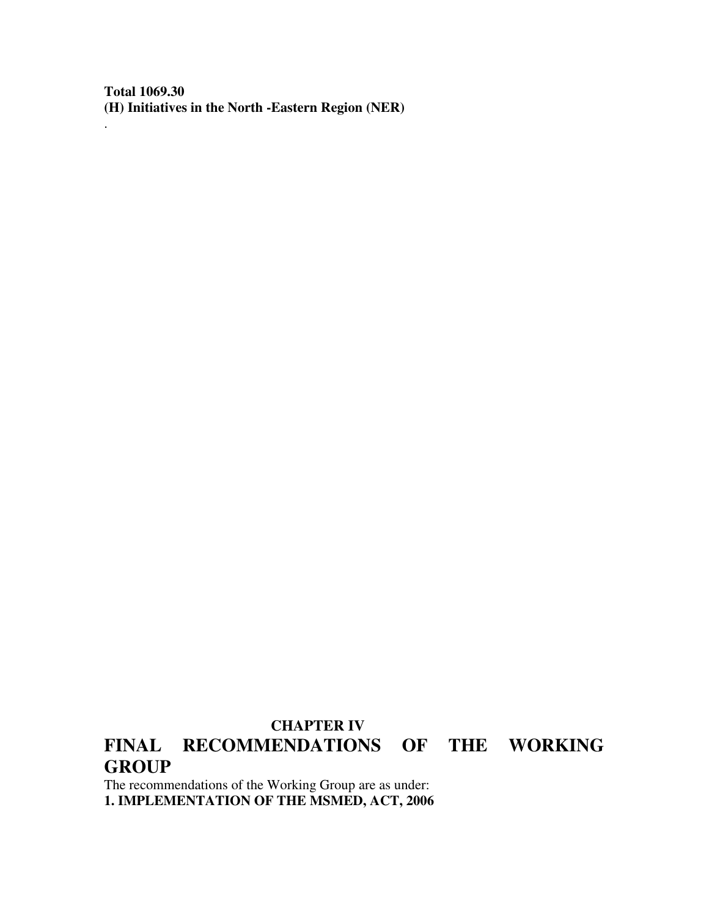**Total 1069.30**

**(H) Initiatives in the North -Eastern Region (NER)**

.

# CHAPTER IV

# FINAL RECOMMENDATIONS OF THE WORKING GROUP

The recommendations of the Working Group are as under:

**1. IMPLEMENTATION OF THE MSMED, ACT, 2006**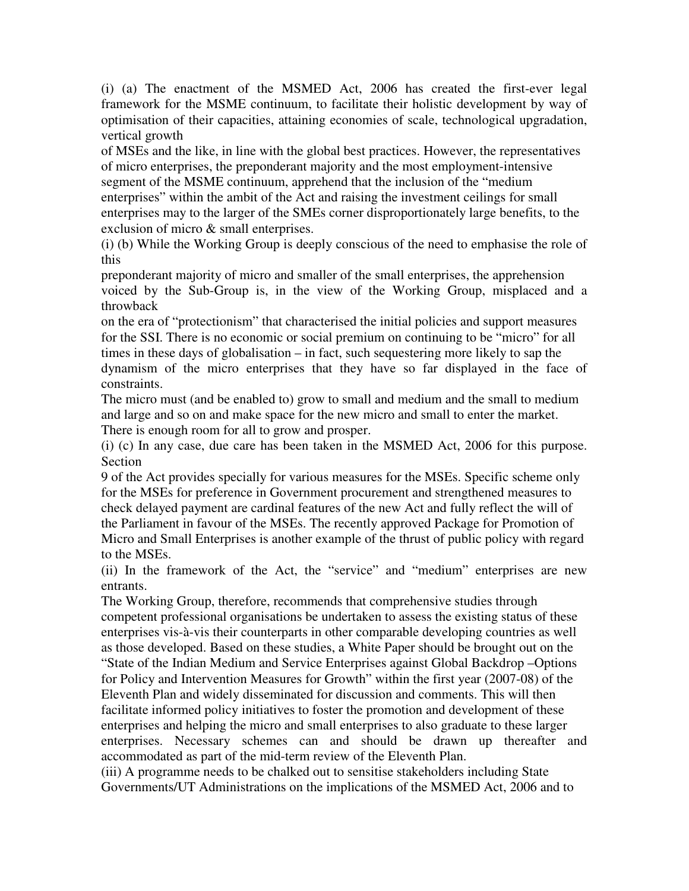(i) (a) The enactment of the MSMED Act, 2006 has created the first-ever legal framework for the MSME continuum, to facilitate their holistic development by way of optimisation of their capacities, attaining economies of scale, technological upgradation, vertical growth of MSEs and the like, in line with the global best practices. However, the representatives of micro enterprises, the preponderant majority and the most employment-intensive segment of the MSME continuum, apprehend that the inclusion of the "medium enterprises" within the ambit of the Act and raising the investment ceilings for small enterprises may to the larger of the SMEs corner disproportionately large benefits, to the exclusion of micro & small enterprises.

(i) (b) While the Working Group is deeply conscious of the need to emphasise the role of this preponderant majority of micro and smaller of the small enterprises, the apprehension voiced by the Sub-Group is, in the view of the Working Group, misplaced and a throwback on the era of "protectionism" that characterised the initial policies and support measures for the SSI. There is no economic or social premium on continuing to be "micro" for all times in these days of globalisation – in fact, such sequestering more likely to sap the dynamism of the micro enterprises that they have so far displayed in the face of constraints.

The micro must (and be enabled to) grow to small and medium and the small to medium and large and so on and make space for the new micro and small to enter the market. There is enough room for all to grow and prosper.

(i) (c) In any case, due care has been taken in the MSMED Act, 2006 for this purpose. Section 9 of the Act provides specially for various measures for the MSEs. Specific scheme only for the MSEs for preference in Government procurement and strengthened measures to check delayed payment are cardinal features of the new Act and fully reflect the will of the Parliament in favour of the MSEs. The recently approved Package for Promotion of Micro and Small Enterprises is another example of the thrust of public policy with regard to the MSEs.

(ii) In the framework of the Act, the "service" and "medium" enterprises are new entrants.

The Working Group, therefore, recommends that comprehensive studies through competent professional organisations be undertaken to assess the existing status of these enterprises vis-à-vis their counterparts in other comparable developing countries as well as those developed. Based on these studies, a White Paper should be brought out on the "State of the Indian Medium and Service Enterprises against Global Backdrop –Options for Policy and Intervention Measures for Growth" within the first year (2007-08) of the Eleventh Plan and widely disseminated for discussion and comments. This will then facilitate informed policy initiatives to foster the promotion and development of these enterprises and helping the micro and small enterprises to also graduate to these larger enterprises. Necessary schemes can and should be drawn up thereafter and accommodated as part of the mid-term review of the Eleventh Plan.

(iii) A programme needs to be chalked out to sensitise stakeholders including State Governments/UT Administrations on the implications of the MSMED Act, 2006 and to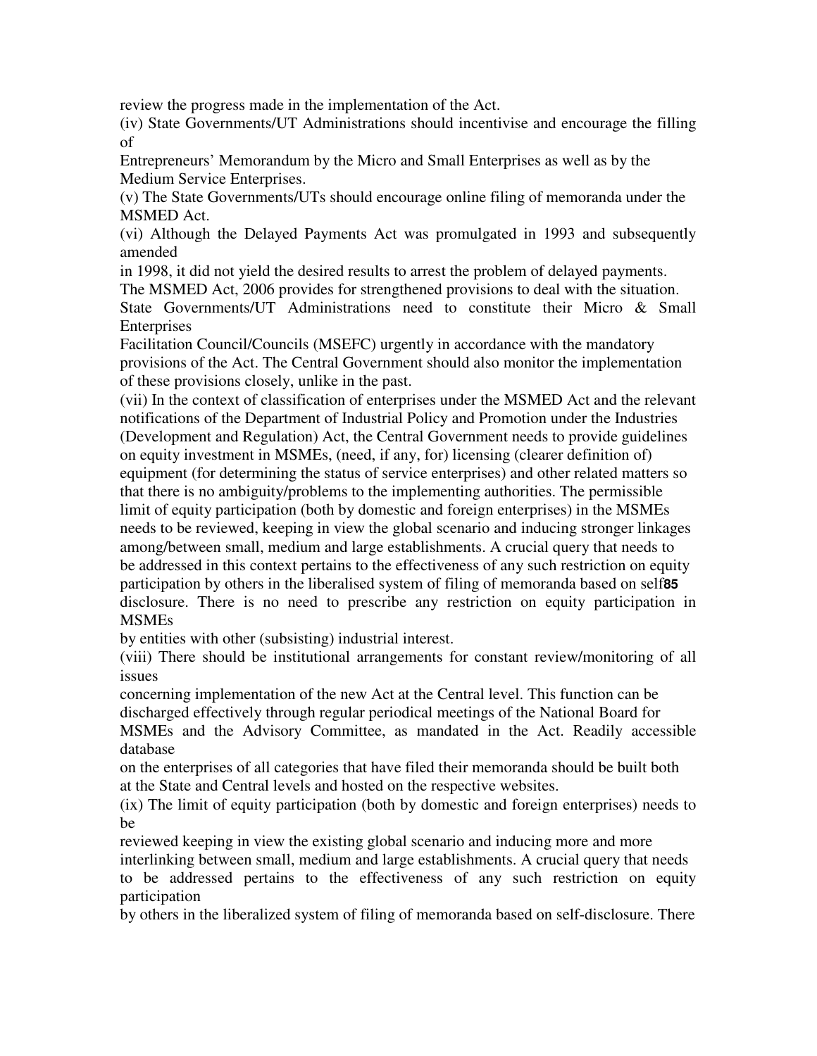review the progress made in the implementation of the Act.

(iv) State Governments/UT Administrations should incentivise and encourage the filling of Entrepreneurs' Memorandum by the Micro and Small Enterprises as well as by the Medium Service Enterprises.

(v) The State Governments/UTs should encourage online filing of memoranda under the MSMED Act.

(vi) Although the Delayed Payments Act was promulgated in 1993 and subsequently amended in 1998, it did not yield the desired results to arrest the problem of delayed payments. The MSMED Act, 2006 provides for strengthened provisions to deal with the situation. State Governments/UT Administrations need to constitute their Micro & Small Enterprises Facilitation Council/Councils (MSEFC) urgently in accordance with the mandatory provisions of the Act. The Central Government should also monitor the implementation of these provisions closely, unlike in the past.

(vii) In the context of classification of enterprises under the MSMED Act and the relevant notifications of the Department of Industrial Policy and Promotion under the Industries (Development and Regulation) Act, the Central Government needs to provide guidelines on equity investment in MSMEs, (need, if any, for) licensing (clearer definition of) equipment (for determining the status of service enterprises) and other related matters so that there is no ambiguity/problems to the implementing authorities. The permissible limit of equity participation (both by domestic and foreign enterprises) in the MSMEs needs to be reviewed, keeping in view the global scenario and inducing stronger linkages among/between small, medium and large establishments. A crucial query that needs to be addressed in this context pertains to the effectiveness of any such restriction on equity participation by others in the liberalised system of filing of memoranda based on self-disclosure. There is no need to prescribe any restriction on equity participation in MSMEs by entities with other (subsisting) industrial interest.

(viii) There should be institutional arrangements for constant review/monitoring of all issues concerning implementation of the new Act at the Central level. This function can be discharged effectively through regular periodical meetings of the National Board for MSMEs and the Advisory Committee, as mandated in the Act. Readily accessible database on the enterprises of all categories that have filed their memoranda should be built both at the State and Central levels and hosted on the respective websites.

(ix) The limit of equity participation (both by domestic and foreign enterprises) needs to be reviewed keeping in view the existing global scenario and inducing more and more interlinking between small, medium and large establishments. A crucial query that needs to be addressed pertains to the effectiveness of any such restriction on equity participation by others in the liberalized system of filing of memoranda based on self-disclosure. There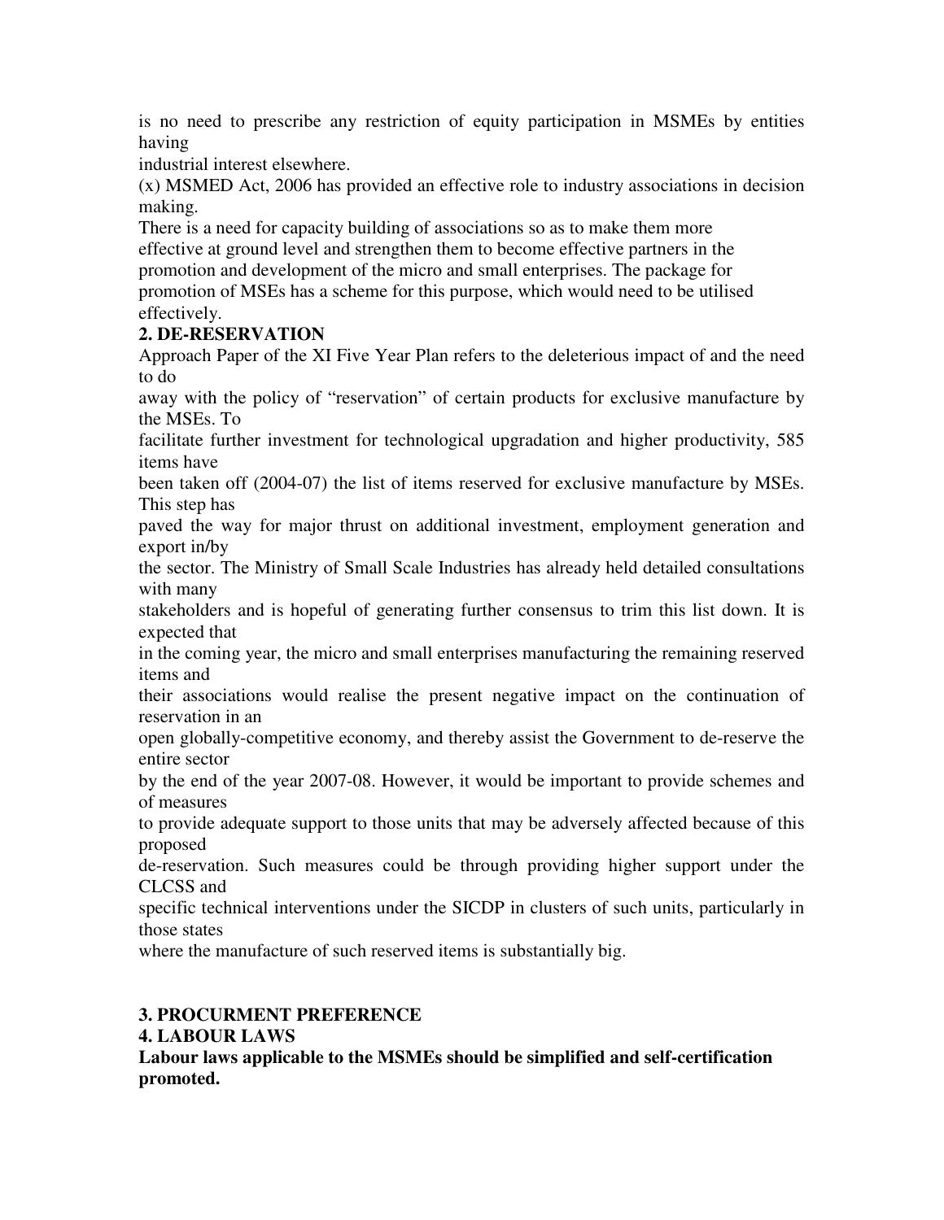is no need to prescribe any restriction of equity participation in MSMEs by entities having industrial interest elsewhere.

(x) MSMED Act, 2006 has provided an effective role to industry associations in decision making.

There is a need for capacity building of associations so as to make them more effective at ground level and strengthen them to become effective partners in the promotion and development of the micro and small enterprises. The package for promotion of MSEs has a scheme for this purpose, which would need to be utilised effectively.

**2. DE-RESERVATION**

Approach Paper of the XI Five Year Plan refers to the deleterious impact of and the need to do away with the policy of "reservation" of certain products for exclusive manufacture by the MSEs. To facilitate further investment for technological upgradation and higher productivity, 585 items have been taken off (2004-07) the list of items reserved for exclusive manufacture by MSEs. This step has paved the way for major thrust on additional investment, employment generation and export in/by the sector. The Ministry of Small Scale Industries has already held detailed consultations with many stakeholders and is hopeful of generating further consensus to trim this list down. It is expected that in the coming year, the micro and small enterprises manufacturing the remaining reserved items and their associations would realise the present negative impact on the continuation of reservation in an open globally-competitive economy, and thereby assist the Government to de-reserve the entire sector by the end of the year 2007-08. However, it would be important to provide schemes and of measures to provide adequate support to those units that may be adversely affected because of this proposed de-reservation. Such measures could be through providing higher support under the CLCSS and specific technical interventions under the SICDP in clusters of such units, particularly in those states where the manufacture of such reserved items is substantially big.

**3. PROCURMENT PREFERENCE**

**4. LABOUR LAWS**

**Labour laws applicable to the MSMEs should be simplified and self-certification promoted.**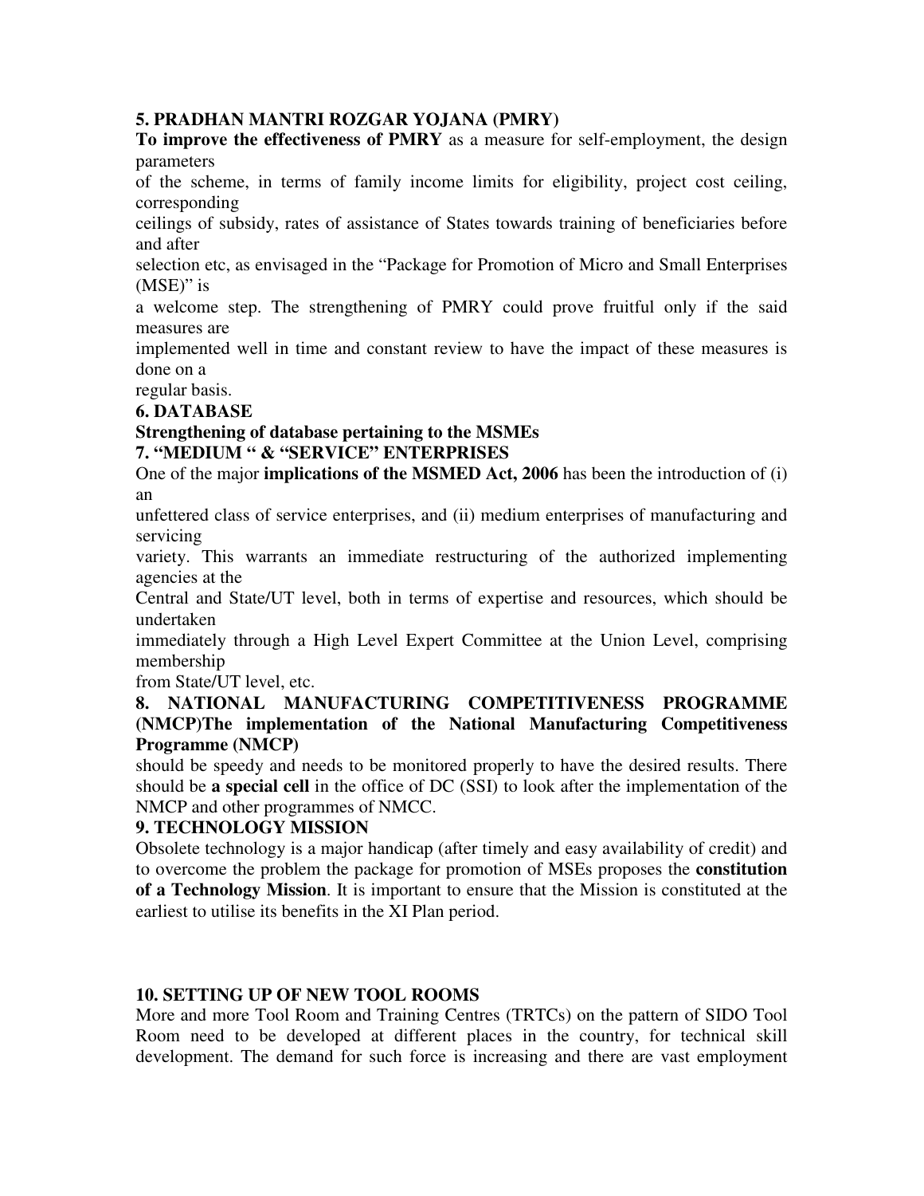**5. PRADHAN MANTRI ROZGAR YOJANA (PMRY)**

**To improve the effectiveness of PMRY** as a measure for self-employment, the design parameters of the scheme, in terms of family income limits for eligibility, project cost ceiling, corresponding ceilings of subsidy, rates of assistance of States towards training of beneficiaries before and after selection etc, as envisaged in the "Package for Promotion of Micro and Small Enterprises (MSE)" is a welcome step. The strengthening of PMRY could prove fruitful only if the said measures are implemented well in time and constant review to have the impact of these measures is done on a regular basis.

**6. DATABASE**

**Strengthening of database pertaining to the MSMEs**

**7. "MEDIUM " & "SERVICE" ENTERPRISES**

One of the major **implications of the MSMED Act, 2006** has been the introduction of (i) an unfettered class of service enterprises, and (ii) medium enterprises of manufacturing and servicing variety. This warrants an immediate restructuring of the authorized implementing agencies at the Central and State/UT level, both in terms of expertise and resources, which should be undertaken immediately through a High Level Expert Committee at the Union Level, comprising membership from State/UT level, etc.

**8. NATIONAL MANUFACTURING COMPETITIVENESS PROGRAMME (NMCP)The implementation of the National Manufacturing Competitiveness Programme (NMCP)** should be speedy and needs to be monitored properly to have the desired results. There should be **a special cell** in the office of DC (SSI) to look after the implementation of the NMCP and other programmes of NMCC.

**9. TECHNOLOGY MISSION**

Obsolete technology is a major handicap (after timely and easy availability of credit) and to overcome the problem the package for promotion of MSEs proposes the **constitution of a Technology Mission**. It is important to ensure that the Mission is constituted at the earliest to utilise its benefits in the XI Plan period.

**10. SETTING UP OF NEW TOOL ROOMS**

More and more Tool Room and Training Centres (TRTCs) on the pattern of SIDO Tool Room need to be developed at different places in the country, for technical skill development. The demand for such force is increasing and there are vast employment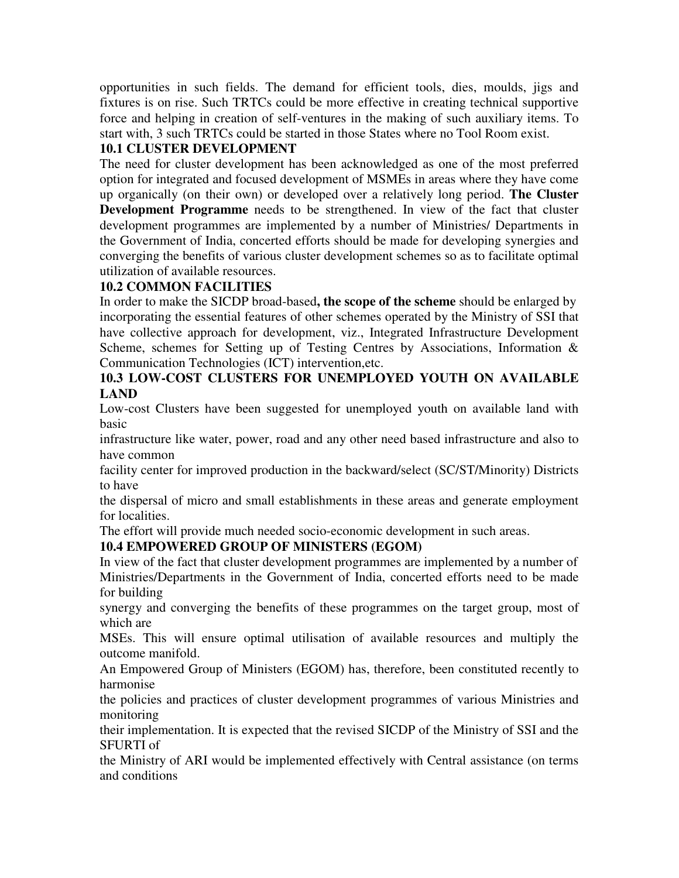opportunities in such fields. The demand for efficient tools, dies, moulds, jigs and fixtures is on rise. Such TRTCs could be more effective in creating technical supportive force and helping in creation of self-ventures in the making of such auxiliary items. To start with, 3 such TRTCs could be started in those States where no Tool Room exist.

### 10.1 CLUSTER DEVELOPMENT

The need for cluster development has been acknowledged as one of the most preferred option for integrated and focused development of MSMEs in areas where they have come up organically (on their own) or developed over a relatively long period. **The Cluster Development Programme** needs to be strengthened. In view of the fact that cluster development programmes are implemented by a number of Ministries/ Departments in the Government of India, concerted efforts should be made for developing synergies and converging the benefits of various cluster development schemes so as to facilitate optimal utilization of available resources.

### 10.2 COMMON FACILITIES

In order to make the SICDP broad-based**, the scope of the scheme** should be enlarged by incorporating the essential features of other schemes operated by the Ministry of SSI that have collective approach for development, viz., Integrated Infrastructure Development Scheme, schemes for Setting up of Testing Centres by Associations, Information & Communication Technologies (ICT) intervention,etc.

### 10.3 LOW-COST CLUSTERS FOR UNEMPLOYED YOUTH ON AVAILABLE LAND

Low-cost Clusters have been suggested for unemployed youth on available land with basic
infrastructure like water, power, road and any other need based infrastructure and also to have common
facility center for improved production in the backward/select (SC/ST/Minority) Districts to have
the dispersal of micro and small establishments in these areas and generate employment for localities.

The effort will provide much needed socio-economic development in such areas.

### 10.4 EMPOWERED GROUP OF MINISTERS (EGOM)

In view of the fact that cluster development programmes are implemented by a number of Ministries/Departments in the Government of India, concerted efforts need to be made for building
synergy and converging the benefits of these programmes on the target group, most of which are
MSEs. This will ensure optimal utilisation of available resources and multiply the outcome manifold.

An Empowered Group of Ministers (EGOM) has, therefore, been constituted recently to harmonise
the policies and practices of cluster development programmes of various Ministries and monitoring
their implementation. It is expected that the revised SICDP of the Ministry of SSI and the SFURTI of
the Ministry of ARI would be implemented effectively with Central assistance (on terms and conditions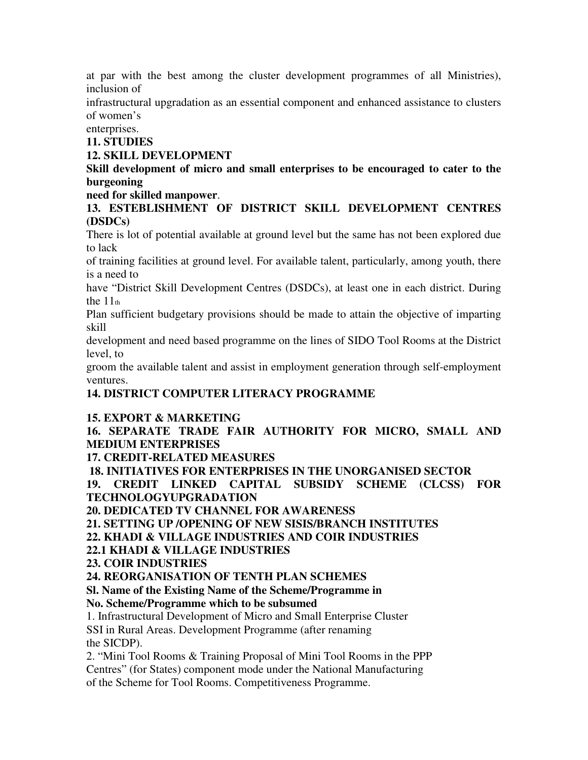at par with the best among the cluster development programmes of all Ministries), inclusion of infrastructural upgradation as an essential component and enhanced assistance to clusters of women's enterprises.

**11. STUDIES**

**12. SKILL DEVELOPMENT**

**Skill development of micro and small enterprises to be encouraged to cater to the burgeoning need for skilled manpower**.

**13. ESTEBLISHMENT OF DISTRICT SKILL DEVELOPMENT CENTRES (DSDCs)**

There is lot of potential available at ground level but the same has not been explored due to lack of training facilities at ground level. For available talent, particularly, among youth, there is a need to have "District Skill Development Centres (DSDCs), at least one in each district. During the 11th Plan sufficient budgetary provisions should be made to attain the objective of imparting skill development and need based programme on the lines of SIDO Tool Rooms at the District level, to groom the available talent and assist in employment generation through self-employment ventures.

**14. DISTRICT COMPUTER LITERACY PROGRAMME**

**15. EXPORT & MARKETING**

**16. SEPARATE TRADE FAIR AUTHORITY FOR MICRO, SMALL AND MEDIUM ENTERPRISES**

**17. CREDIT-RELATED MEASURES**

**18. INITIATIVES FOR ENTERPRISES IN THE UNORGANISED SECTOR**

**19. CREDIT LINKED CAPITAL SUBSIDY SCHEME (CLCSS) FOR TECHNOLOGYUPGRADATION**

**20. DEDICATED TV CHANNEL FOR AWARENESS**

**21. SETTING UP /OPENING OF NEW SISIS/BRANCH INSTITUTES**

**22. KHADI & VILLAGE INDUSTRIES AND COIR INDUSTRIES**

**22.1 KHADI & VILLAGE INDUSTRIES**

**23. COIR INDUSTRIES**

**24. REORGANISATION OF TENTH PLAN SCHEMES**

**Sl. Name of the Existing Name of the Scheme/Programme in**
**No. Scheme/Programme which to be subsumed**

1. Infrastructural Development of Micro and Small Enterprise Cluster
SSI in Rural Areas. Development Programme (after renaming
the SICDP).

2. "Mini Tool Rooms & Training Proposal of Mini Tool Rooms in the PPP
Centres" (for States) component mode under the National Manufacturing
of the Scheme for Tool Rooms. Competitiveness Programme.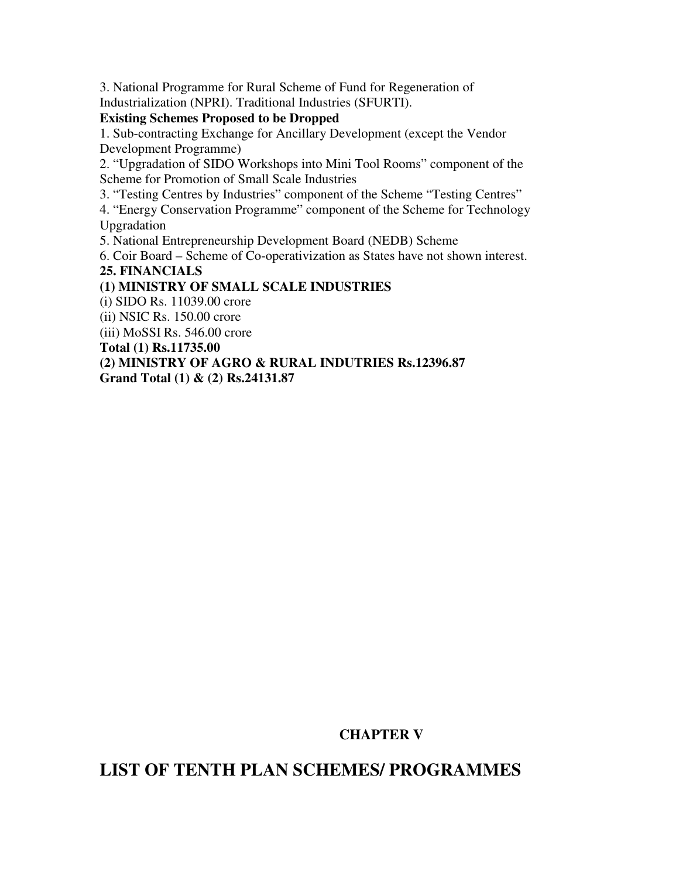3. National Programme for Rural Scheme of Fund for Regeneration of Industrialization (NPRI). Traditional Industries (SFURTI).

**Existing Schemes Proposed to be Dropped**

1. Sub-contracting Exchange for Ancillary Development (except the Vendor Development Programme)
2. "Upgradation of SIDO Workshops into Mini Tool Rooms" component of the Scheme for Promotion of Small Scale Industries
3. "Testing Centres by Industries" component of the Scheme "Testing Centres"
4. "Energy Conservation Programme" component of the Scheme for Technology Upgradation
5. National Entrepreneurship Development Board (NEDB) Scheme
6. Coir Board – Scheme of Co-operativization as States have not shown interest.

**25. FINANCIALS**

**(1) MINISTRY OF SMALL SCALE INDUSTRIES**

(i) SIDO Rs. 11039.00 crore

(ii) NSIC Rs. 150.00 crore

(iii) MoSSI Rs. 546.00 crore

**Total (1) Rs.11735.00**

**(2) MINISTRY OF AGRO & RURAL INDUTRIES Rs.12396.87**

**Grand Total (1) & (2) Rs.24131.87**

## CHAPTER V

# LIST OF TENTH PLAN SCHEMES/ PROGRAMMES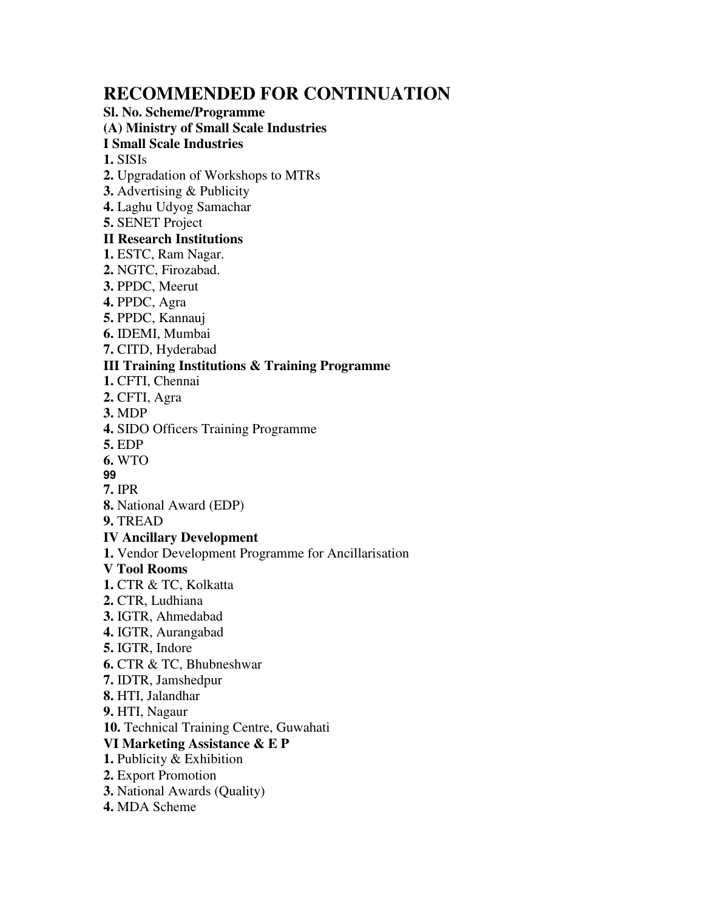# RECOMMENDED FOR CONTINUATION

**Sl. No. Scheme/Programme**

**(A) Ministry of Small Scale Industries**

**I Small Scale Industries**

**1.** SISIs
**2.** Upgradation of Workshops to MTRs
**3.** Advertising & Publicity
**4.** Laghu Udyog Samachar
**5.** SENET Project

**II Research Institutions**

**1.** ESTC, Ram Nagar.
**2.** NGTC, Firozabad.
**3.** PPDC, Meerut
**4.** PPDC, Agra
**5.** PPDC, Kannauj
**6.** IDEMI, Mumbai
**7.** CITD, Hyderabad

**III Training Institutions & Training Programme**

**1.** CFTI, Chennai
**2.** CFTI, Agra
**3.** MDP
**4.** SIDO Officers Training Programme
**5.** EDP
**6.** WTO
**7.** IPR
**8.** National Award (EDP)
**9.** TREAD

**IV Ancillary Development**

**1.** Vendor Development Programme for Ancillarisation

**V Tool Rooms**

**1.** CTR & TC, Kolkatta
**2.** CTR, Ludhiana
**3.** IGTR, Ahmedabad
**4.** IGTR, Aurangabad
**5.** IGTR, Indore
**6.** CTR & TC, Bhubneshwar
**7.** IDTR, Jamshedpur
**8.** HTI, Jalandhar
**9.** HTI, Nagaur
**10.** Technical Training Centre, Guwahati

**VI Marketing Assistance & E P**

**1.** Publicity & Exhibition
**2.** Export Promotion
**3.** National Awards (Quality)
**4.** MDA Scheme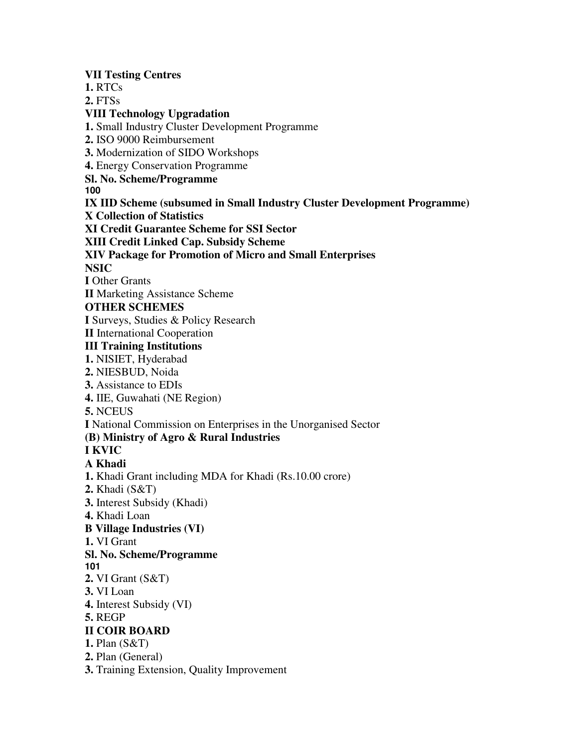**VII Testing Centres**

**1.** RTCs

**2.** FTSs

**VIII Technology Upgradation**

**1.** Small Industry Cluster Development Programme

**2.** ISO 9000 Reimbursement

**3.** Modernization of SIDO Workshops

**4.** Energy Conservation Programme

**Sl. No. Scheme/Programme**

**IX IID Scheme (subsumed in Small Industry Cluster Development Programme)**

**X Collection of Statistics**

**XI Credit Guarantee Scheme for SSI Sector**

**XIII Credit Linked Cap. Subsidy Scheme**

**XIV Package for Promotion of Micro and Small Enterprises**

**NSIC**

**I** Other Grants

**II** Marketing Assistance Scheme

**OTHER SCHEMES**

**I** Surveys, Studies & Policy Research

**II** International Cooperation

**III Training Institutions**

**1.** NISIET, Hyderabad

**2.** NIESBUD, Noida

**3.** Assistance to EDIs

**4.** IIE, Guwahati (NE Region)

**5.** NCEUS

**I** National Commission on Enterprises in the Unorganised Sector

**(B) Ministry of Agro & Rural Industries**

**I KVIC**

**A Khadi**

**1.** Khadi Grant including MDA for Khadi (Rs.10.00 crore)

**2.** Khadi (S&T)

**3.** Interest Subsidy (Khadi)

**4.** Khadi Loan

**B Village Industries (VI)**

**1.** VI Grant

**Sl. No. Scheme/Programme**

**2.** VI Grant (S&T)

**3.** VI Loan

**4.** Interest Subsidy (VI)

**5.** REGP

**II COIR BOARD**

**1.** Plan (S&T)

**2.** Plan (General)

**3.** Training Extension, Quality Improvement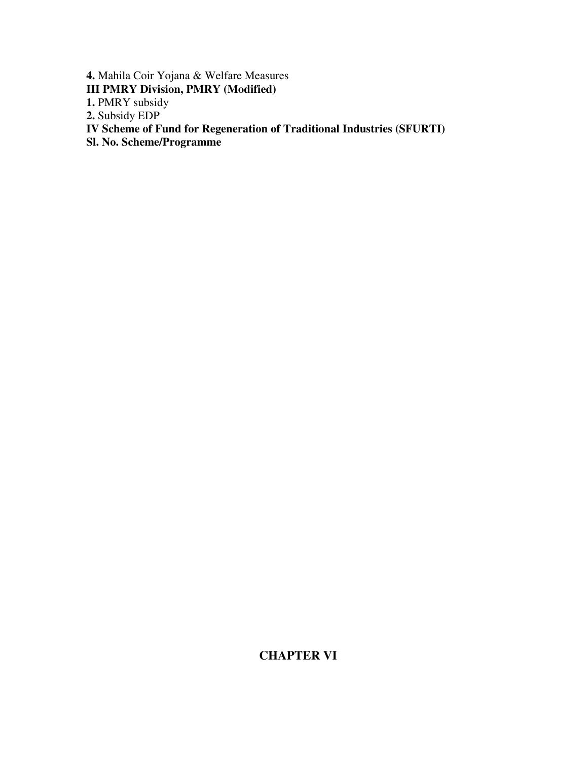**4.** Mahila Coir Yojana & Welfare Measures

**III PMRY Division, PMRY (Modified)**

**1.** PMRY subsidy

**2.** Subsidy EDP

**IV Scheme of Fund for Regeneration of Traditional Industries (SFURTI)**

**Sl. No. Scheme/Programme**

## CHAPTER VI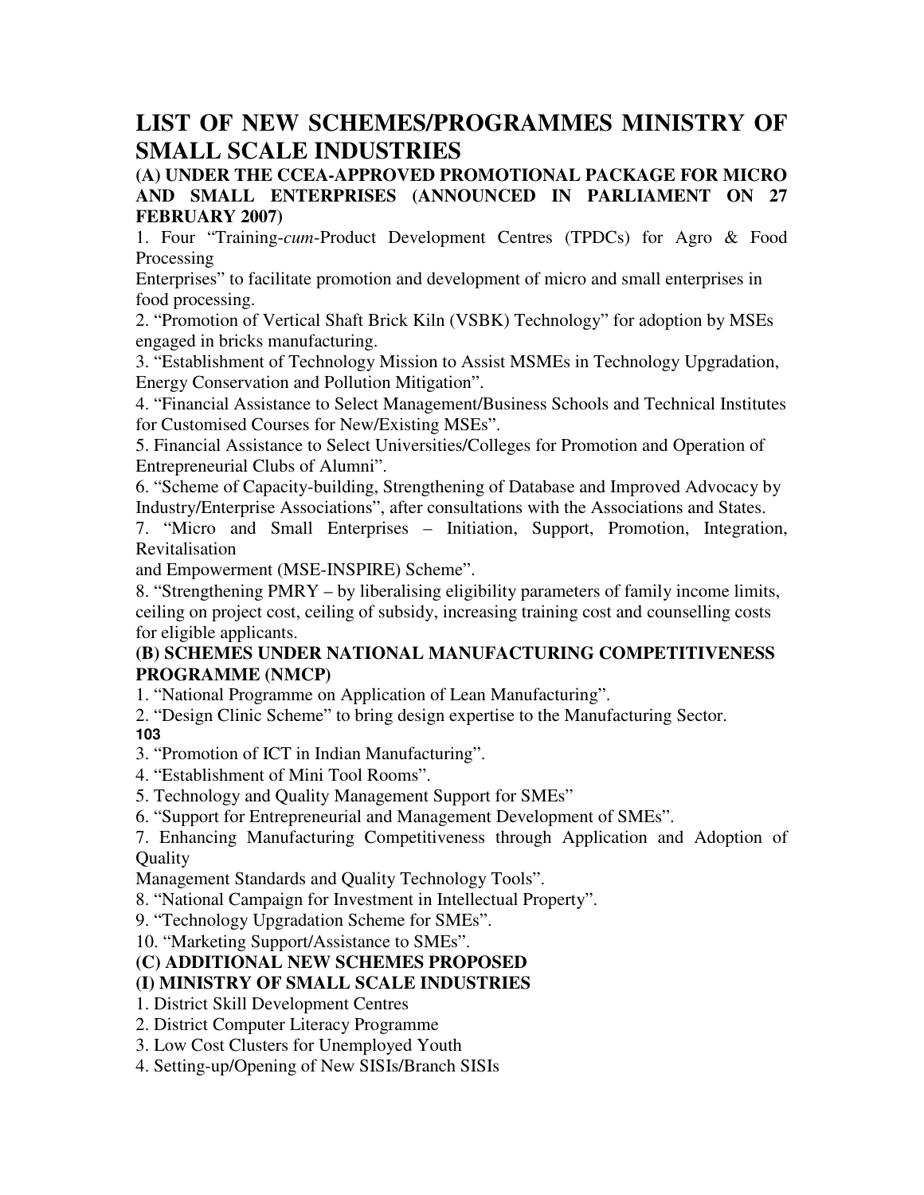# LIST OF NEW SCHEMES/PROGRAMMES MINISTRY OF SMALL SCALE INDUSTRIES

### (A) UNDER THE CCEA-APPROVED PROMOTIONAL PACKAGE FOR MICRO AND SMALL ENTERPRISES (ANNOUNCED IN PARLIAMENT ON 27 FEBRUARY 2007)

1. Four "Training-*cum*-Product Development Centres (TPDCs) for Agro & Food Processing Enterprises" to facilitate promotion and development of micro and small enterprises in food processing.
2. "Promotion of Vertical Shaft Brick Kiln (VSBK) Technology" for adoption by MSEs engaged in bricks manufacturing.
3. "Establishment of Technology Mission to Assist MSMEs in Technology Upgradation, Energy Conservation and Pollution Mitigation".
4. "Financial Assistance to Select Management/Business Schools and Technical Institutes for Customised Courses for New/Existing MSEs".
5. Financial Assistance to Select Universities/Colleges for Promotion and Operation of Entrepreneurial Clubs of Alumni".
6. "Scheme of Capacity-building, Strengthening of Database and Improved Advocacy by Industry/Enterprise Associations", after consultations with the Associations and States.
7. "Micro and Small Enterprises – Initiation, Support, Promotion, Integration, Revitalisation and Empowerment (MSE-INSPIRE) Scheme".
8. "Strengthening PMRY – by liberalising eligibility parameters of family income limits, ceiling on project cost, ceiling of subsidy, increasing training cost and counselling costs for eligible applicants.

### (B) SCHEMES UNDER NATIONAL MANUFACTURING COMPETITIVENESS PROGRAMME (NMCP)

1. "National Programme on Application of Lean Manufacturing".
2. "Design Clinic Scheme" to bring design expertise to the Manufacturing Sector.
3. "Promotion of ICT in Indian Manufacturing".
4. "Establishment of Mini Tool Rooms".
5. Technology and Quality Management Support for SMEs"
6. "Support for Entrepreneurial and Management Development of SMEs".
7. Enhancing Manufacturing Competitiveness through Application and Adoption of Quality Management Standards and Quality Technology Tools".
8. "National Campaign for Investment in Intellectual Property".
9. "Technology Upgradation Scheme for SMEs".
10. "Marketing Support/Assistance to SMEs".

### (C) ADDITIONAL NEW SCHEMES PROPOSED

### (I) MINISTRY OF SMALL SCALE INDUSTRIES

1. District Skill Development Centres
2. District Computer Literacy Programme
3. Low Cost Clusters for Unemployed Youth
4. Setting-up/Opening of New SISIs/Branch SISIs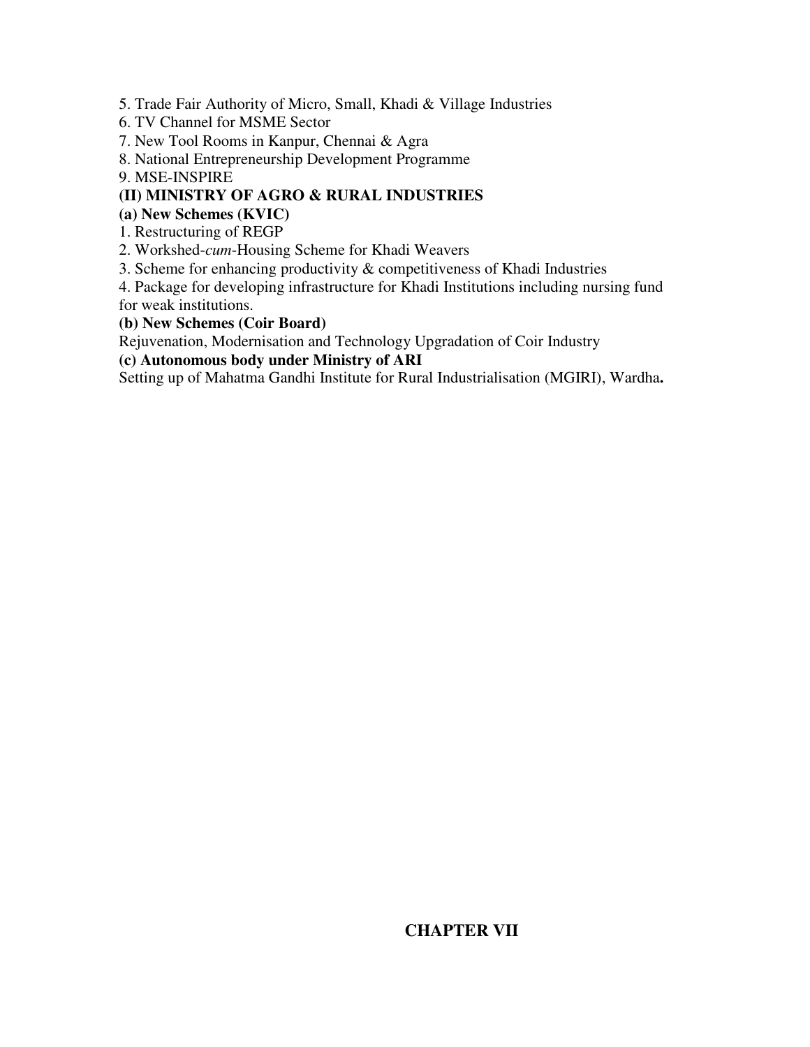5. Trade Fair Authority of Micro, Small, Khadi & Village Industries
6. TV Channel for MSME Sector
7. New Tool Rooms in Kanpur, Chennai & Agra
8. National Entrepreneurship Development Programme
9. MSE-INSPIRE

**(II) MINISTRY OF AGRO & RURAL INDUSTRIES**

**(a) New Schemes (KVIC)**

1. Restructuring of REGP
2. Workshed-*cum*-Housing Scheme for Khadi Weavers
3. Scheme for enhancing productivity & competitiveness of Khadi Industries
4. Package for developing infrastructure for Khadi Institutions including nursing fund for weak institutions.

**(b) New Schemes (Coir Board)**

Rejuvenation, Modernisation and Technology Upgradation of Coir Industry

**(c) Autonomous body under Ministry of ARI**

Setting up of Mahatma Gandhi Institute for Rural Industrialisation (MGIRI), Wardha**.**

## CHAPTER VII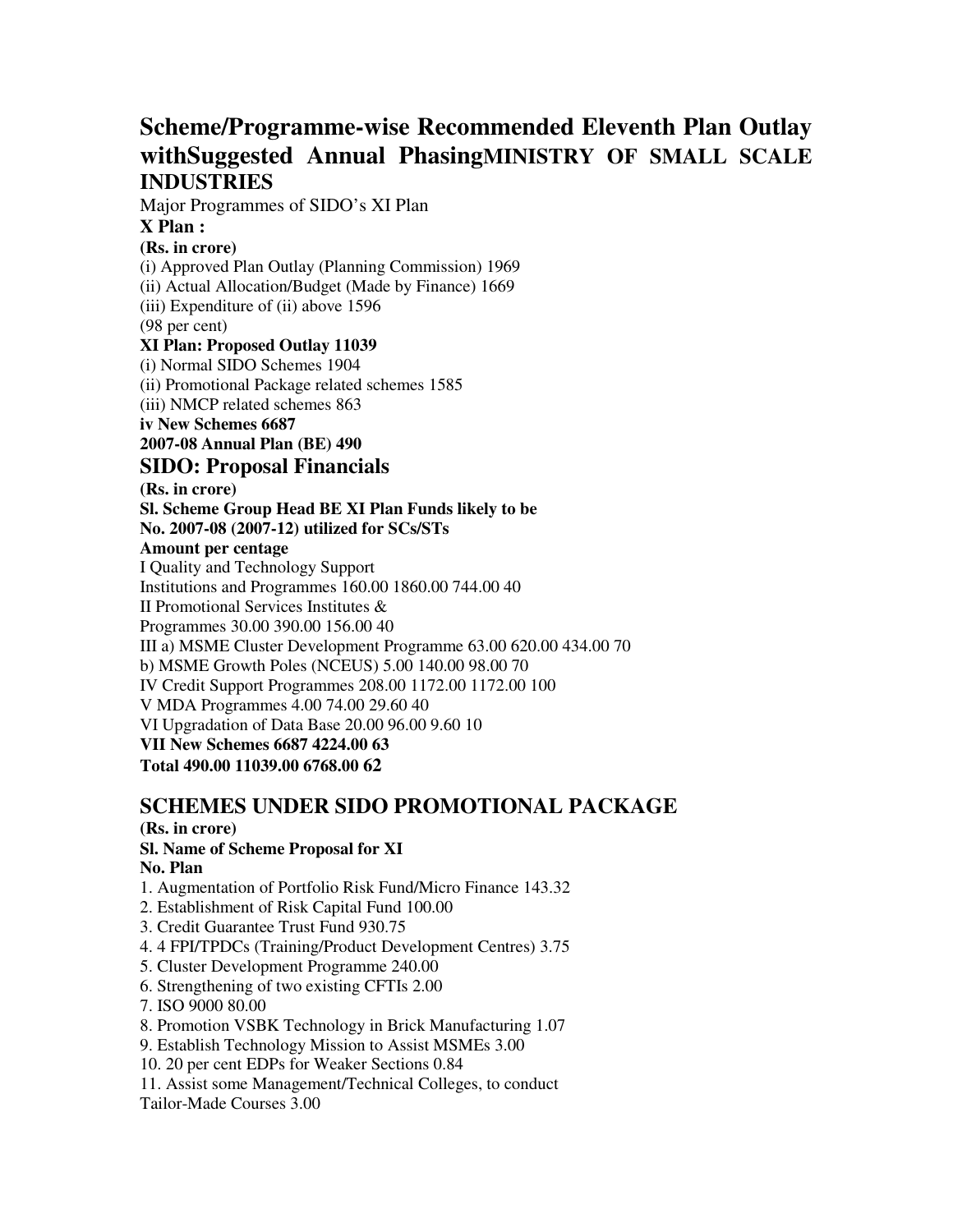# Scheme/Programme-wise Recommended Eleventh Plan Outlay withSuggested Annual PhasingMINISTRY OF SMALL SCALE INDUSTRIES

Major Programmes of SIDO's XI Plan

**X Plan :**

**(Rs. in crore)**

(i) Approved Plan Outlay (Planning Commission) 1969

(ii) Actual Allocation/Budget (Made by Finance) 1669

(iii) Expenditure of (ii) above 1596

(98 per cent)

**XI Plan: Proposed Outlay 11039**

(i) Normal SIDO Schemes 1904

(ii) Promotional Package related schemes 1585

(iii) NMCP related schemes 863

**iv New Schemes 6687**

**2007-08 Annual Plan (BE) 490**

## SIDO: Proposal Financials

**(Rs. in crore)**

| Sl. No. | Scheme Group Head | BE 2007-08 | XI Plan (2007-12) | Funds likely to be utilized for SCs/STs Amount | per centage |
|---|---|---|---|---|---|
| I | Quality and Technology Support Institutions and Programmes | 160.00 | 1860.00 | 744.00 | 40 |
| II | Promotional Services Institutes & Programmes | 30.00 | 390.00 | 156.00 | 40 |
| III | a) MSME Cluster Development Programme | 63.00 | 620.00 | 434.00 | 70 |
| | b) MSME Growth Poles (NCEUS) | 5.00 | 140.00 | 98.00 | 70 |
| IV | Credit Support Programmes | 208.00 | 1172.00 | 1172.00 | 100 |
| V | MDA Programmes | 4.00 | 74.00 | 29.60 | 40 |
| VI | Upgradation of Data Base | 20.00 | 96.00 | 9.60 | 10 |
| **VII** | **New Schemes** | | **6687** | **4224.00** | **63** |
| | **Total** | **490.00** | **11039.00** | **6768.00** | **62** |

## SCHEMES UNDER SIDO PROMOTIONAL PACKAGE

**(Rs. in crore)**

| Sl. No. | Name of Scheme | Proposal for XI Plan |
|---|---|---|
| 1. | Augmentation of Portfolio Risk Fund/Micro Finance | 143.32 |
| 2. | Establishment of Risk Capital Fund | 100.00 |
| 3. | Credit Guarantee Trust Fund | 930.75 |
| 4. | 4 FPI/TPDCs (Training/Product Development Centres) | 3.75 |
| 5. | Cluster Development Programme | 240.00 |
| 6. | Strengthening of two existing CFTIs | 2.00 |
| 7. | ISO 9000 | 80.00 |
| 8. | Promotion VSBK Technology in Brick Manufacturing | 1.07 |
| 9. | Establish Technology Mission to Assist MSMEs | 3.00 |
| 10. | 20 per cent EDPs for Weaker Sections | 0.84 |
| 11. | Assist some Management/Technical Colleges, to conduct Tailor-Made Courses | 3.00 |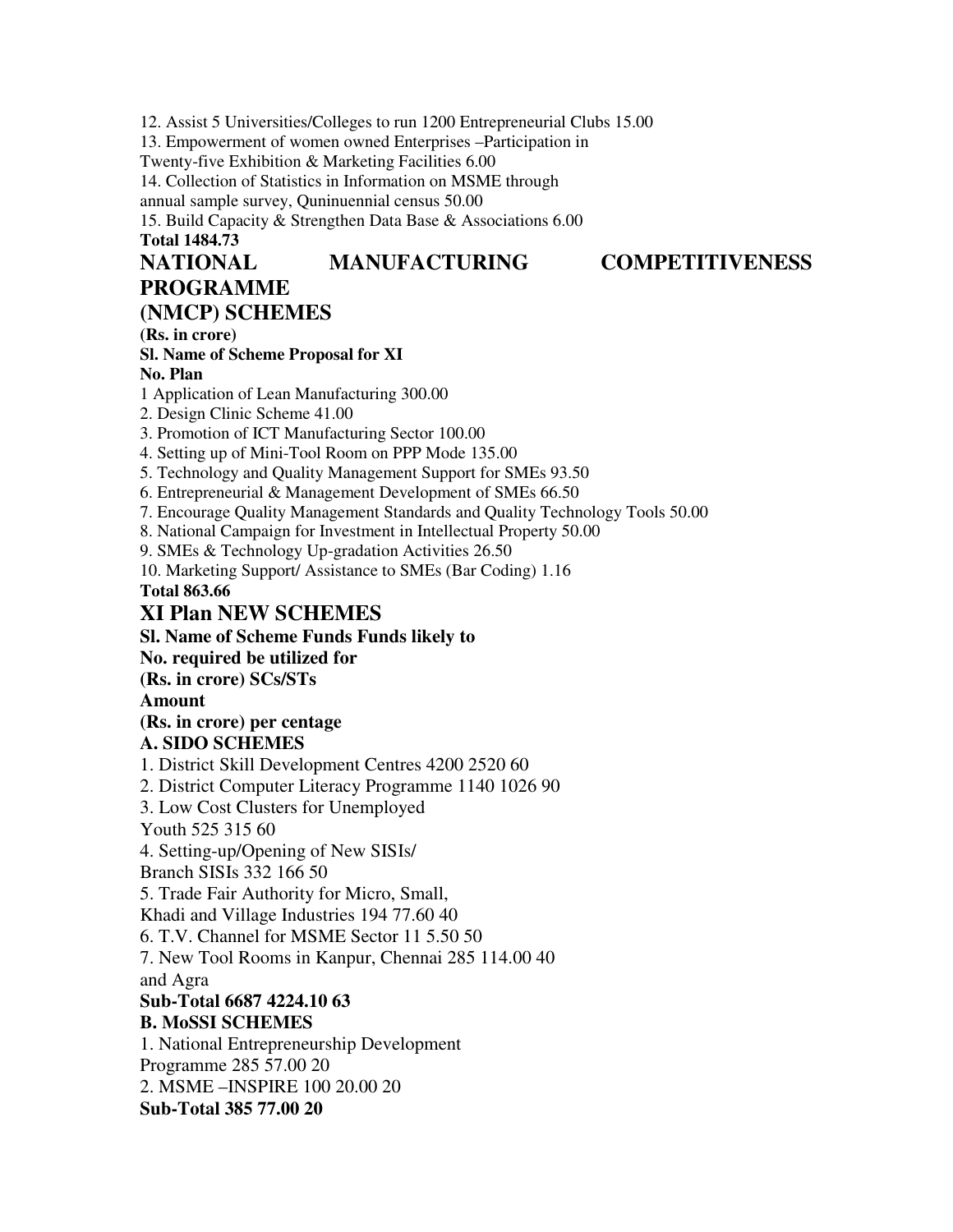12. Assist 5 Universities/Colleges to run 1200 Entrepreneurial Clubs 15.00

13. Empowerment of women owned Enterprises –Participation in Twenty-five Exhibition & Marketing Facilities 6.00

14. Collection of Statistics in Information on MSME through annual sample survey, Quninuennial census 50.00

15. Build Capacity & Strengthen Data Base & Associations 6.00

**Total 1484.73**

## NATIONAL MANUFACTURING COMPETITIVENESS PROGRAMME (NMCP) SCHEMES

**(Rs. in crore)**

| Sl. No. | Name of Scheme | Proposal for XI Plan |
|---|---|---|
| 1 | Application of Lean Manufacturing | 300.00 |
| 2. | Design Clinic Scheme | 41.00 |
| 3. | Promotion of ICT Manufacturing Sector | 100.00 |
| 4. | Setting up of Mini-Tool Room on PPP Mode | 135.00 |
| 5. | Technology and Quality Management Support for SMEs | 93.50 |
| 6. | Entrepreneurial & Management Development of SMEs | 66.50 |
| 7. | Encourage Quality Management Standards and Quality Technology Tools | 50.00 |
| 8. | National Campaign for Investment in Intellectual Property | 50.00 |
| 9. | SMEs & Technology Up-gradation Activities | 26.50 |
| 10. | Marketing Support/ Assistance to SMEs (Bar Coding) | 1.16 |
| **Total** | | **863.66** |

## XI Plan NEW SCHEMES

| Sl. No. | Name of Scheme | Funds required (Rs. in crore) | Funds likely to be utilized for SCs/STs Amount (Rs. in crore) | per centage |
|---|---|---|---|---|
| **A. SIDO SCHEMES** | | | | |
| 1. | District Skill Development Centres | 4200 | 2520 | 60 |
| 2. | District Computer Literacy Programme | 1140 | 1026 | 90 |
| 3. | Low Cost Clusters for Unemployed Youth | 525 | 315 | 60 |
| 4. | Setting-up/Opening of New SISIs/ Branch SISIs | 332 | 166 | 50 |
| 5. | Trade Fair Authority for Micro, Small, Khadi and Village Industries | 194 | 77.60 | 40 |
| 6. | T.V. Channel for MSME Sector | 11 | 5.50 | 50 |
| 7. | New Tool Rooms in Kanpur, Chennai and Agra | 285 | 114.00 | 40 |
| **Sub-Total** | | **6687** | **4224.10** | **63** |
| **B. MoSSI SCHEMES** | | | | |
| 1. | National Entrepreneurship Development Programme | 285 | 57.00 | 20 |
| 2. | MSME –INSPIRE | 100 | 20.00 | 20 |
| **Sub-Total** | | **385** | **77.00** | **20** |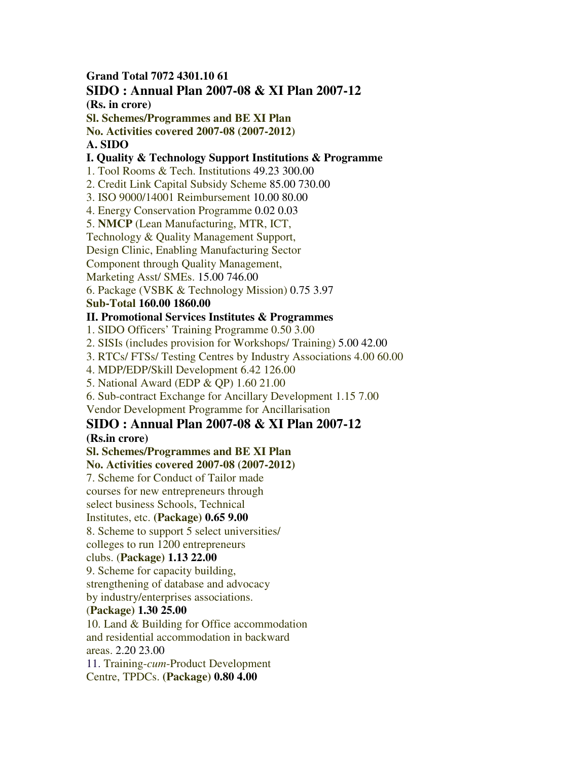**Grand Total 7072 4301.10 61**

## SIDO : Annual Plan 2007-08 & XI Plan 2007-12

**(Rs. in crore)**

| Sl. No. | Schemes/Programmes and Activities covered | BE 2007-08 | XI Plan (2007-2012) |
|---|---|---|---|
| **A. SIDO** | | | |
| **I. Quality & Technology Support Institutions & Programme** | | | |
| 1. | Tool Rooms & Tech. Institutions | 49.23 | 300.00 |
| 2. | Credit Link Capital Subsidy Scheme | 85.00 | 730.00 |
| 3. | ISO 9000/14001 Reimbursement | 10.00 | 80.00 |
| 4. | Energy Conservation Programme | 0.02 | 0.03 |
| 5. | **NMCP** (Lean Manufacturing, MTR, ICT, Technology & Quality Management Support, Design Clinic, Enabling Manufacturing Sector Component through Quality Management, Marketing Asst/ SMEs. | 15.00 | 746.00 |
| 6. | Package (VSBK & Technology Mission) | 0.75 | 3.97 |
| | **Sub-Total** | **160.00** | **1860.00** |
| **II. Promotional Services Institutes & Programmes** | | | |
| 1. | SIDO Officers' Training Programme | 0.50 | 3.00 |
| 2. | SISIs (includes provision for Workshops/ Training) | 5.00 | 42.00 |
| 3. | RTCs/ FTSs/ Testing Centres by Industry Associations | 4.00 | 60.00 |
| 4. | MDP/EDP/Skill Development | 6.42 | 126.00 |
| 5. | National Award (EDP & QP) | 1.60 | 21.00 |
| 6. | Sub-contract Exchange for Ancillary Development Vendor Development Programme for Ancillarisation | 1.15 | 7.00 |

## SIDO : Annual Plan 2007-08 & XI Plan 2007-12

**(Rs.in crore)**

| Sl. No. | Schemes/Programmes and Activities covered | BE 2007-08 | XI Plan (2007-2012) |
|---|---|---|---|
| 7. | Scheme for Conduct of Tailor made courses for new entrepreneurs through select business Schools, Technical Institutes, etc. **(Package)** | **0.65** | **9.00** |
| 8. | Scheme to support 5 select universities/ colleges to run 1200 entrepreneurs clubs. (**Package)** | **1.13** | **22.00** |
| 9. | Scheme for capacity building, strengthening of database and advocacy by industry/enterprises associations. (**Package)** | **1.30** | **25.00** |
| 10. | Land & Building for Office accommodation and residential accommodation in backward areas. | 2.20 | 23.00 |
| 11. | Training-*cum*-Product Development Centre, TPDCs. (**Package)** | **0.80** | **4.00** |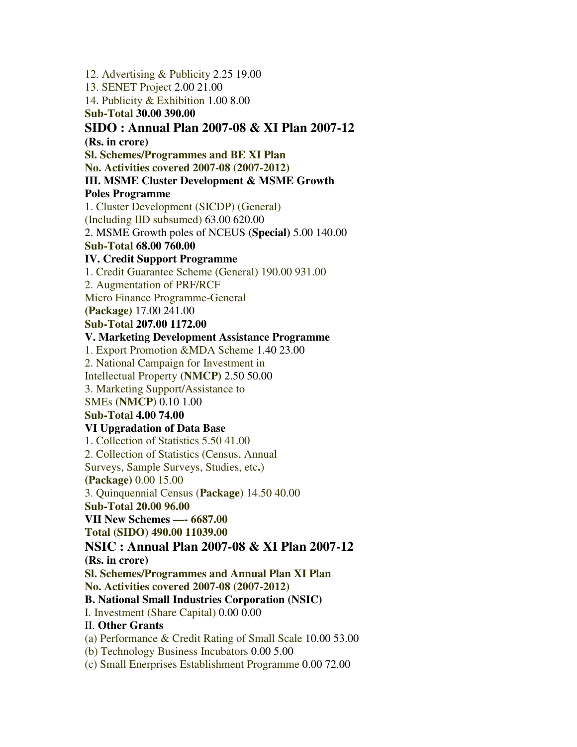12. Advertising & Publicity 2.25 19.00

13. SENET Project 2.00 21.00

14. Publicity & Exhibition 1.00 8.00

**Sub-Total 30.00 390.00**

## SIDO : Annual Plan 2007-08 & XI Plan 2007-12

**(Rs. in crore)**

**Sl. Schemes/Programmes and BE XI Plan**
**No. Activities covered 2007-08 (2007-2012)**

**III. MSME Cluster Development & MSME Growth Poles Programme**

1. Cluster Development (SICDP) (General)
(Including IID subsumed) 63.00 620.00

2. MSME Growth poles of NCEUS **(Special)** 5.00 140.00

**Sub-Total 68.00 760.00**

**IV. Credit Support Programme**

1. Credit Guarantee Scheme (General) 190.00 931.00

2. Augmentation of PRF/RCF
Micro Finance Programme-General
**(Package)** 17.00 241.00

**Sub-Total 207.00 1172.00**

**V. Marketing Development Assistance Programme**

1. Export Promotion &MDA Scheme 1.40 23.00

2. National Campaign for Investment in
Intellectual Property **(NMCP)** 2.50 50.00

3. Marketing Support/Assistance to
SMEs **(NMCP)** 0.10 1.00

**Sub-Total 4.00 74.00**

**VI Upgradation of Data Base**

1. Collection of Statistics 5.50 41.00

2. Collection of Statistics (Census, Annual
Surveys, Sample Surveys, Studies, etc**.**)
**(Package)** 0.00 15.00

3. Quinquennial Census (**Package)** 14.50 40.00

**Sub-Total 20.00 96.00**

**VII New Schemes —- 6687.00**

**Total (SIDO) 490.00 11039.00**

## NSIC : Annual Plan 2007-08 & XI Plan 2007-12

**(Rs. in crore)**

**Sl. Schemes/Programmes and Annual Plan XI Plan**
**No. Activities covered 2007-08 (2007-2012)**

**B. National Small Industries Corporation (NSIC)**

I. Investment (Share Capital) 0.00 0.00

II. **Other Grants**

(a) Performance & Credit Rating of Small Scale 10.00 53.00

(b) Technology Business Incubators 0.00 5.00

(c) Small Enerprises Establishment Programme 0.00 72.00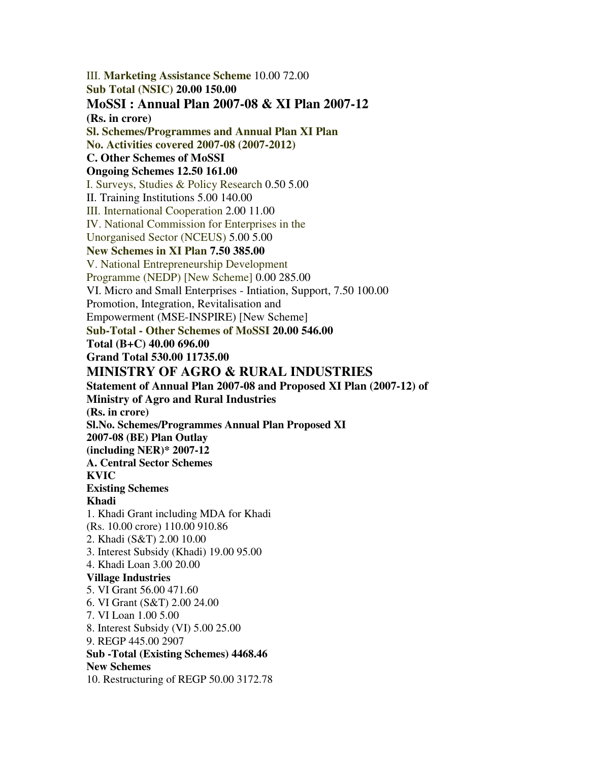III. **Marketing Assistance Scheme** 10.00 72.00

**Sub Total (NSIC) 20.00 150.00**

## MoSSI : Annual Plan 2007-08 & XI Plan 2007-12

**(Rs. in crore)**

**Sl. Schemes/Programmes and Annual Plan XI Plan**

**No. Activities covered 2007-08 (2007-2012)**

**C. Other Schemes of MoSSI**

**Ongoing Schemes 12.50 161.00**

I. Surveys, Studies & Policy Research 0.50 5.00

II. Training Institutions 5.00 140.00

III. International Cooperation 2.00 11.00

IV. National Commission for Enterprises in the Unorganised Sector (NCEUS) 5.00 5.00

**New Schemes in XI Plan 7.50 385.00**

V. National Entrepreneurship Development Programme (NEDP) [New Scheme] 0.00 285.00

VI. Micro and Small Enterprises - Intiation, Support, 7.50 100.00 Promotion, Integration, Revitalisation and Empowerment (MSE-INSPIRE) [New Scheme]

**Sub-Total - Other Schemes of MoSSI 20.00 546.00**

**Total (B+C) 40.00 696.00**

**Grand Total 530.00 11735.00**

## MINISTRY OF AGRO & RURAL INDUSTRIES

**Statement of Annual Plan 2007-08 and Proposed XI Plan (2007-12) of Ministry of Agro and Rural Industries**

**(Rs. in crore)**

**Sl.No. Schemes/Programmes Annual Plan Proposed XI 2007-08 (BE) Plan Outlay (including NER)* 2007-12**

**A. Central Sector Schemes**

**KVIC**

**Existing Schemes**

**Khadi**

1. Khadi Grant including MDA for Khadi (Rs. 10.00 crore) 110.00 910.86
2. Khadi (S&T) 2.00 10.00
3. Interest Subsidy (Khadi) 19.00 95.00
4. Khadi Loan 3.00 20.00

**Village Industries**

5. VI Grant 56.00 471.60
6. VI Grant (S&T) 2.00 24.00
7. VI Loan 1.00 5.00
8. Interest Subsidy (VI) 5.00 25.00
9. REGP 445.00 2907

**Sub -Total (Existing Schemes) 4468.46**

**New Schemes**

10. Restructuring of REGP 50.00 3172.78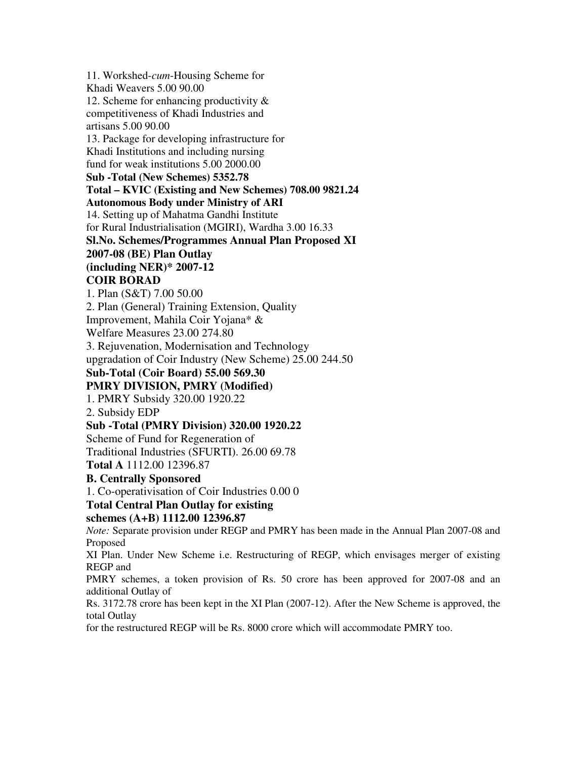11. Workshed-*cum*-Housing Scheme for
Khadi Weavers 5.00 90.00
12. Scheme for enhancing productivity &
competitiveness of Khadi Industries and
artisans 5.00 90.00
13. Package for developing infrastructure for
Khadi Institutions and including nursing
fund for weak institutions 5.00 2000.00
**Sub -Total (New Schemes) 5352.78**
**Total – KVIC (Existing and New Schemes) 708.00 9821.24**
**Autonomous Body under Ministry of ARI**
14. Setting up of Mahatma Gandhi Institute
for Rural Industrialisation (MGIRI), Wardha 3.00 16.33
**Sl.No. Schemes/Programmes Annual Plan Proposed XI**
**2007-08 (BE) Plan Outlay**
**(including NER)* 2007-12**
**COIR BORAD**
1. Plan (S&T) 7.00 50.00
2. Plan (General) Training Extension, Quality
Improvement, Mahila Coir Yojana* &
Welfare Measures 23.00 274.80
3. Rejuvenation, Modernisation and Technology
upgradation of Coir Industry (New Scheme) 25.00 244.50
**Sub-Total (Coir Board) 55.00 569.30**
**PMRY DIVISION, PMRY (Modified)**
1. PMRY Subsidy 320.00 1920.22
2. Subsidy EDP
**Sub -Total (PMRY Division) 320.00 1920.22**
Scheme of Fund for Regeneration of
Traditional Industries (SFURTI). 26.00 69.78
**Total A** 1112.00 12396.87
**B. Centrally Sponsored**
1. Co-operativisation of Coir Industries 0.00 0
**Total Central Plan Outlay for existing**
**schemes (A+B) 1112.00 12396.87**

*Note:* Separate provision under REGP and PMRY has been made in the Annual Plan 2007-08 and Proposed
XI Plan. Under New Scheme i.e. Restructuring of REGP, which envisages merger of existing REGP and
PMRY schemes, a token provision of Rs. 50 crore has been approved for 2007-08 and an additional Outlay of
Rs. 3172.78 crore has been kept in the XI Plan (2007-12). After the New Scheme is approved, the total Outlay
for the restructured REGP will be Rs. 8000 crore which will accommodate PMRY too.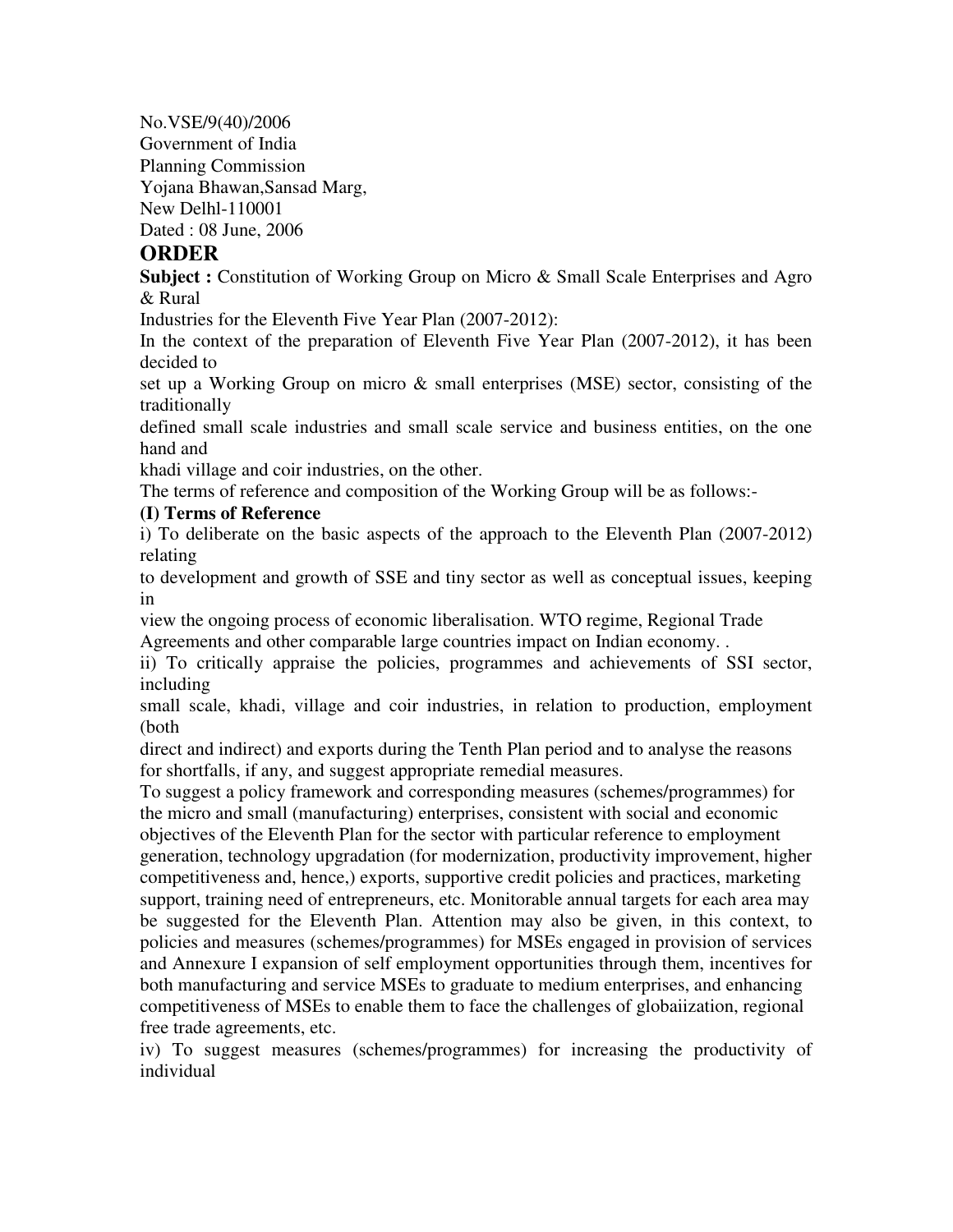No.VSE/9(40)/2006
Government of India
Planning Commission
Yojana Bhawan,Sansad Marg,
New Delhl-110001
Dated : 08 June, 2006

## ORDER

**Subject :** Constitution of Working Group on Micro & Small Scale Enterprises and Agro & Rural Industries for the Eleventh Five Year Plan (2007-2012):

In the context of the preparation of Eleventh Five Year Plan (2007-2012), it has been decided to set up a Working Group on micro & small enterprises (MSE) sector, consisting of the traditionally defined small scale industries and small scale service and business entities, on the one hand and khadi village and coir industries, on the other.

The terms of reference and composition of the Working Group will be as follows:-

**(I) Terms of Reference**

i) To deliberate on the basic aspects of the approach to the Eleventh Plan (2007-2012) relating to development and growth of SSE and tiny sector as well as conceptual issues, keeping in view the ongoing process of economic liberalisation. WTO regime, Regional Trade Agreements and other comparable large countries impact on Indian economy. .

ii) To critically appraise the policies, programmes and achievements of SSI sector, including small scale, khadi, village and coir industries, in relation to production, employment (both direct and indirect) and exports during the Tenth Plan period and to analyse the reasons for shortfalls, if any, and suggest appropriate remedial measures.

To suggest a policy framework and corresponding measures (schemes/programmes) for the micro and small (manufacturing) enterprises, consistent with social and economic objectives of the Eleventh Plan for the sector with particular reference to employment generation, technology upgradation (for modernization, productivity improvement, higher competitiveness and, hence,) exports, supportive credit policies and practices, marketing support, training need of entrepreneurs, etc. Monitorable annual targets for each area may be suggested for the Eleventh Plan. Attention may also be given, in this context, to policies and measures (schemes/programmes) for MSEs engaged in provision of services and Annexure I expansion of self employment opportunities through them, incentives for both manufacturing and service MSEs to graduate to medium enterprises, and enhancing competitiveness of MSEs to enable them to face the challenges of globaiization, regional free trade agreements, etc.

iv) To suggest measures (schemes/programmes) for increasing the productivity of individual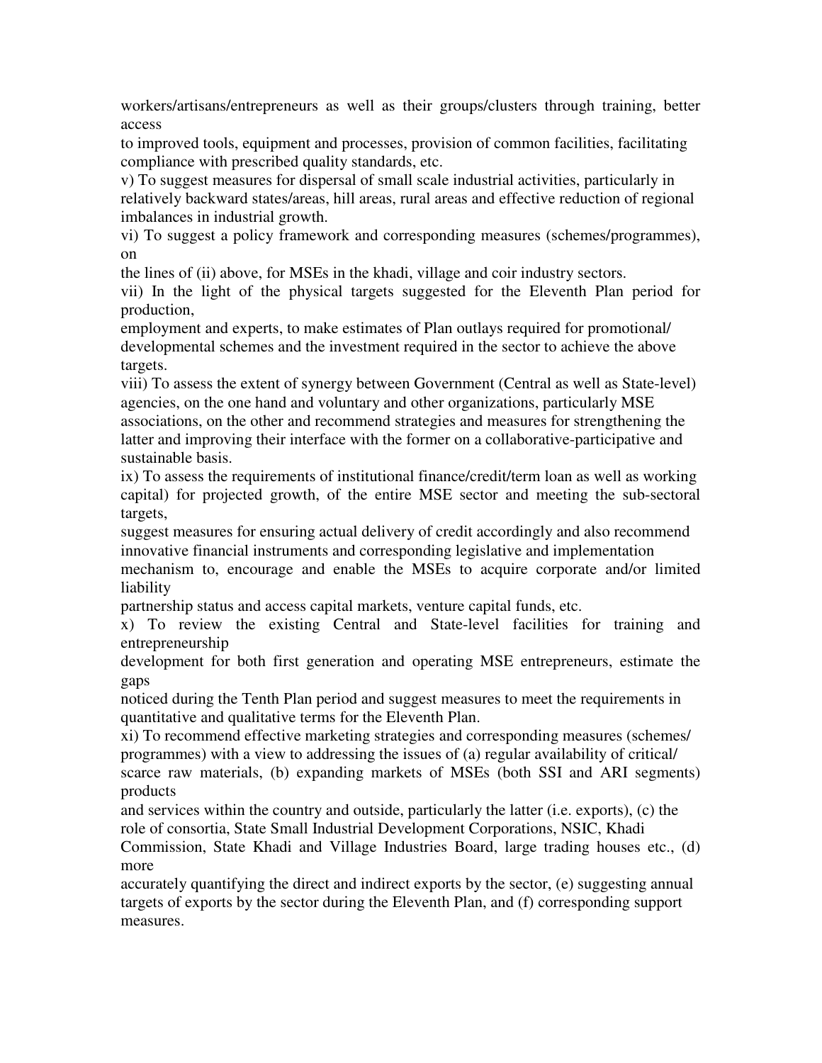workers/artisans/entrepreneurs as well as their groups/clusters through training, better access to improved tools, equipment and processes, provision of common facilities, facilitating compliance with prescribed quality standards, etc.

v) To suggest measures for dispersal of small scale industrial activities, particularly in relatively backward states/areas, hill areas, rural areas and effective reduction of regional imbalances in industrial growth.

vi) To suggest a policy framework and corresponding measures (schemes/programmes), on the lines of (ii) above, for MSEs in the khadi, village and coir industry sectors.

vii) In the light of the physical targets suggested for the Eleventh Plan period for production, employment and experts, to make estimates of Plan outlays required for promotional/ developmental schemes and the investment required in the sector to achieve the above targets.

viii) To assess the extent of synergy between Government (Central as well as State-level) agencies, on the one hand and voluntary and other organizations, particularly MSE associations, on the other and recommend strategies and measures for strengthening the latter and improving their interface with the former on a collaborative-participative and sustainable basis.

ix) To assess the requirements of institutional finance/credit/term loan as well as working capital) for projected growth, of the entire MSE sector and meeting the sub-sectoral targets, suggest measures for ensuring actual delivery of credit accordingly and also recommend innovative financial instruments and corresponding legislative and implementation mechanism to, encourage and enable the MSEs to acquire corporate and/or limited liability partnership status and access capital markets, venture capital funds, etc.

x) To review the existing Central and State-level facilities for training and entrepreneurship development for both first generation and operating MSE entrepreneurs, estimate the gaps noticed during the Tenth Plan period and suggest measures to meet the requirements in quantitative and qualitative terms for the Eleventh Plan.

xi) To recommend effective marketing strategies and corresponding measures (schemes/ programmes) with a view to addressing the issues of (a) regular availability of critical/ scarce raw materials, (b) expanding markets of MSEs (both SSI and ARI segments) products and services within the country and outside, particularly the latter (i.e. exports), (c) the role of consortia, State Small Industrial Development Corporations, NSIC, Khadi Commission, State Khadi and Village Industries Board, large trading houses etc., (d) more accurately quantifying the direct and indirect exports by the sector, (e) suggesting annual targets of exports by the sector during the Eleventh Plan, and (f) corresponding support measures.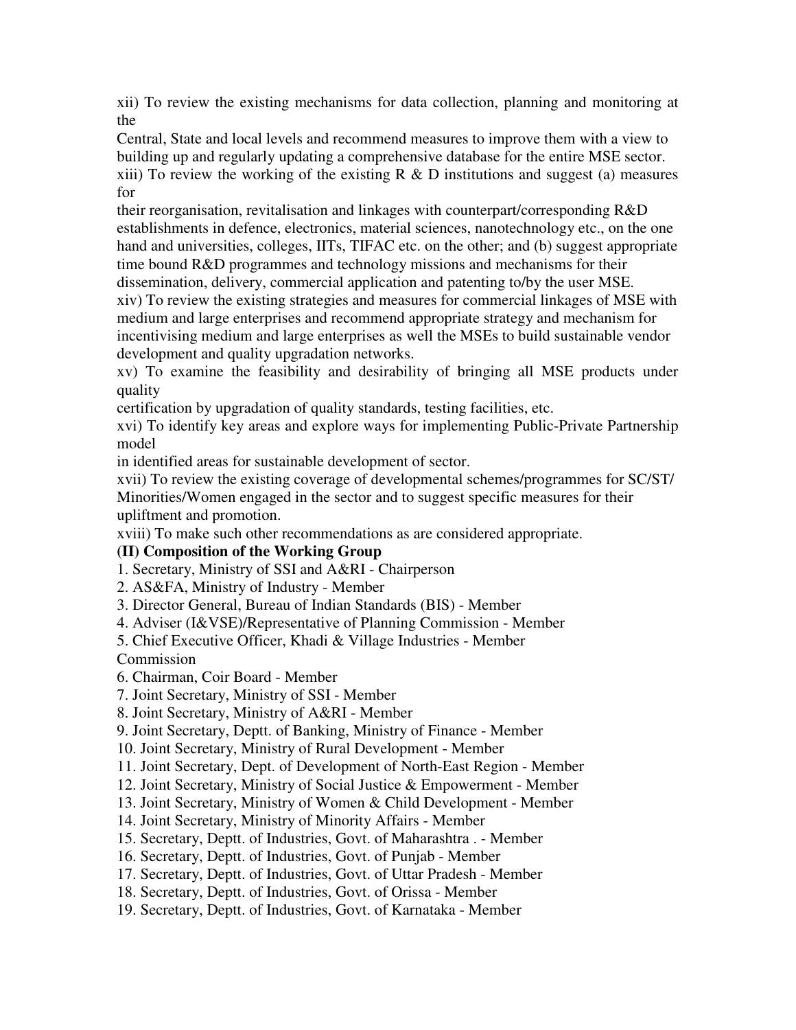xii) To review the existing mechanisms for data collection, planning and monitoring at the Central, State and local levels and recommend measures to improve them with a view to building up and regularly updating a comprehensive database for the entire MSE sector.

xiii) To review the working of the existing R & D institutions and suggest (a) measures for their reorganisation, revitalisation and linkages with counterpart/corresponding R&D establishments in defence, electronics, material sciences, nanotechnology etc., on the one hand and universities, colleges, IITs, TIFAC etc. on the other; and (b) suggest appropriate time bound R&D programmes and technology missions and mechanisms for their dissemination, delivery, commercial application and patenting to/by the user MSE.

xiv) To review the existing strategies and measures for commercial linkages of MSE with medium and large enterprises and recommend appropriate strategy and mechanism for incentivising medium and large enterprises as well the MSEs to build sustainable vendor development and quality upgradation networks.

xv) To examine the feasibility and desirability of bringing all MSE products under quality certification by upgradation of quality standards, testing facilities, etc.

xvi) To identify key areas and explore ways for implementing Public-Private Partnership model in identified areas for sustainable development of sector.

xvii) To review the existing coverage of developmental schemes/programmes for SC/ST/ Minorities/Women engaged in the sector and to suggest specific measures for their upliftment and promotion.

xviii) To make such other recommendations as are considered appropriate.

**(II) Composition of the Working Group**

1. Secretary, Ministry of SSI and A&RI - Chairperson
2. AS&FA, Ministry of Industry - Member
3. Director General, Bureau of Indian Standards (BIS) - Member
4. Adviser (I&VSE)/Representative of Planning Commission - Member
5. Chief Executive Officer, Khadi & Village Industries - Member Commission
6. Chairman, Coir Board - Member
7. Joint Secretary, Ministry of SSI - Member
8. Joint Secretary, Ministry of A&RI - Member
9. Joint Secretary, Deptt. of Banking, Ministry of Finance - Member
10. Joint Secretary, Ministry of Rural Development - Member
11. Joint Secretary, Dept. of Development of North-East Region - Member
12. Joint Secretary, Ministry of Social Justice & Empowerment - Member
13. Joint Secretary, Ministry of Women & Child Development - Member
14. Joint Secretary, Ministry of Minority Affairs - Member
15. Secretary, Deptt. of Industries, Govt. of Maharashtra . - Member
16. Secretary, Deptt. of Industries, Govt. of Punjab - Member
17. Secretary, Deptt. of Industries, Govt. of Uttar Pradesh - Member
18. Secretary, Deptt. of Industries, Govt. of Orissa - Member
19. Secretary, Deptt. of Industries, Govt. of Karnataka - Member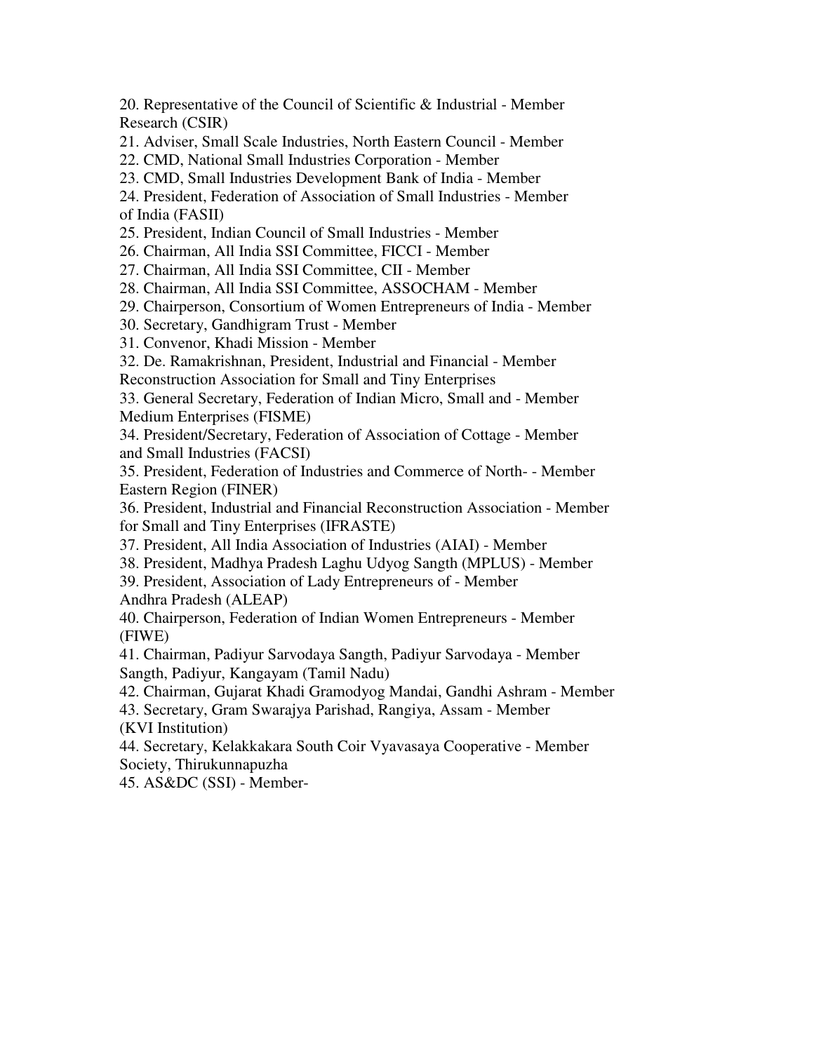20. Representative of the Council of Scientific & Industrial - Member Research (CSIR)
21. Adviser, Small Scale Industries, North Eastern Council - Member
22. CMD, National Small Industries Corporation - Member
23. CMD, Small Industries Development Bank of India - Member
24. President, Federation of Association of Small Industries - Member of India (FASII)
25. President, Indian Council of Small Industries - Member
26. Chairman, All India SSI Committee, FICCI - Member
27. Chairman, All India SSI Committee, CII - Member
28. Chairman, All India SSI Committee, ASSOCHAM - Member
29. Chairperson, Consortium of Women Entrepreneurs of India - Member
30. Secretary, Gandhigram Trust - Member
31. Convenor, Khadi Mission - Member
32. De. Ramakrishnan, President, Industrial and Financial - Member Reconstruction Association for Small and Tiny Enterprises
33. General Secretary, Federation of Indian Micro, Small and - Member Medium Enterprises (FISME)
34. President/Secretary, Federation of Association of Cottage - Member and Small Industries (FACSI)
35. President, Federation of Industries and Commerce of North- - Member Eastern Region (FINER)
36. President, Industrial and Financial Reconstruction Association - Member for Small and Tiny Enterprises (IFRASTE)
37. President, All India Association of Industries (AIAI) - Member
38. President, Madhya Pradesh Laghu Udyog Sangth (MPLUS) - Member
39. President, Association of Lady Entrepreneurs of - Member Andhra Pradesh (ALEAP)
40. Chairperson, Federation of Indian Women Entrepreneurs - Member (FIWE)
41. Chairman, Padiyur Sarvodaya Sangth, Padiyur Sarvodaya - Member Sangth, Padiyur, Kangayam (Tamil Nadu)
42. Chairman, Gujarat Khadi Gramodyog Mandai, Gandhi Ashram - Member
43. Secretary, Gram Swarajya Parishad, Rangiya, Assam - Member (KVI Institution)
44. Secretary, Kelakkakara South Coir Vyavasaya Cooperative - Member Society, Thirukunnapuzha
45. AS&DC (SSI) - Member-